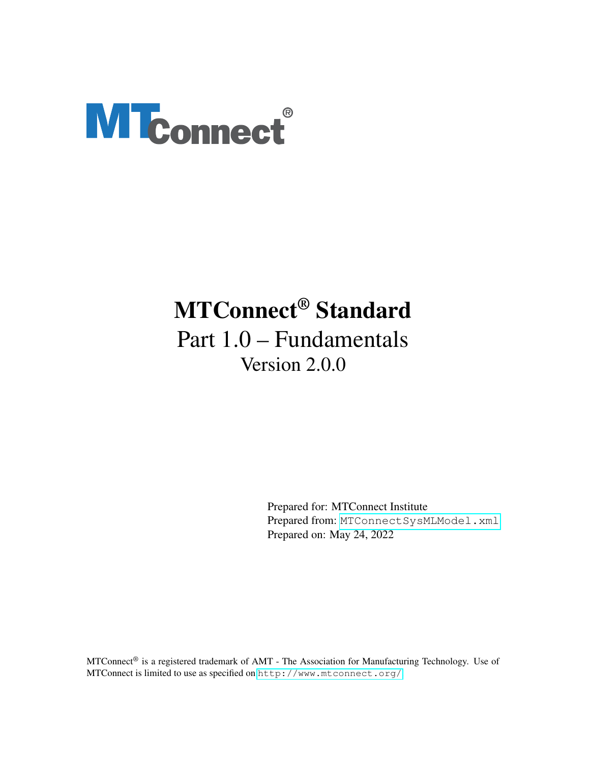MTConnect®

# MTConnect® Standard

## Part 1.0 – Fundamentals

### Version 2.0.0

Prepared for: MTConnect Institute
Prepared from: MTConnectSysMLModel.xml
Prepared on: May 24, 2022

MTConnect® is a registered trademark of AMT - The Association for Manufacturing Technology. Use of MTConnect is limited to use as specified on http://www.mtconnect.org/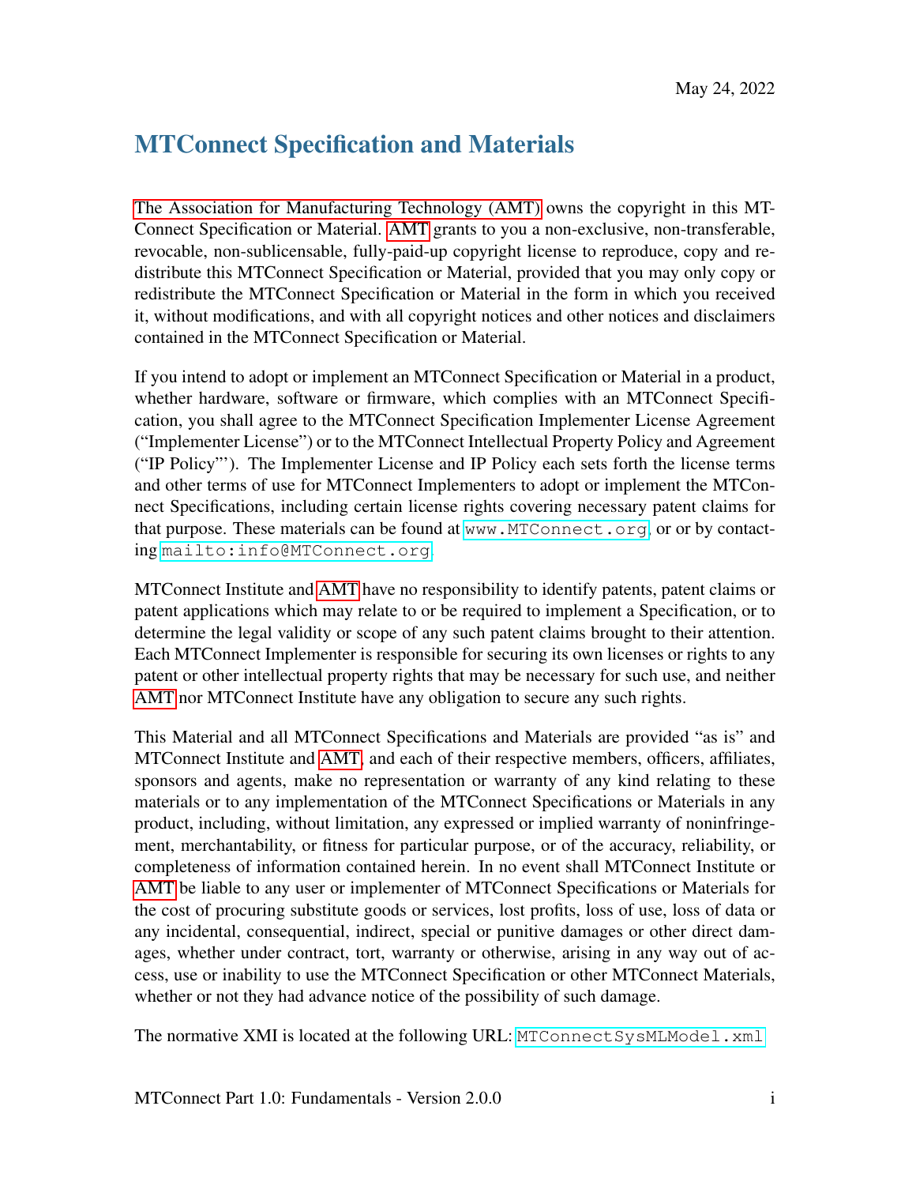May 24, 2022

# MTConnect Specification and Materials

The Association for Manufacturing Technology (AMT) owns the copyright in this MTConnect Specification or Material. AMT grants to you a non-exclusive, non-transferable, revocable, non-sublicensable, fully-paid-up copyright license to reproduce, copy and redistribute this MTConnect Specification or Material, provided that you may only copy or redistribute the MTConnect Specification or Material in the form in which you received it, without modifications, and with all copyright notices and other notices and disclaimers contained in the MTConnect Specification or Material.

If you intend to adopt or implement an MTConnect Specification or Material in a product, whether hardware, software or firmware, which complies with an MTConnect Specification, you shall agree to the MTConnect Specification Implementer License Agreement ("Implementer License") or to the MTConnect Intellectual Property Policy and Agreement ("IP Policy"'). The Implementer License and IP Policy each sets forth the license terms and other terms of use for MTConnect Implementers to adopt or implement the MTConnect Specifications, including certain license rights covering necessary patent claims for that purpose. These materials can be found at `www.MTConnect.org`, or or by contacting `mailto:info@MTConnect.org`.

MTConnect Institute and AMT have no responsibility to identify patents, patent claims or patent applications which may relate to or be required to implement a Specification, or to determine the legal validity or scope of any such patent claims brought to their attention. Each MTConnect Implementer is responsible for securing its own licenses or rights to any patent or other intellectual property rights that may be necessary for such use, and neither AMT nor MTConnect Institute have any obligation to secure any such rights.

This Material and all MTConnect Specifications and Materials are provided "as is" and MTConnect Institute and AMT, and each of their respective members, officers, affiliates, sponsors and agents, make no representation or warranty of any kind relating to these materials or to any implementation of the MTConnect Specifications or Materials in any product, including, without limitation, any expressed or implied warranty of noninfringement, merchantability, or fitness for particular purpose, or of the accuracy, reliability, or completeness of information contained herein. In no event shall MTConnect Institute or AMT be liable to any user or implementer of MTConnect Specifications or Materials for the cost of procuring substitute goods or services, lost profits, loss of use, loss of data or any incidental, consequential, indirect, special or punitive damages or other direct damages, whether under contract, tort, warranty or otherwise, arising in any way out of access, use or inability to use the MTConnect Specification or other MTConnect Materials, whether or not they had advance notice of the possibility of such damage.

The normative XMI is located at the following URL: `MTConnectSysMLModel.xml`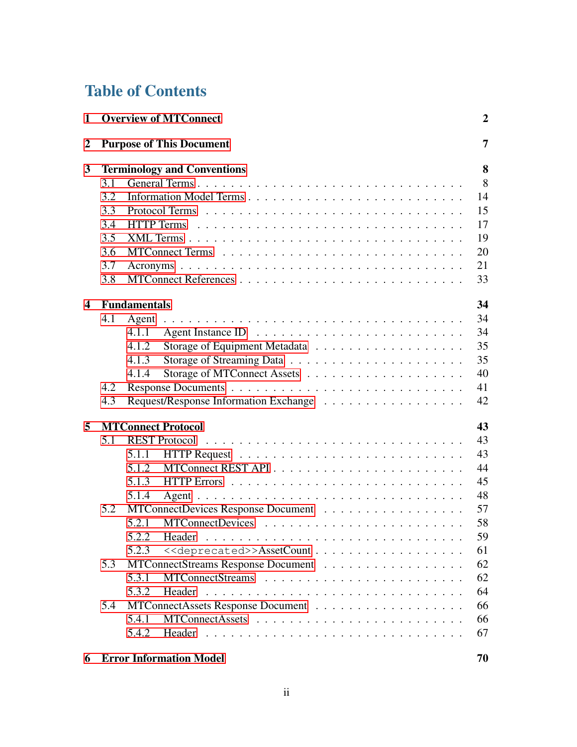# Table of Contents

**1 Overview of MTConnect** **2**

**2 Purpose of This Document** **7**

**3 Terminology and Conventions** **8**
- 3.1 General Terms . . . 8
- 3.2 Information Model Terms . . . 14
- 3.3 Protocol Terms . . . 15
- 3.4 HTTP Terms . . . 17
- 3.5 XML Terms . . . 19
- 3.6 MTConnect Terms . . . 20
- 3.7 Acronyms . . . 21
- 3.8 MTConnect References . . . 33

**4 Fundamentals** **34**
- 4.1 Agent . . . 34
  - 4.1.1 Agent Instance ID . . . 34
  - 4.1.2 Storage of Equipment Metadata . . . 35
  - 4.1.3 Storage of Streaming Data . . . 35
  - 4.1.4 Storage of MTConnect Assets . . . 40
- 4.2 Response Documents . . . 41
- 4.3 Request/Response Information Exchange . . . 42

**5 MTConnect Protocol** **43**
- 5.1 REST Protocol . . . 43
  - 5.1.1 HTTP Request . . . 43
  - 5.1.2 MTConnect REST API . . . 44
  - 5.1.3 HTTP Errors . . . 45
  - 5.1.4 Agent . . . 48
- 5.2 MTConnectDevices Response Document . . . 57
  - 5.2.1 MTConnectDevices . . . 58
  - 5.2.2 Header . . . 59
  - 5.2.3 `<<deprecated>>`AssetCount . . . 61
- 5.3 MTConnectStreams Response Document . . . 62
  - 5.3.1 MTConnectStreams . . . 62
  - 5.3.2 Header . . . 64
- 5.4 MTConnectAssets Response Document . . . 66
  - 5.4.1 MTConnectAssets . . . 66
  - 5.4.2 Header . . . 67

**6 Error Information Model** **70**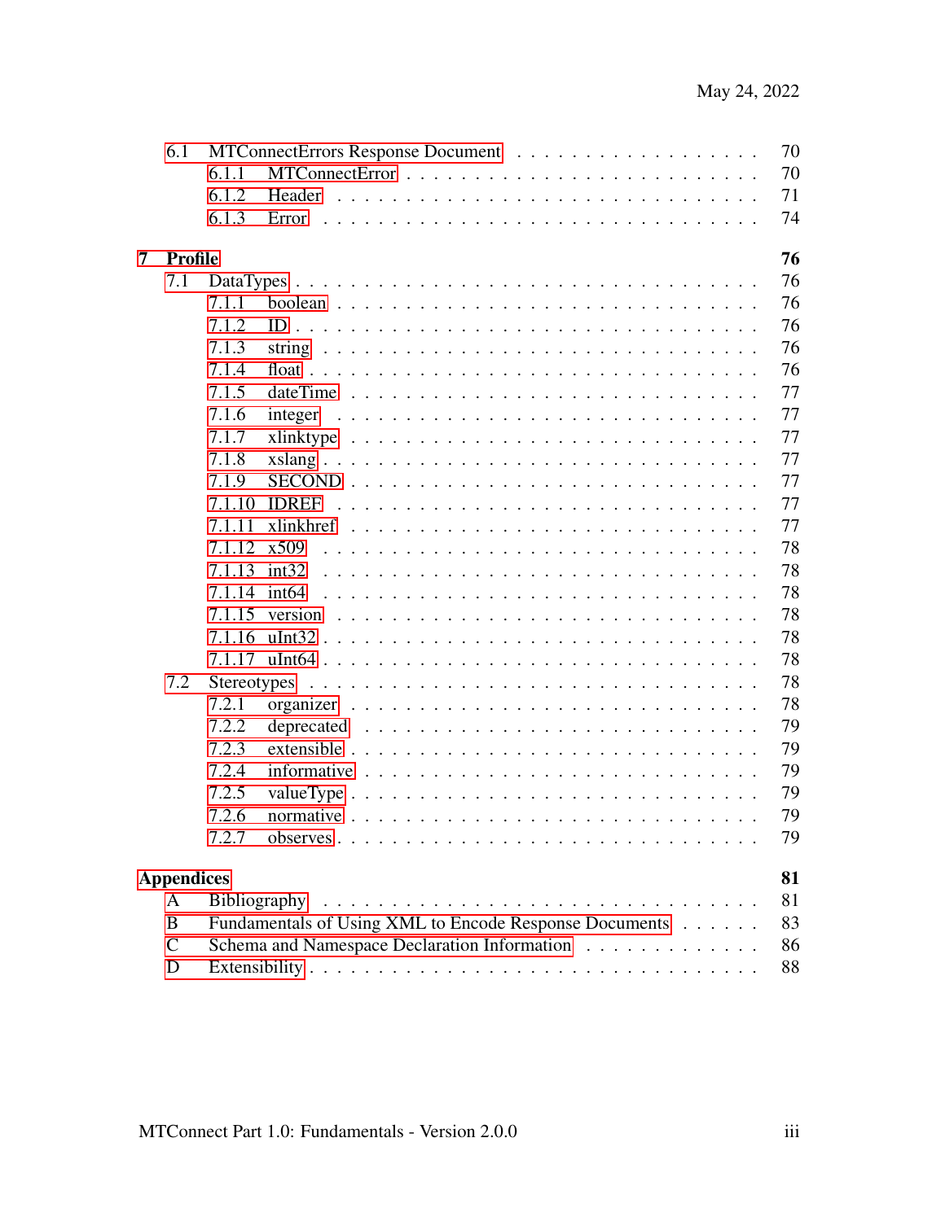- 6.1 MTConnectErrors Response Document . . . . . . . . . . . . . . . . . . 70
  - 6.1.1 MTConnectError . . . . . . . . . . . . . . . . . . . . . . . . 70
  - 6.1.2 Header . . . . . . . . . . . . . . . . . . . . . . . . . . . 71
  - 6.1.3 Error . . . . . . . . . . . . . . . . . . . . . . . . . . . 74

**7 Profile** **76**

- 7.1 DataTypes . . . . . . . . . . . . . . . . . . . . . . . . . . . . 76
  - 7.1.1 boolean . . . . . . . . . . . . . . . . . . . . . . . . . . 76
  - 7.1.2 ID . . . . . . . . . . . . . . . . . . . . . . . . . . . . 76
  - 7.1.3 string . . . . . . . . . . . . . . . . . . . . . . . . . . 76
  - 7.1.4 float . . . . . . . . . . . . . . . . . . . . . . . . . . . 76
  - 7.1.5 dateTime . . . . . . . . . . . . . . . . . . . . . . . . . 77
  - 7.1.6 integer . . . . . . . . . . . . . . . . . . . . . . . . . . 77
  - 7.1.7 xlinktype . . . . . . . . . . . . . . . . . . . . . . . . . 77
  - 7.1.8 xslang . . . . . . . . . . . . . . . . . . . . . . . . . . 77
  - 7.1.9 SECOND . . . . . . . . . . . . . . . . . . . . . . . . . . 77
  - 7.1.10 IDREF . . . . . . . . . . . . . . . . . . . . . . . . . . 77
  - 7.1.11 xlinkhref . . . . . . . . . . . . . . . . . . . . . . . . . 77
  - 7.1.12 x509 . . . . . . . . . . . . . . . . . . . . . . . . . . . 78
  - 7.1.13 int32 . . . . . . . . . . . . . . . . . . . . . . . . . . . 78
  - 7.1.14 int64 . . . . . . . . . . . . . . . . . . . . . . . . . . . 78
  - 7.1.15 version . . . . . . . . . . . . . . . . . . . . . . . . . . 78
  - 7.1.16 uInt32 . . . . . . . . . . . . . . . . . . . . . . . . . . 78
  - 7.1.17 uInt64 . . . . . . . . . . . . . . . . . . . . . . . . . . 78
- 7.2 Stereotypes . . . . . . . . . . . . . . . . . . . . . . . . . . . 78
  - 7.2.1 organizer . . . . . . . . . . . . . . . . . . . . . . . . . 78
  - 7.2.2 deprecated . . . . . . . . . . . . . . . . . . . . . . . . 79
  - 7.2.3 extensible . . . . . . . . . . . . . . . . . . . . . . . . 79
  - 7.2.4 informative . . . . . . . . . . . . . . . . . . . . . . . . 79
  - 7.2.5 valueType . . . . . . . . . . . . . . . . . . . . . . . . . 79
  - 7.2.6 normative . . . . . . . . . . . . . . . . . . . . . . . . . 79
  - 7.2.7 observes . . . . . . . . . . . . . . . . . . . . . . . . . 79

**Appendices** **81**

- A Bibliography . . . . . . . . . . . . . . . . . . . . . . . . . . . . 81
- B Fundamentals of Using XML to Encode Response Documents . . . . . . 83
- C Schema and Namespace Declaration Information . . . . . . . . . . . . 86
- D Extensibility . . . . . . . . . . . . . . . . . . . . . . . . . . . . 88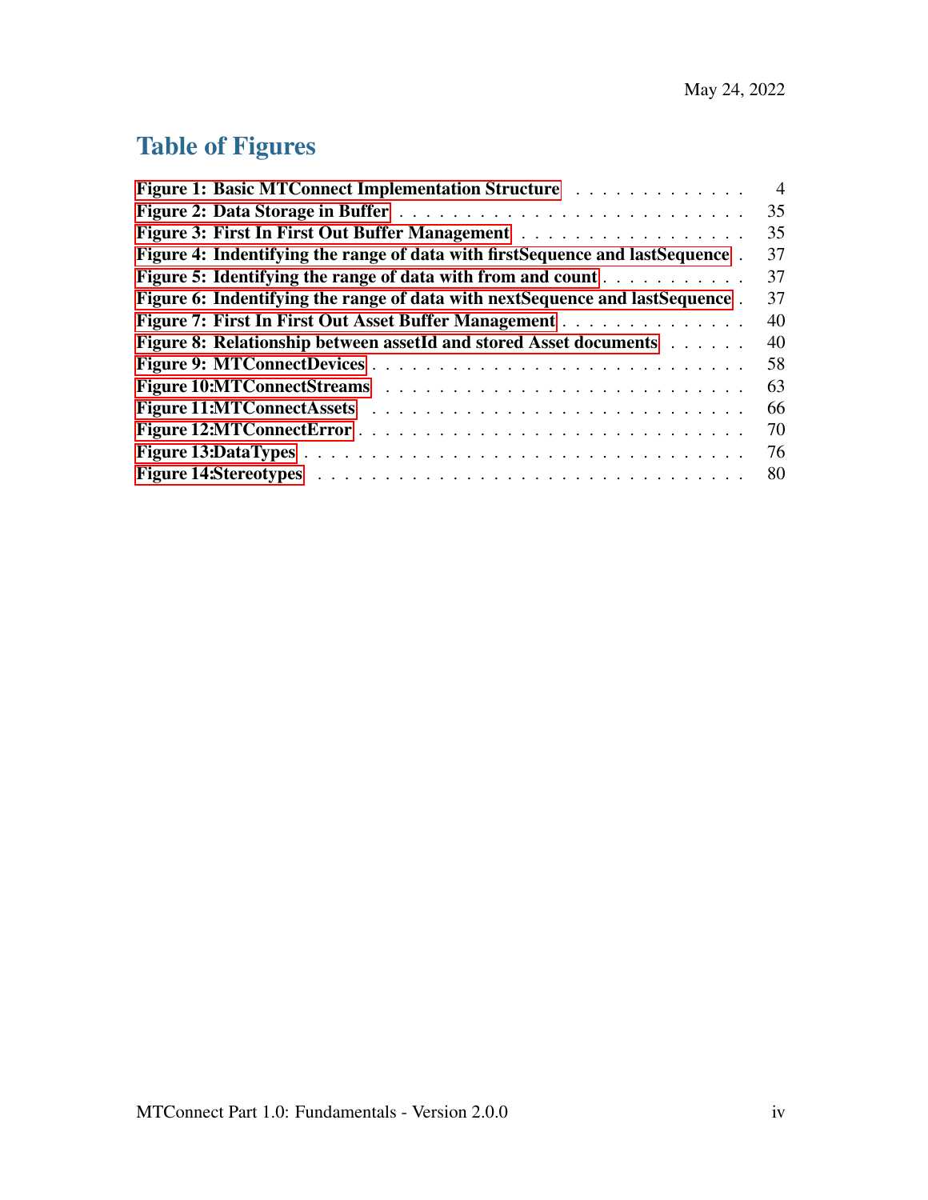May 24, 2022

# Table of Figures

Figure 1: Basic MTConnect Implementation Structure . . . . . . . . . . . . . . 4
Figure 2: Data Storage in Buffer . . . . . . . . . . . . . . . . . . . . . . . . . 35
Figure 3: First In First Out Buffer Management . . . . . . . . . . . . . . . . . 35
Figure 4: Indentifying the range of data with firstSequence and lastSequence . 37
Figure 5: Indentifying the range of data with from and count . . . . . . . . . . 37
Figure 6: Indentifying the range of data with nextSequence and lastSequence . 37
Figure 7: First In First Out Asset Buffer Management . . . . . . . . . . . . . . 40
Figure 8: Relationship between assetId and stored Asset documents . . . . . . 40
Figure 9: MTConnectDevices . . . . . . . . . . . . . . . . . . . . . . . . . . 58
Figure 10:MTConnectStreams . . . . . . . . . . . . . . . . . . . . . . . . . . 63
Figure 11:MTConnectAssets . . . . . . . . . . . . . . . . . . . . . . . . . . . 66
Figure 12:MTConnectError . . . . . . . . . . . . . . . . . . . . . . . . . . . 70
Figure 13:DataTypes . . . . . . . . . . . . . . . . . . . . . . . . . . . . . . 76
Figure 14:Stereotypes . . . . . . . . . . . . . . . . . . . . . . . . . . . . . . 80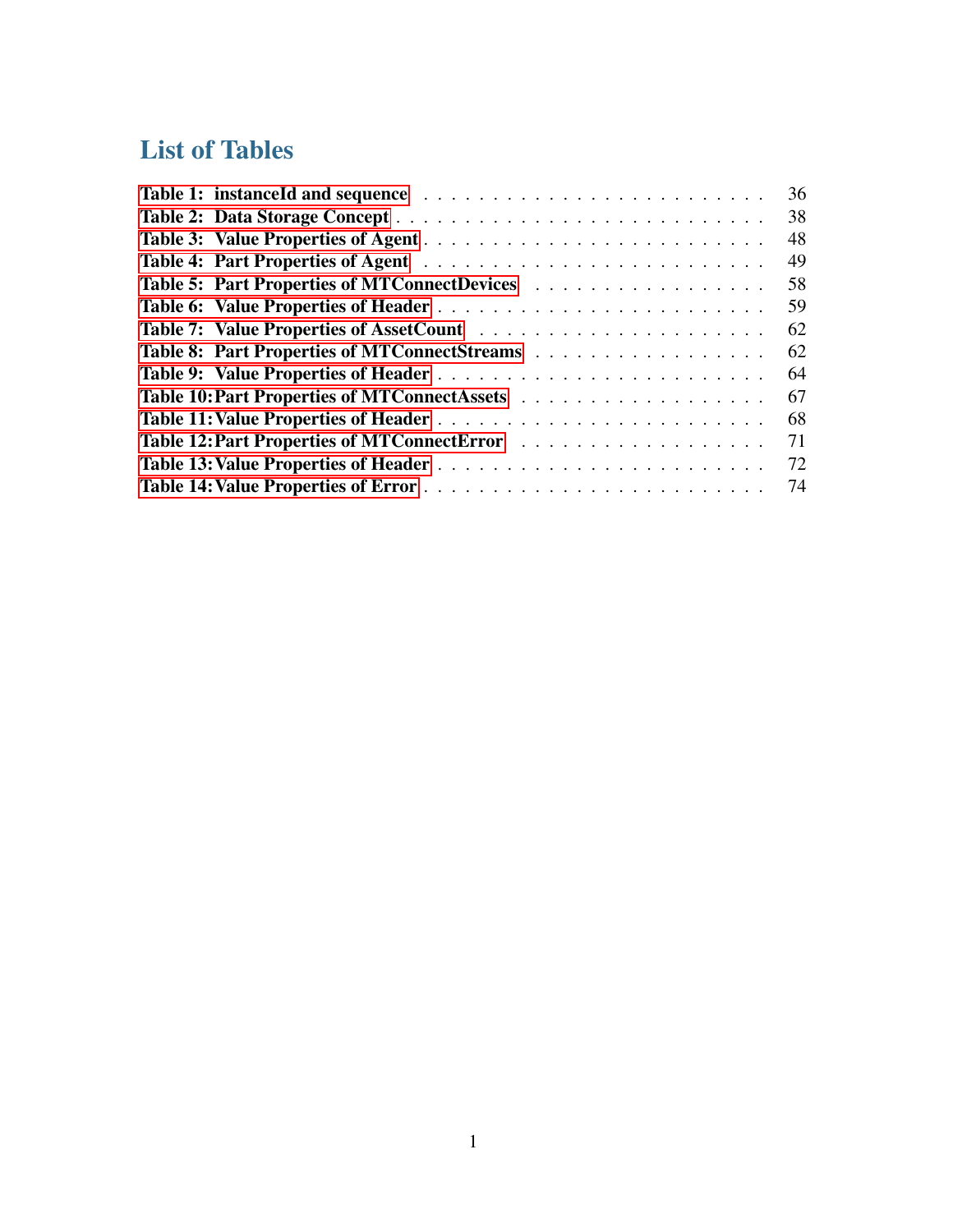# List of Tables

Table 1: instanceId and sequence . . . . . . . . . . . . . . . . . . . . . . . . . . 36
Table 2: Data Storage Concept . . . . . . . . . . . . . . . . . . . . . . . . . . 38
Table 3: Value Properties of Agent . . . . . . . . . . . . . . . . . . . . . . . . . . 48
Table 4: Part Properties of Agent . . . . . . . . . . . . . . . . . . . . . . . . . . 49
Table 5: Part Properties of MTConnectDevices . . . . . . . . . . . . . . . . . . . 58
Table 6: Value Properties of Header . . . . . . . . . . . . . . . . . . . . . . . . . . 59
Table 7: Value Properties of AssetCount . . . . . . . . . . . . . . . . . . . . . . . 62
Table 8: Part Properties of MTConnectStreams . . . . . . . . . . . . . . . . . . . 62
Table 9: Value Properties of Header . . . . . . . . . . . . . . . . . . . . . . . . . . 64
Table 10: Part Properties of MTConnectAssets . . . . . . . . . . . . . . . . . . . 67
Table 11: Value Properties of Header . . . . . . . . . . . . . . . . . . . . . . . . . . 68
Table 12: Part Properties of MTConnectError . . . . . . . . . . . . . . . . . . . 71
Table 13: Value Properties of Header . . . . . . . . . . . . . . . . . . . . . . . . . . 72
Table 14: Value Properties of Error . . . . . . . . . . . . . . . . . . . . . . . . . . 74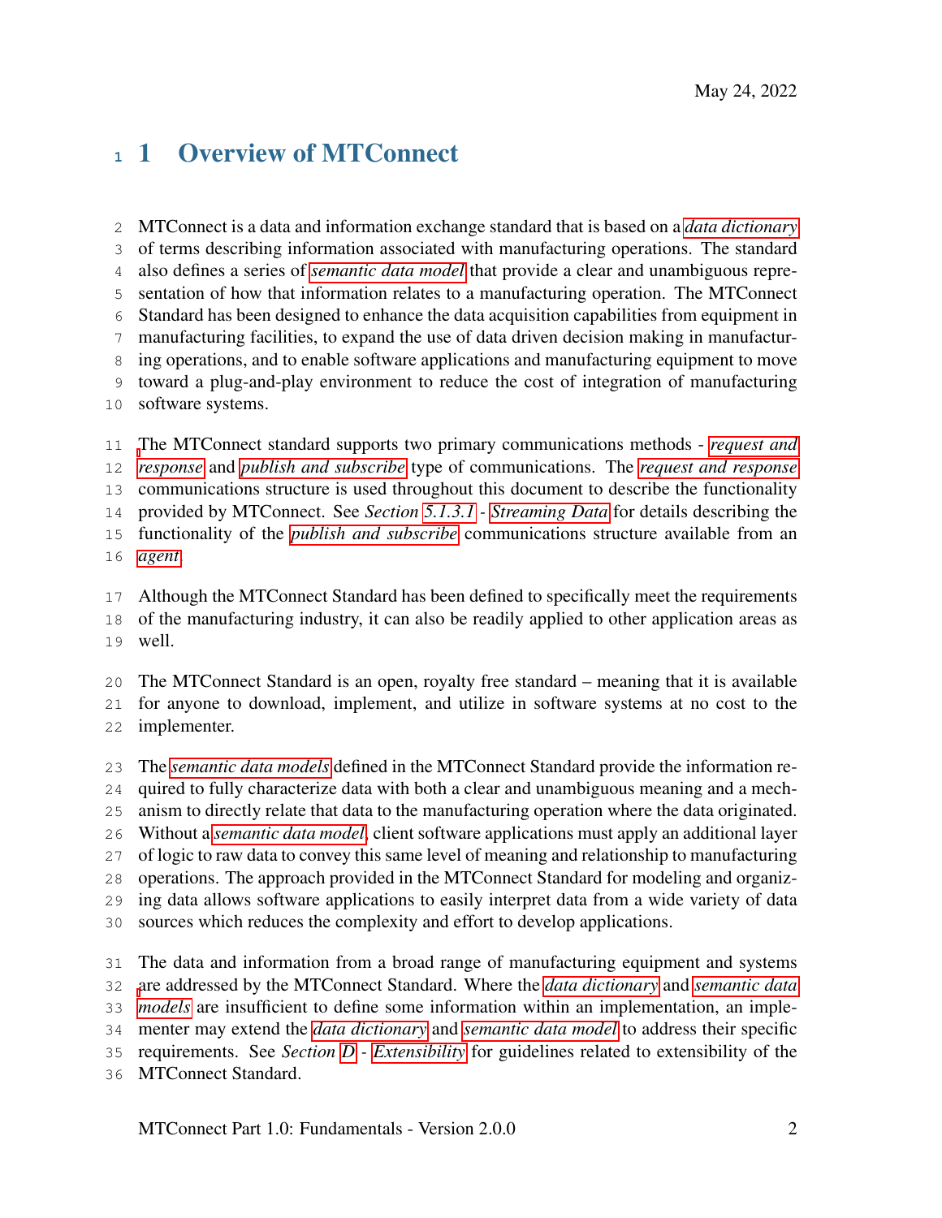# 1 Overview of MTConnect

MTConnect is a data and information exchange standard that is based on a *data dictionary* of terms describing information associated with manufacturing operations. The standard also defines a series of *semantic data model* that provide a clear and unambiguous representation of how that information relates to a manufacturing operation. The MTConnect Standard has been designed to enhance the data acquisition capabilities from equipment in manufacturing facilities, to expand the use of data driven decision making in manufacturing operations, and to enable software applications and manufacturing equipment to move toward a plug-and-play environment to reduce the cost of integration of manufacturing software systems.

The MTConnect standard supports two primary communications methods - *request and response* and *publish and subscribe* type of communications. The *request and response* communications structure is used throughout this document to describe the functionality provided by MTConnect. See *Section 5.1.3.1 - Streaming Data* for details describing the functionality of the *publish and subscribe* communications structure available from an *agent*.

Although the MTConnect Standard has been defined to specifically meet the requirements of the manufacturing industry, it can also be readily applied to other application areas as well.

The MTConnect Standard is an open, royalty free standard – meaning that it is available for anyone to download, implement, and utilize in software systems at no cost to the implementer.

The *semantic data models* defined in the MTConnect Standard provide the information required to fully characterize data with both a clear and unambiguous meaning and a mechanism to directly relate that data to the manufacturing operation where the data originated. Without a *semantic data model*, client software applications must apply an additional layer of logic to raw data to convey this same level of meaning and relationship to manufacturing operations. The approach provided in the MTConnect Standard for modeling and organizing data allows software applications to easily interpret data from a wide variety of data sources which reduces the complexity and effort to develop applications.

The data and information from a broad range of manufacturing equipment and systems are addressed by the MTConnect Standard. Where the *data dictionary* and *semantic data models* are insufficient to define some information within an implementation, an implementer may extend the *data dictionary* and *semantic data model* to address their specific requirements. See *Section D - Extensibility* for guidelines related to extensibility of the MTConnect Standard.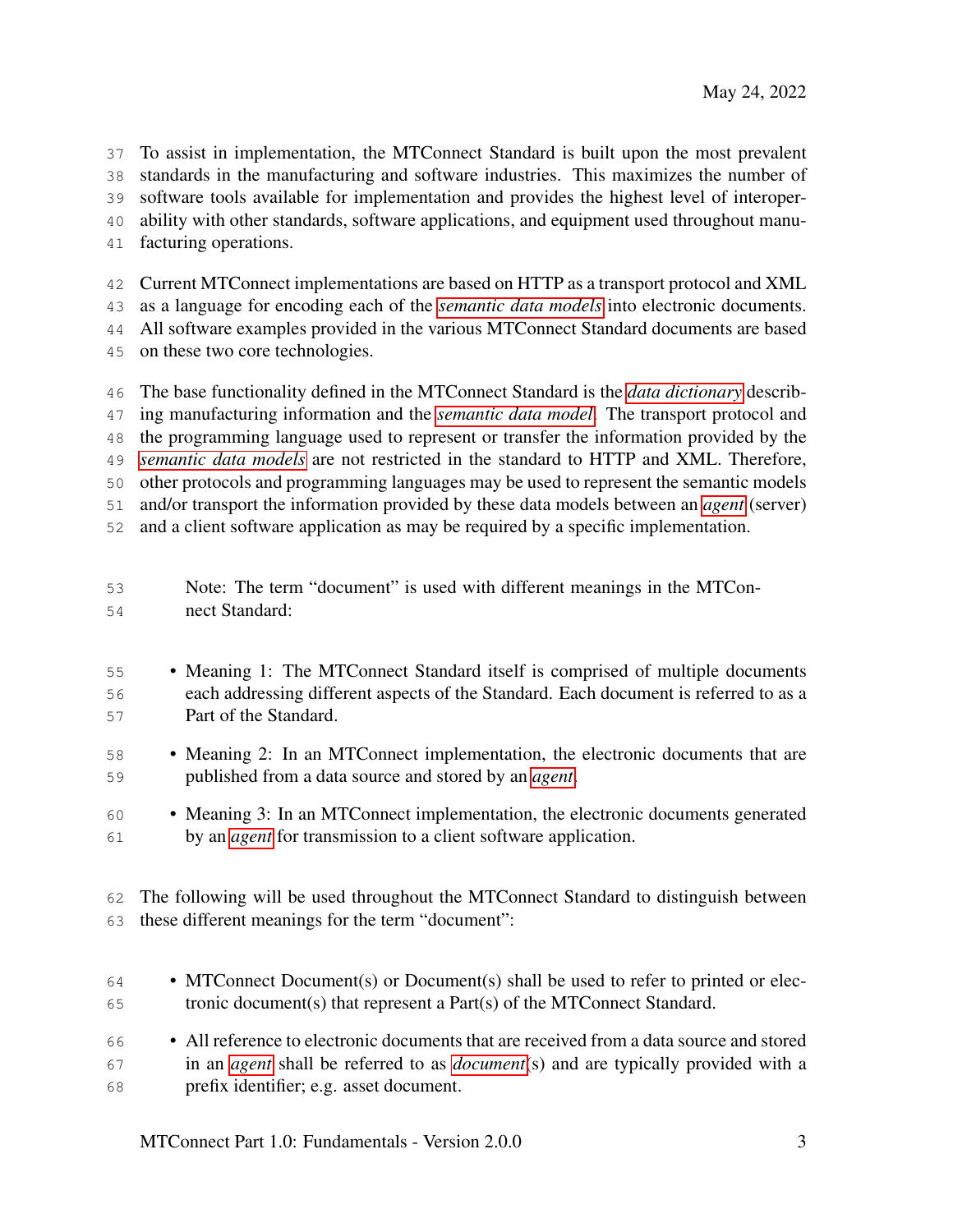To assist in implementation, the MTConnect Standard is built upon the most prevalent standards in the manufacturing and software industries. This maximizes the number of software tools available for implementation and provides the highest level of interoperability with other standards, software applications, and equipment used throughout manufacturing operations.

Current MTConnect implementations are based on HTTP as a transport protocol and XML as a language for encoding each of the *semantic data models* into electronic documents. All software examples provided in the various MTConnect Standard documents are based on these two core technologies.

The base functionality defined in the MTConnect Standard is the *data dictionary* describing manufacturing information and the *semantic data model*. The transport protocol and the programming language used to represent or transfer the information provided by the *semantic data models* are not restricted in the standard to HTTP and XML. Therefore, other protocols and programming languages may be used to represent the semantic models and/or transport the information provided by these data models between an *agent* (server) and a client software application as may be required by a specific implementation.

> Note: The term “document” is used with different meanings in the MTConnect Standard:

- Meaning 1: The MTConnect Standard itself is comprised of multiple documents each addressing different aspects of the Standard. Each document is referred to as a Part of the Standard.
- Meaning 2: In an MTConnect implementation, the electronic documents that are published from a data source and stored by an *agent*.
- Meaning 3: In an MTConnect implementation, the electronic documents generated by an *agent* for transmission to a client software application.

The following will be used throughout the MTConnect Standard to distinguish between these different meanings for the term “document”:

- MTConnect Document(s) or Document(s) shall be used to refer to printed or electronic document(s) that represent a Part(s) of the MTConnect Standard.
- All reference to electronic documents that are received from a data source and stored in an *agent* shall be referred to as *document*(s) and are typically provided with a prefix identifier; e.g. asset document.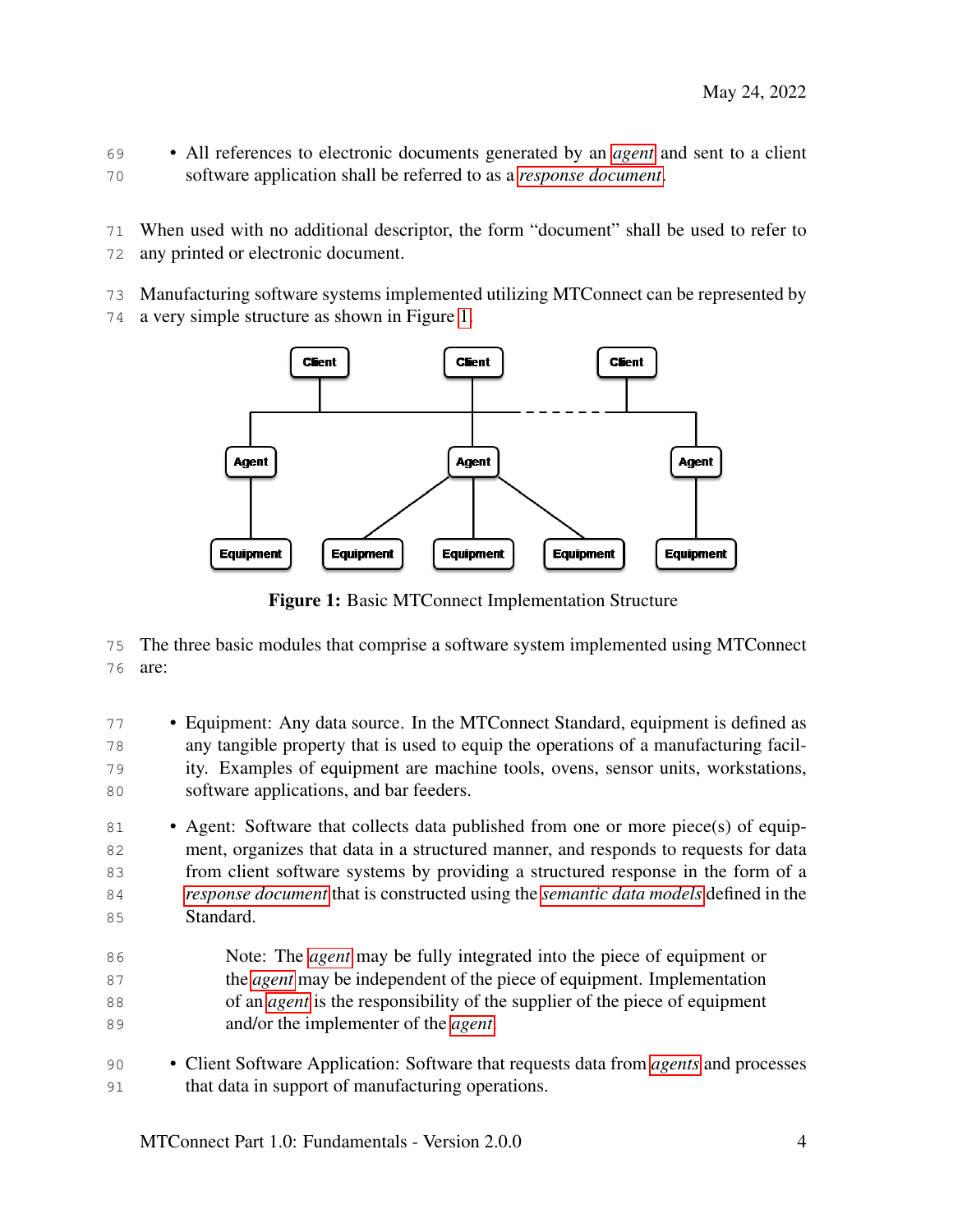- All references to electronic documents generated by an *agent* and sent to a client software application shall be referred to as a *response document*.

When used with no additional descriptor, the form “document” shall be used to refer to any printed or electronic document.

Manufacturing software systems implemented utilizing MTConnect can be represented by a very simple structure as shown in Figure 1.

**Figure 1:** Basic MTConnect Implementation Structure

The three basic modules that comprise a software system implemented using MTConnect are:

- Equipment: Any data source. In the MTConnect Standard, equipment is defined as any tangible property that is used to equip the operations of a manufacturing facility. Examples of equipment are machine tools, ovens, sensor units, workstations, software applications, and bar feeders.

- Agent: Software that collects data published from one or more piece(s) of equipment, organizes that data in a structured manner, and responds to requests for data from client software systems by providing a structured response in the form of a *response document* that is constructed using the *semantic data models* defined in the Standard.

  Note: The *agent* may be fully integrated into the piece of equipment or the *agent* may be independent of the piece of equipment. Implementation of an *agent* is the responsibility of the supplier of the piece of equipment and/or the implementer of the *agent*.

- Client Software Application: Software that requests data from *agents* and processes that data in support of manufacturing operations.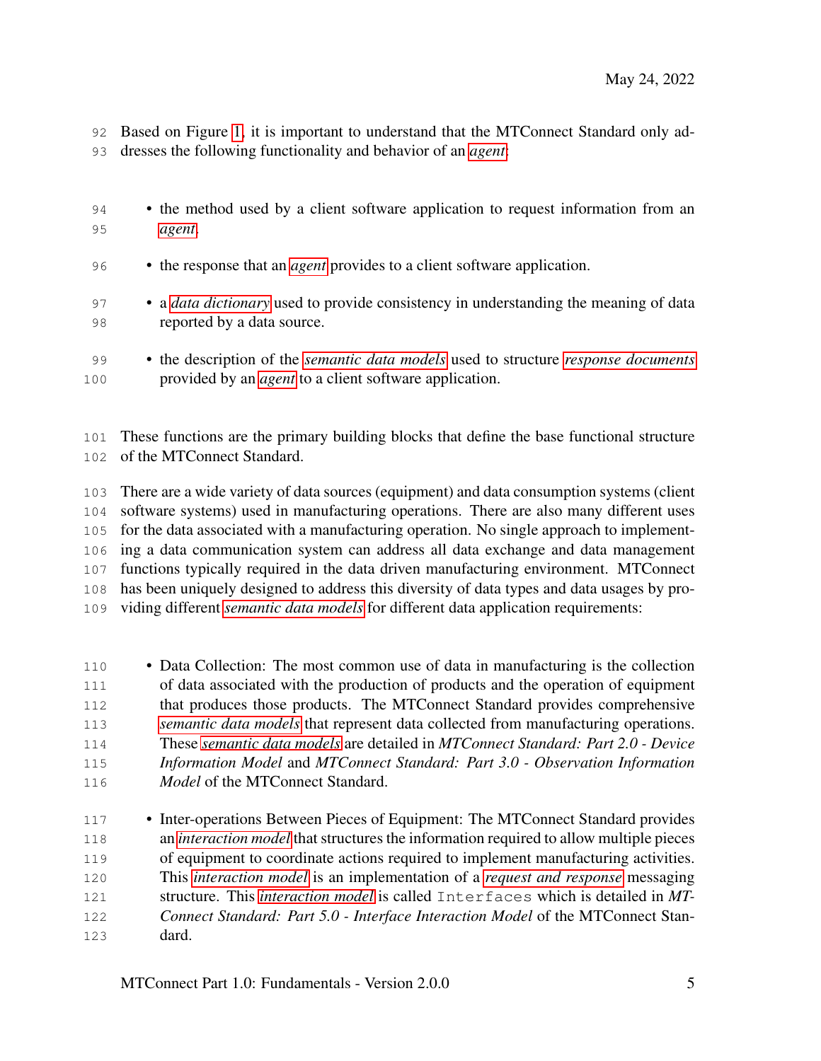Based on Figure 1, it is important to understand that the MTConnect Standard only addresses the following functionality and behavior of an *agent*:

- the method used by a client software application to request information from an *agent*.
- the response that an *agent* provides to a client software application.
- a *data dictionary* used to provide consistency in understanding the meaning of data reported by a data source.
- the description of the *semantic data models* used to structure *response documents* provided by an *agent* to a client software application.

These functions are the primary building blocks that define the base functional structure of the MTConnect Standard.

There are a wide variety of data sources (equipment) and data consumption systems (client software systems) used in manufacturing operations. There are also many different uses for the data associated with a manufacturing operation. No single approach to implementing a data communication system can address all data exchange and data management functions typically required in the data driven manufacturing environment. MTConnect has been uniquely designed to address this diversity of data types and data usages by providing different *semantic data models* for different data application requirements:

- Data Collection: The most common use of data in manufacturing is the collection of data associated with the production of products and the operation of equipment that produces those products. The MTConnect Standard provides comprehensive *semantic data models* that represent data collected from manufacturing operations. These *semantic data models* are detailed in *MTConnect Standard: Part 2.0 - Device Information Model* and *MTConnect Standard: Part 3.0 - Observation Information Model* of the MTConnect Standard.
- Inter-operations Between Pieces of Equipment: The MTConnect Standard provides an *interaction model* that structures the information required to allow multiple pieces of equipment to coordinate actions required to implement manufacturing activities. This *interaction model* is an implementation of a *request and response* messaging structure. This *interaction model* is called `Interfaces` which is detailed in *MTConnect Standard: Part 5.0 - Interface Interaction Model* of the MTConnect Standard.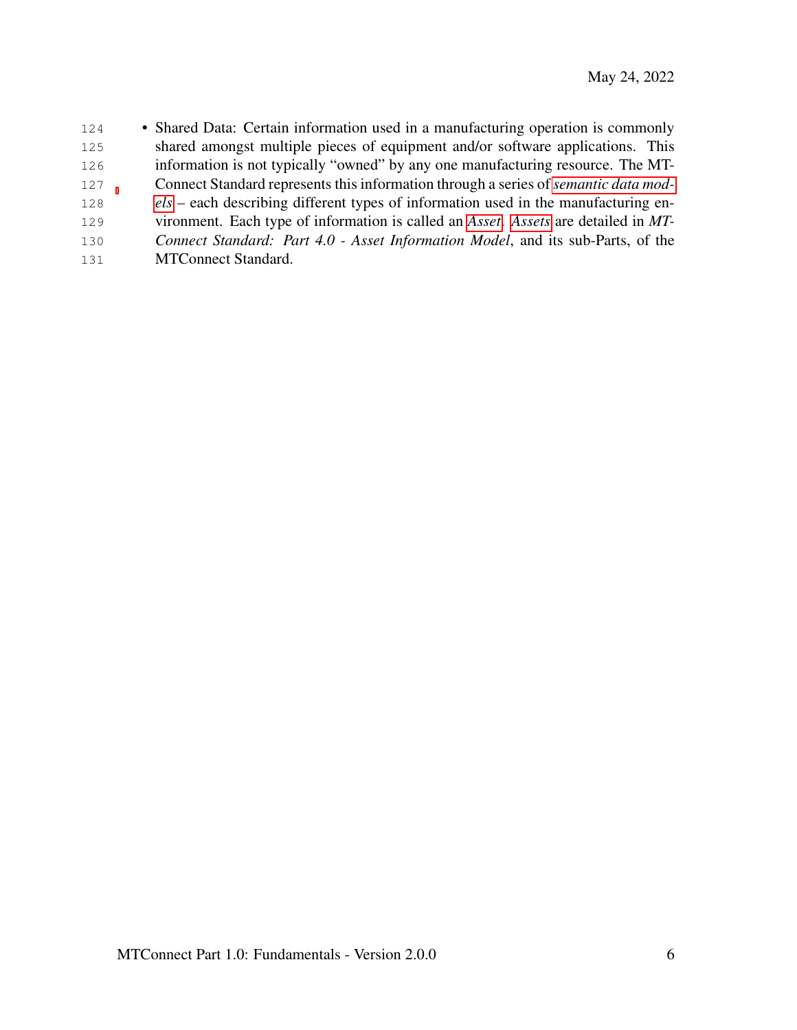- Shared Data: Certain information used in a manufacturing operation is commonly shared amongst multiple pieces of equipment and/or software applications. This information is not typically "owned" by any one manufacturing resource. The MTConnect Standard represents this information through a series of *semantic data models* – each describing different types of information used in the manufacturing environment. Each type of information is called an *Asset*. *Assets* are detailed in *MTConnect Standard: Part 4.0 - Asset Information Model*, and its sub-Parts, of the MTConnect Standard.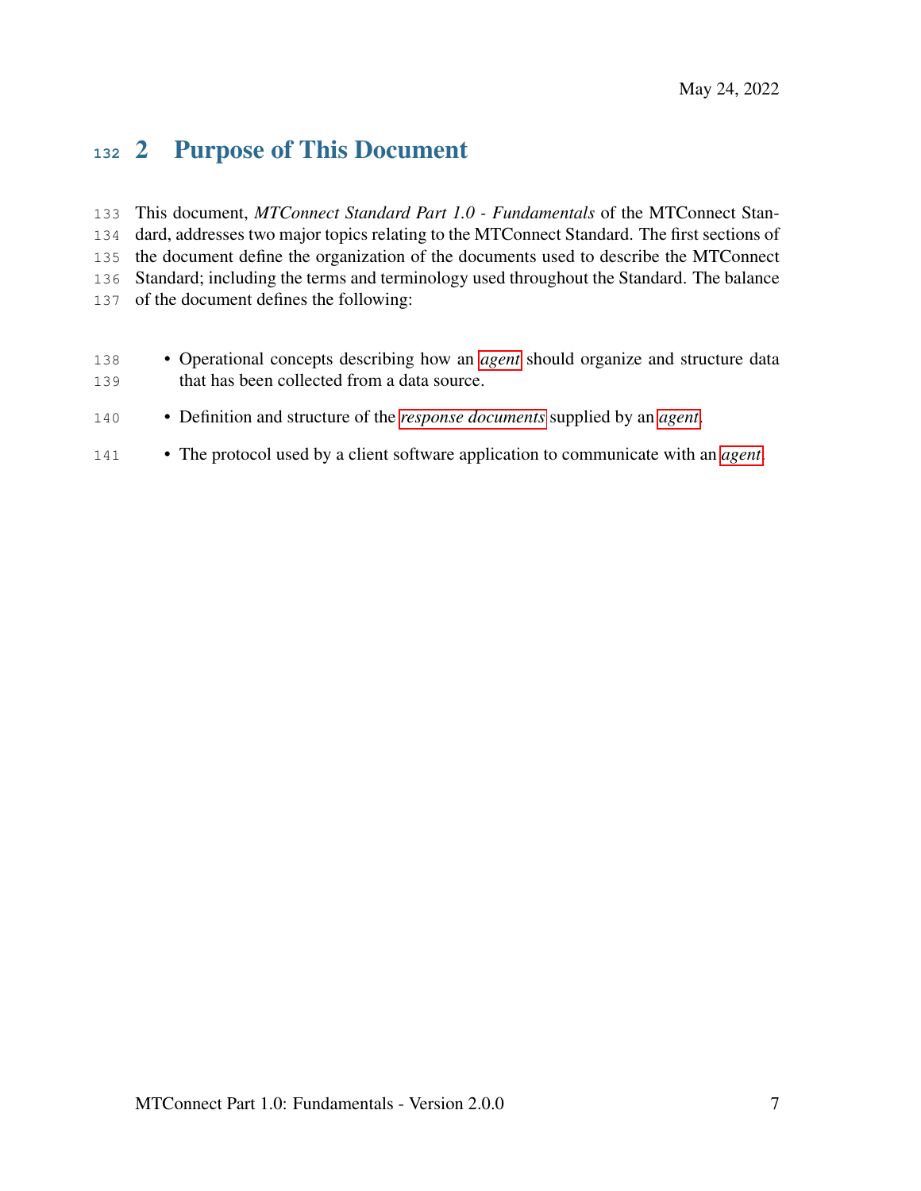# 2 Purpose of This Document

This document, *MTConnect Standard Part 1.0 - Fundamentals* of the MTConnect Standard, addresses two major topics relating to the MTConnect Standard. The first sections of the document define the organization of the documents used to describe the MTConnect Standard; including the terms and terminology used throughout the Standard. The balance of the document defines the following:

- Operational concepts describing how an *agent* should organize and structure data that has been collected from a data source.
- Definition and structure of the *response documents* supplied by an *agent*.
- The protocol used by a client software application to communicate with an *agent*.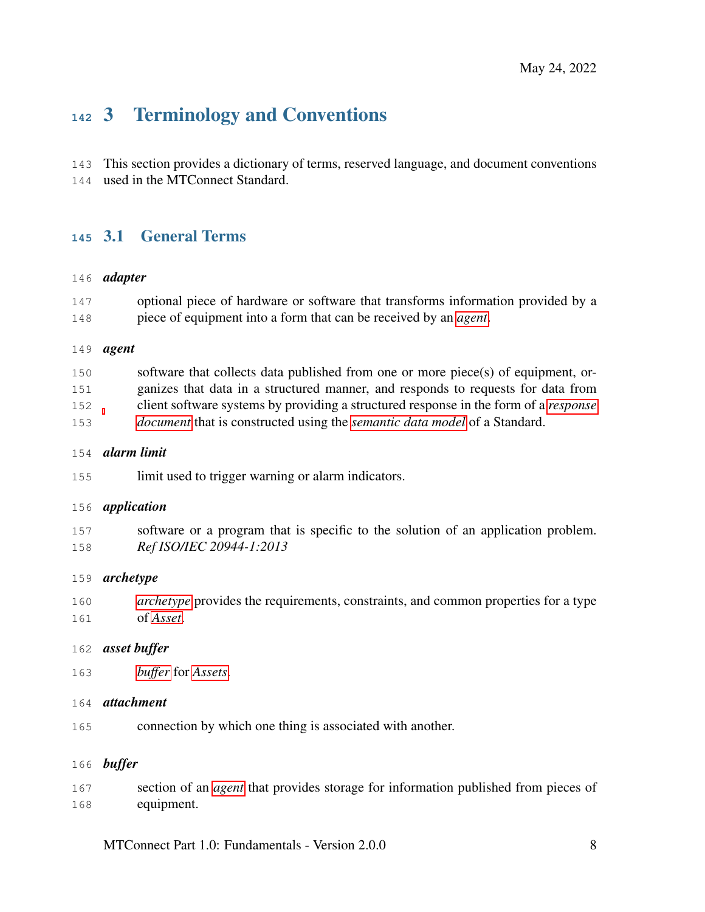# 3 Terminology and Conventions

This section provides a dictionary of terms, reserved language, and document conventions used in the MTConnect Standard.

## 3.1 General Terms

***adapter***

optional piece of hardware or software that transforms information provided by a piece of equipment into a form that can be received by an *agent*.

***agent***

software that collects data published from one or more piece(s) of equipment, organizes that data in a structured manner, and responds to requests for data from client software systems by providing a structured response in the form of a *response document* that is constructed using the *semantic data model* of a Standard.

***alarm limit***

limit used to trigger warning or alarm indicators.

***application***

software or a program that is specific to the solution of an application problem. *Ref ISO/IEC 20944-1:2013*

***archetype***

*archetype* provides the requirements, constraints, and common properties for a type of *Asset*.

***asset buffer***

*buffer* for *Assets*.

***attachment***

connection by which one thing is associated with another.

***buffer***

section of an *agent* that provides storage for information published from pieces of equipment.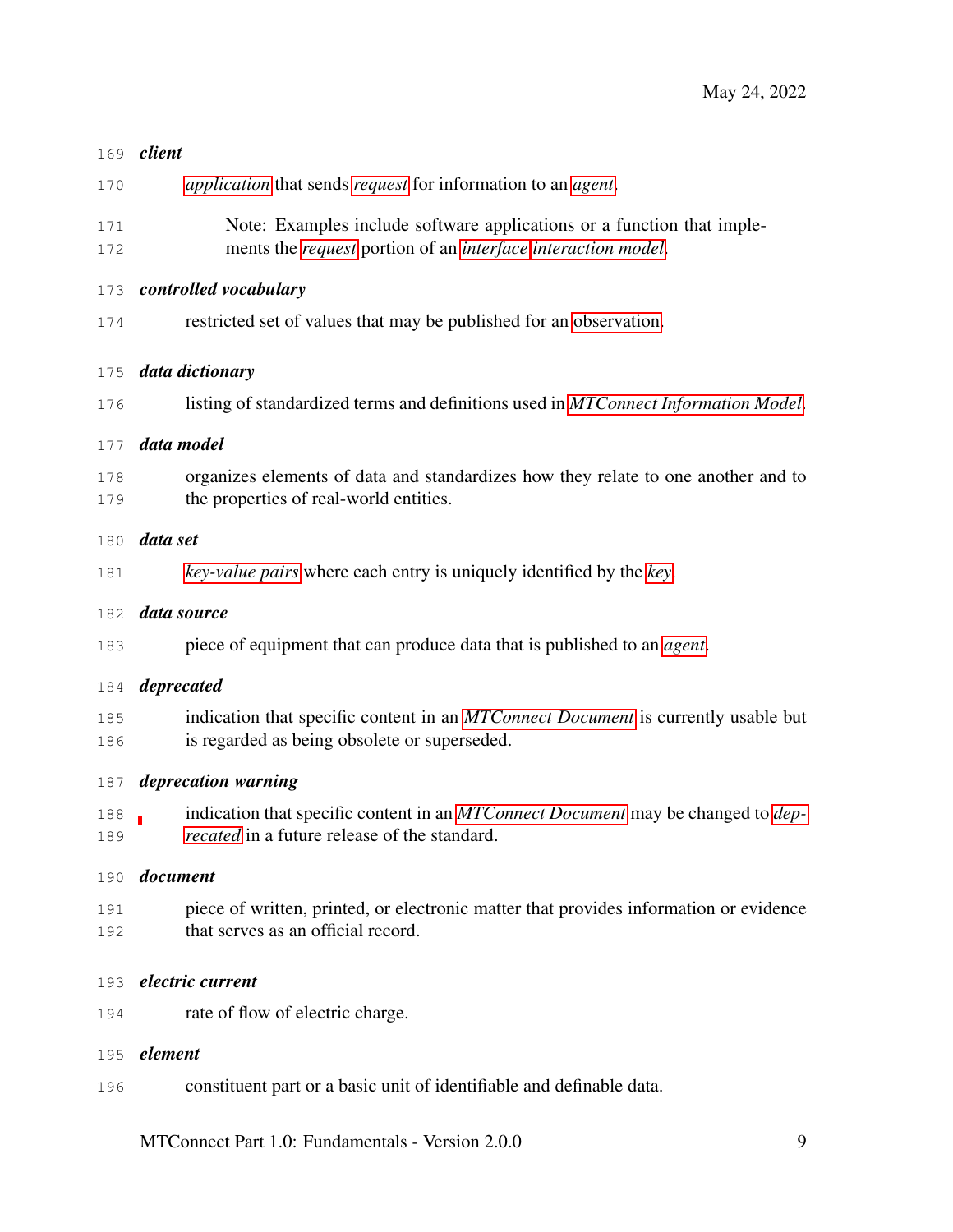***client***

*application* that sends *request* for information to an *agent*.

> Note: Examples include software applications or a function that implements the *request* portion of an *interface interaction model*.

***controlled vocabulary***

restricted set of values that may be published for an observation.

***data dictionary***

listing of standardized terms and definitions used in *MTConnect Information Model*.

***data model***

organizes elements of data and standardizes how they relate to one another and to the properties of real-world entities.

***data set***

*key-value pairs* where each entry is uniquely identified by the *key*.

***data source***

piece of equipment that can produce data that is published to an *agent*.

***deprecated***

indication that specific content in an *MTConnect Document* is currently usable but is regarded as being obsolete or superseded.

***deprecation warning***

indication that specific content in an *MTConnect Document* may be changed to *deprecated* in a future release of the standard.

***document***

piece of written, printed, or electronic matter that provides information or evidence that serves as an official record.

***electric current***

rate of flow of electric charge.

***element***

constituent part or a basic unit of identifiable and definable data.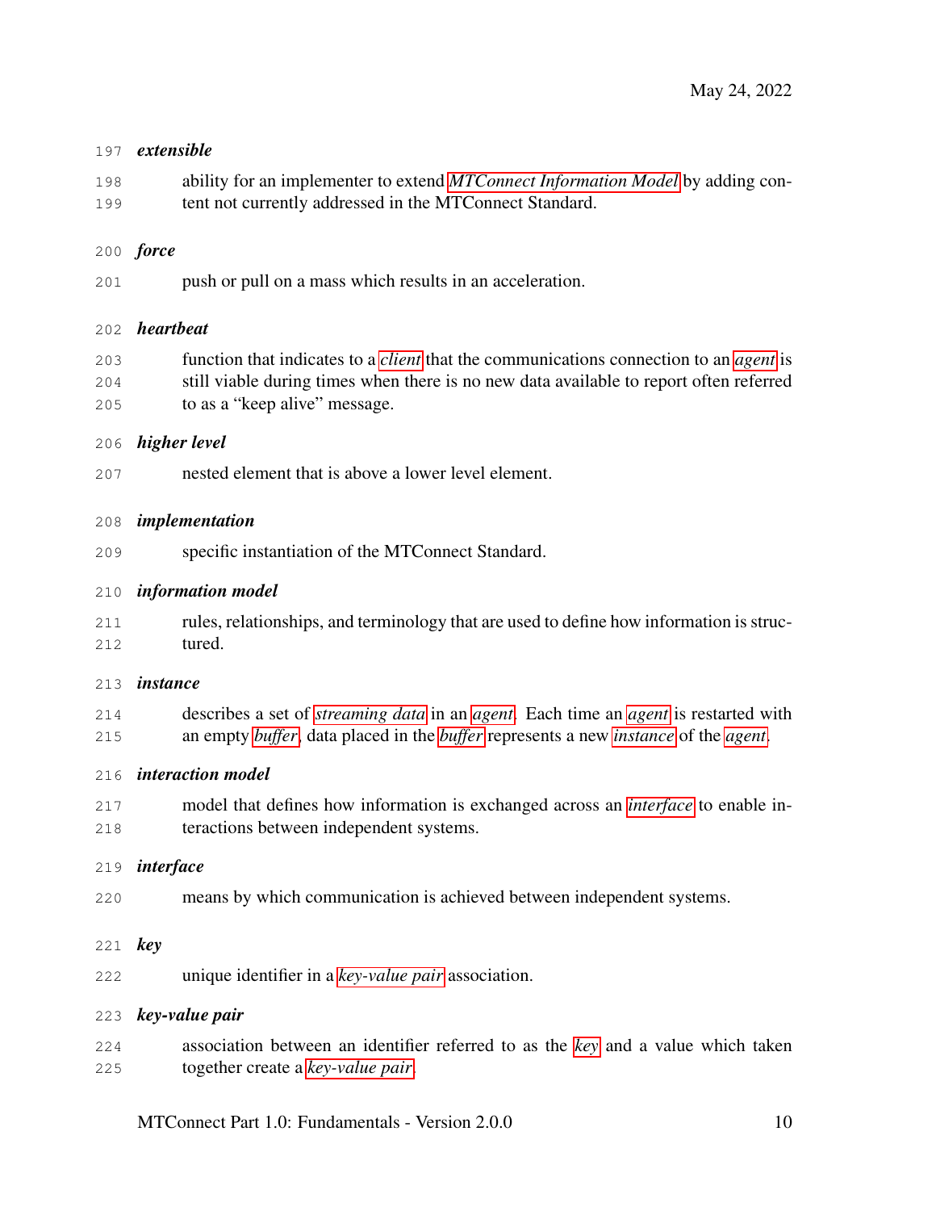***extensible***

ability for an implementer to extend *MTConnect Information Model* by adding content not currently addressed in the MTConnect Standard.

***force***

push or pull on a mass which results in an acceleration.

***heartbeat***

function that indicates to a *client* that the communications connection to an *agent* is still viable during times when there is no new data available to report often referred to as a "keep alive" message.

***higher level***

nested element that is above a lower level element.

***implementation***

specific instantiation of the MTConnect Standard.

***information model***

rules, relationships, and terminology that are used to define how information is structured.

***instance***

describes a set of *streaming data* in an *agent*. Each time an *agent* is restarted with an empty *buffer*, data placed in the *buffer* represents a new *instance* of the *agent*.

***interaction model***

model that defines how information is exchanged across an *interface* to enable interactions between independent systems.

***interface***

means by which communication is achieved between independent systems.

***key***

unique identifier in a *key-value pair* association.

***key-value pair***

association between an identifier referred to as the *key* and a value which taken together create a *key-value pair*.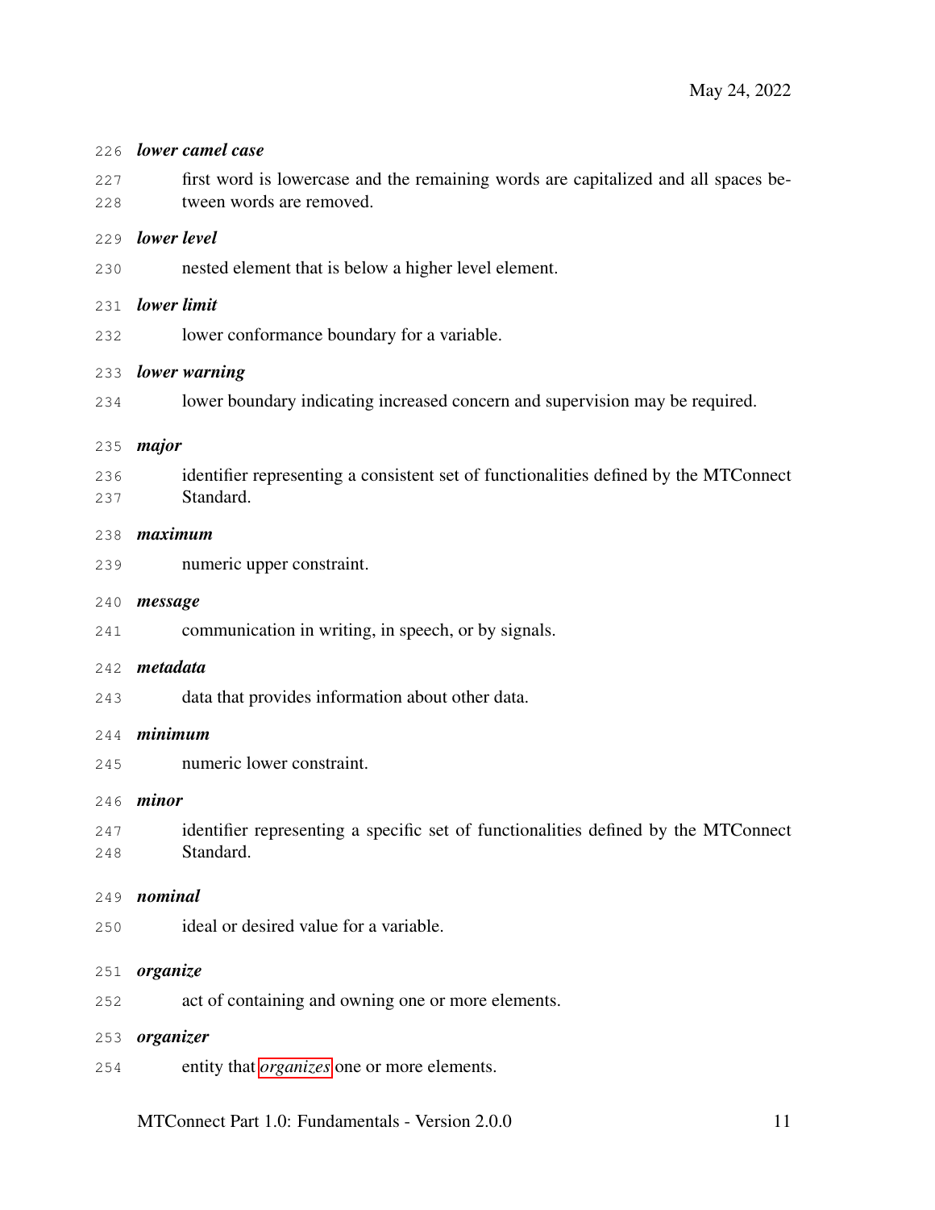***lower camel case***

first word is lowercase and the remaining words are capitalized and all spaces between words are removed.

***lower level***

nested element that is below a higher level element.

***lower limit***

lower conformance boundary for a variable.

***lower warning***

lower boundary indicating increased concern and supervision may be required.

***major***

identifier representing a consistent set of functionalities defined by the MTConnect Standard.

***maximum***

numeric upper constraint.

***message***

communication in writing, in speech, or by signals.

***metadata***

data that provides information about other data.

***minimum***

numeric lower constraint.

***minor***

identifier representing a specific set of functionalities defined by the MTConnect Standard.

***nominal***

ideal or desired value for a variable.

***organize***

act of containing and owning one or more elements.

***organizer***

entity that *organizes* one or more elements.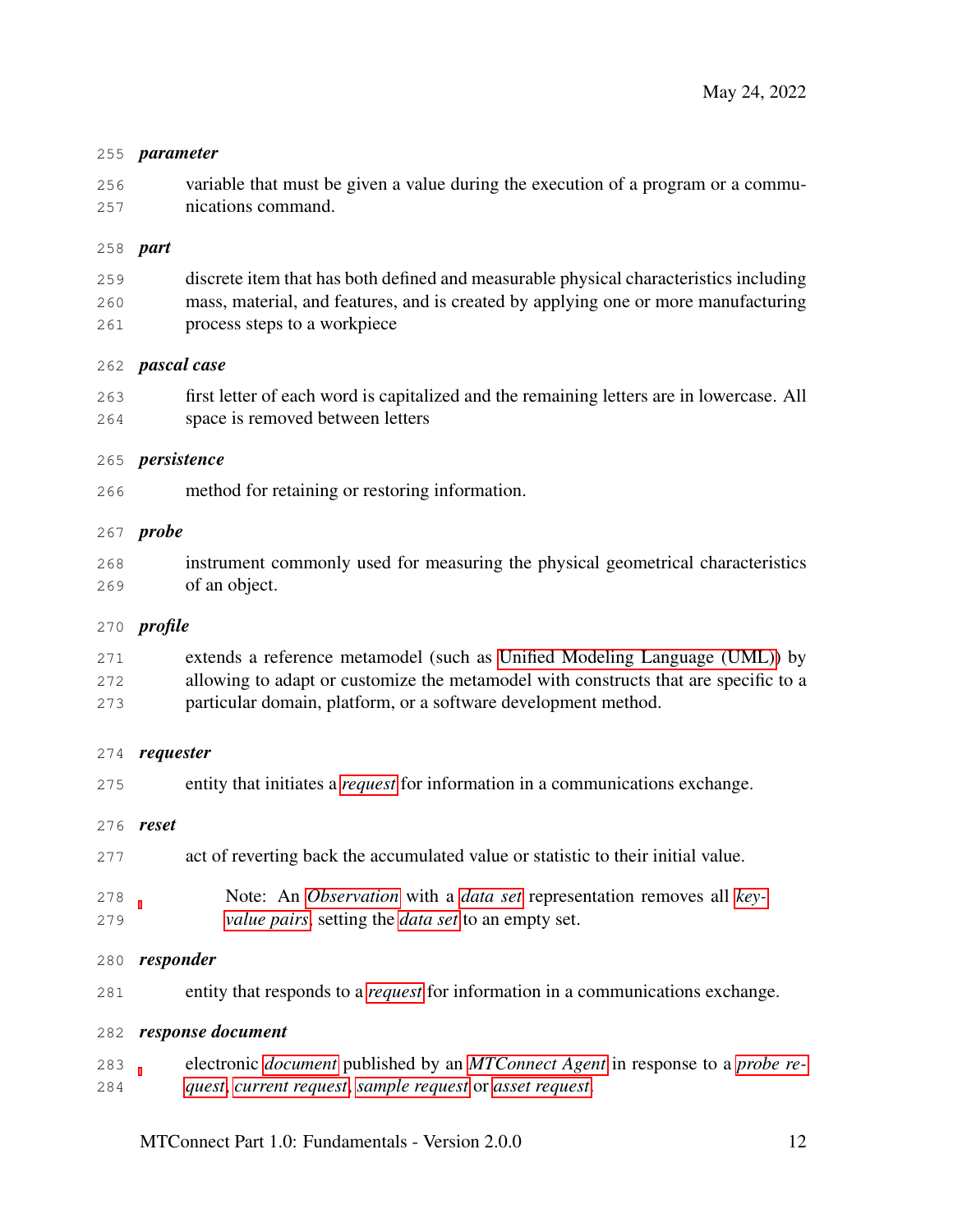***parameter***

variable that must be given a value during the execution of a program or a communications command.

***part***

discrete item that has both defined and measurable physical characteristics including mass, material, and features, and is created by applying one or more manufacturing process steps to a workpiece

***pascal case***

first letter of each word is capitalized and the remaining letters are in lowercase. All space is removed between letters

***persistence***

method for retaining or restoring information.

***probe***

instrument commonly used for measuring the physical geometrical characteristics of an object.

***profile***

extends a reference metamodel (such as Unified Modeling Language (UML)) by allowing to adapt or customize the metamodel with constructs that are specific to a particular domain, platform, or a software development method.

***requester***

entity that initiates a *request* for information in a communications exchange.

***reset***

act of reverting back the accumulated value or statistic to their initial value.

> Note: An *Observation* with a *data set* representation removes all *key-value pairs*, setting the *data set* to an empty set.

***responder***

entity that responds to a *request* for information in a communications exchange.

***response document***

electronic *document* published by an *MTConnect Agent* in response to a *probe request*, *current request*, *sample request* or *asset request*.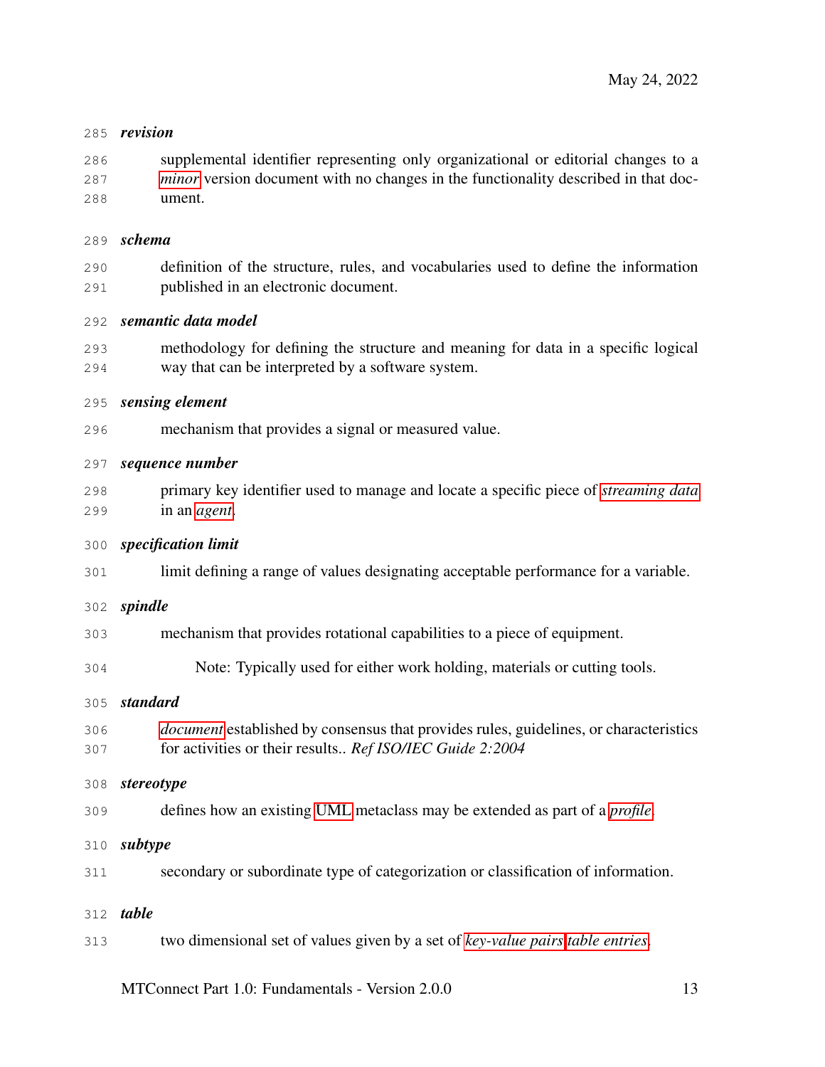***revision***

supplemental identifier representing only organizational or editorial changes to a *minor* version document with no changes in the functionality described in that document.

***schema***

definition of the structure, rules, and vocabularies used to define the information published in an electronic document.

***semantic data model***

methodology for defining the structure and meaning for data in a specific logical way that can be interpreted by a software system.

***sensing element***

mechanism that provides a signal or measured value.

***sequence number***

primary key identifier used to manage and locate a specific piece of *streaming data* in an *agent*.

***specification limit***

limit defining a range of values designating acceptable performance for a variable.

***spindle***

mechanism that provides rotational capabilities to a piece of equipment.

> Note: Typically used for either work holding, materials or cutting tools.

***standard***

*document* established by consensus that provides rules, guidelines, or characteristics for activities or their results.. *Ref ISO/IEC Guide 2:2004*

***stereotype***

defines how an existing UML metaclass may be extended as part of a *profile*.

***subtype***

secondary or subordinate type of categorization or classification of information.

***table***

two dimensional set of values given by a set of *key-value pairs* *table entries*.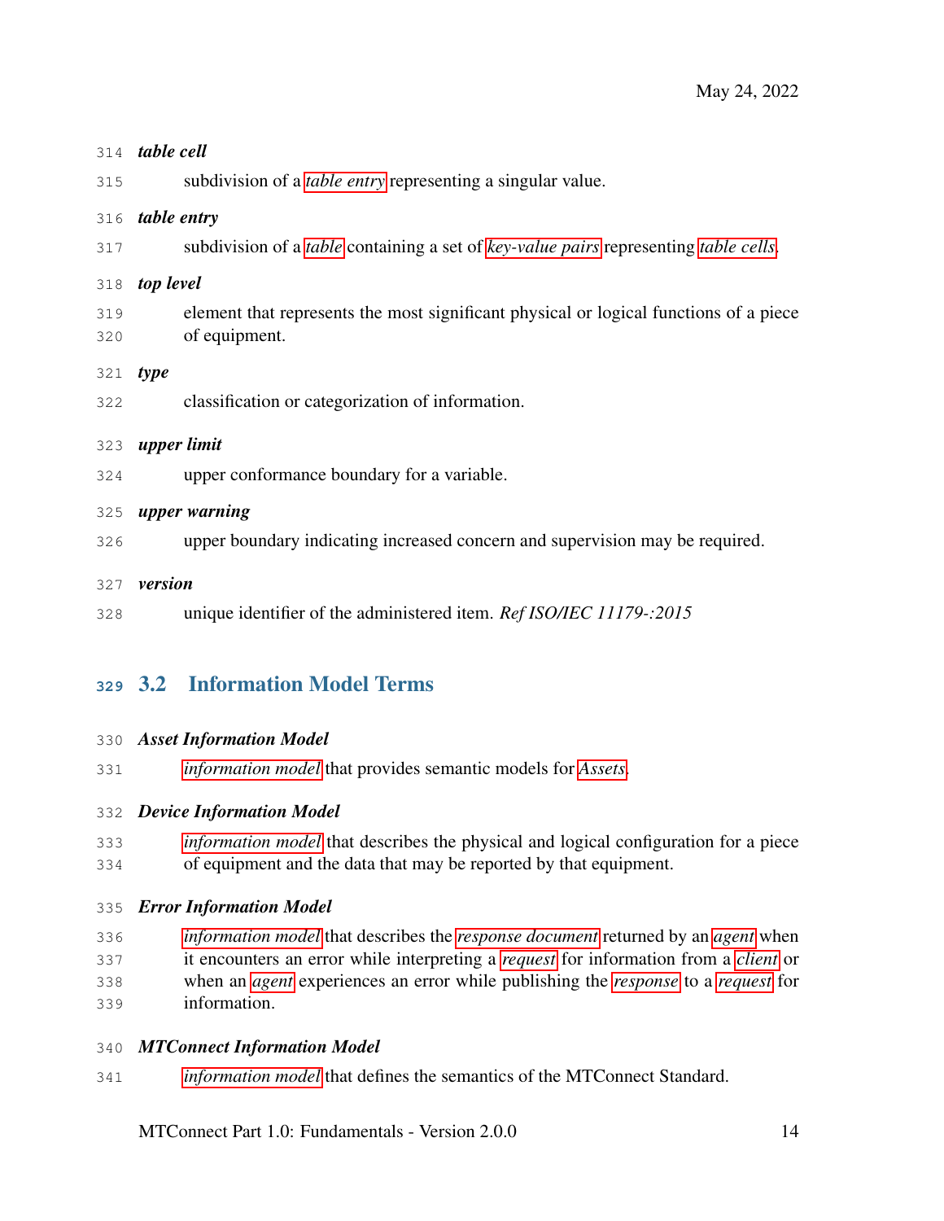***table cell***

subdivision of a *table entry* representing a singular value.

***table entry***

subdivision of a *table* containing a set of *key-value pairs* representing *table cells*.

***top level***

element that represents the most significant physical or logical functions of a piece of equipment.

***type***

classification or categorization of information.

***upper limit***

upper conformance boundary for a variable.

***upper warning***

upper boundary indicating increased concern and supervision may be required.

***version***

unique identifier of the administered item. *Ref ISO/IEC 11179-:2015*

## 3.2 Information Model Terms

***Asset Information Model***

*information model* that provides semantic models for *Assets*.

***Device Information Model***

*information model* that describes the physical and logical configuration for a piece of equipment and the data that may be reported by that equipment.

***Error Information Model***

*information model* that describes the *response document* returned by an *agent* when it encounters an error while interpreting a *request* for information from a *client* or when an *agent* experiences an error while publishing the *response* to a *request* for information.

***MTConnect Information Model***

*information model* that defines the semantics of the MTConnect Standard.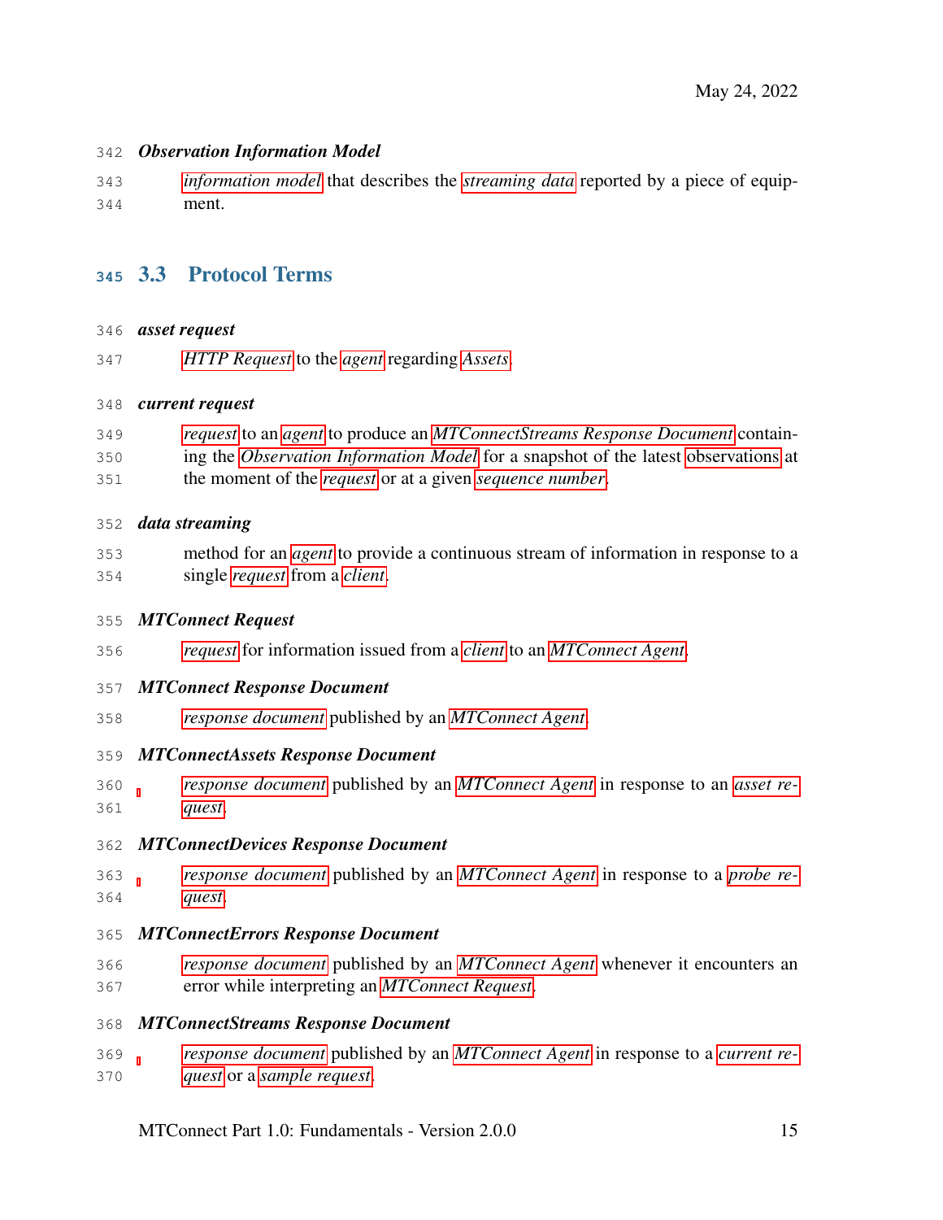***Observation Information Model***

*information model* that describes the *streaming data* reported by a piece of equipment.

## 3.3 Protocol Terms

***asset request***

*HTTP Request* to the *agent* regarding *Assets*.

***current request***

*request* to an *agent* to produce an *MTConnectStreams Response Document* containing the *Observation Information Model* for a snapshot of the latest observations at the moment of the *request* or at a given *sequence number*.

***data streaming***

method for an *agent* to provide a continuous stream of information in response to a single *request* from a *client*.

***MTConnect Request***

*request* for information issued from a *client* to an *MTConnect Agent*.

***MTConnect Response Document***

*response document* published by an *MTConnect Agent*.

***MTConnectAssets Response Document***

*response document* published by an *MTConnect Agent* in response to an *asset request*.

***MTConnectDevices Response Document***

*response document* published by an *MTConnect Agent* in response to a *probe request*.

***MTConnectErrors Response Document***

*response document* published by an *MTConnect Agent* whenever it encounters an error while interpreting an *MTConnect Request*.

***MTConnectStreams Response Document***

*response document* published by an *MTConnect Agent* in response to a *current request* or a *sample request*.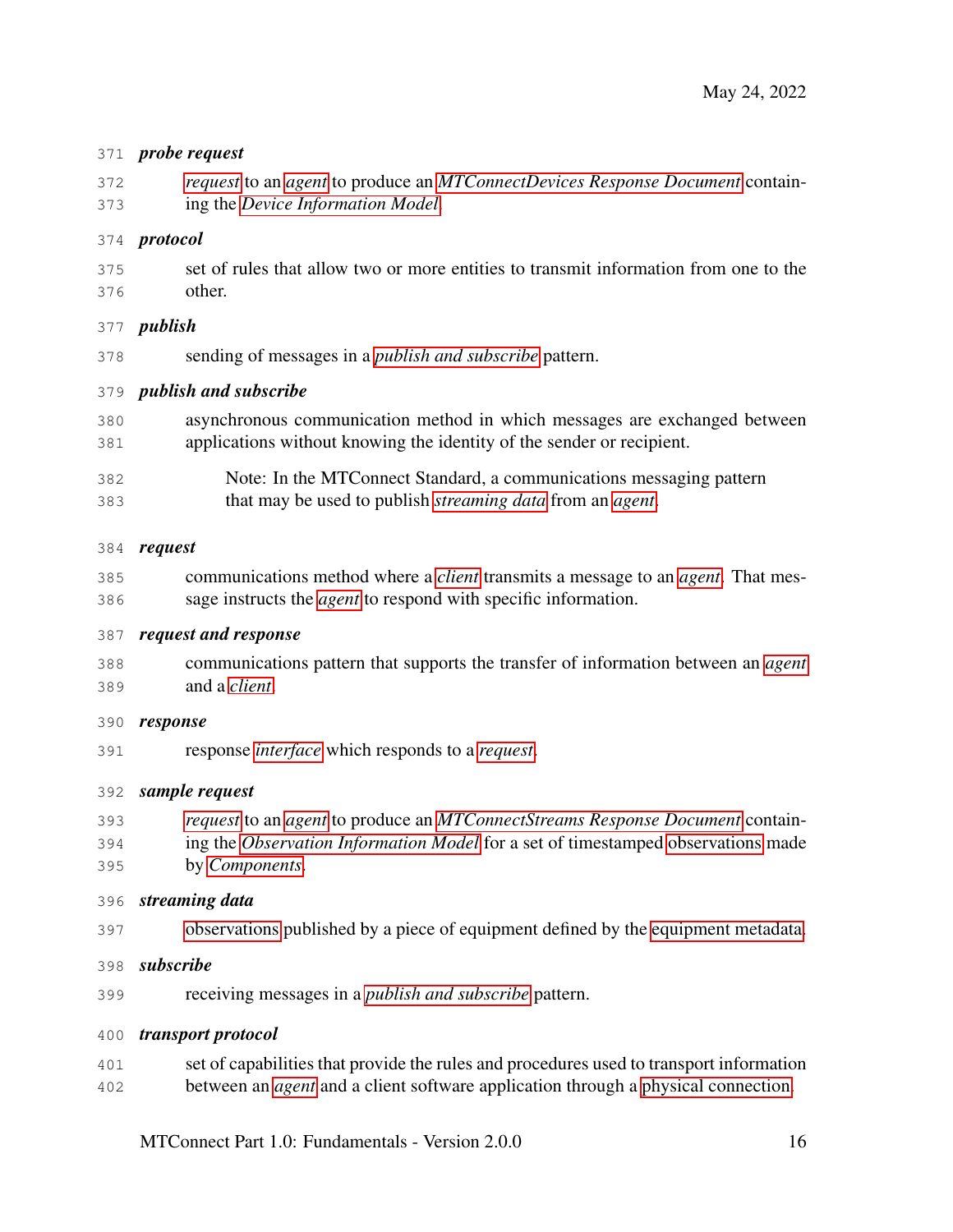***probe request***

*request* to an *agent* to produce an *MTConnectDevices Response Document* containing the *Device Information Model*.

***protocol***

set of rules that allow two or more entities to transmit information from one to the other.

***publish***

sending of messages in a *publish and subscribe* pattern.

***publish and subscribe***

asynchronous communication method in which messages are exchanged between applications without knowing the identity of the sender or recipient.

> Note: In the MTConnect Standard, a communications messaging pattern that may be used to publish *streaming data* from an *agent*.

***request***

communications method where a *client* transmits a message to an *agent*. That message instructs the *agent* to respond with specific information.

***request and response***

communications pattern that supports the transfer of information between an *agent* and a *client*.

***response***

response *interface* which responds to a *request*.

***sample request***

*request* to an *agent* to produce an *MTConnectStreams Response Document* containing the *Observation Information Model* for a set of timestamped observations made by *Components*.

***streaming data***

observations published by a piece of equipment defined by the equipment metadata.

***subscribe***

receiving messages in a *publish and subscribe* pattern.

***transport protocol***

set of capabilities that provide the rules and procedures used to transport information between an *agent* and a client software application through a physical connection.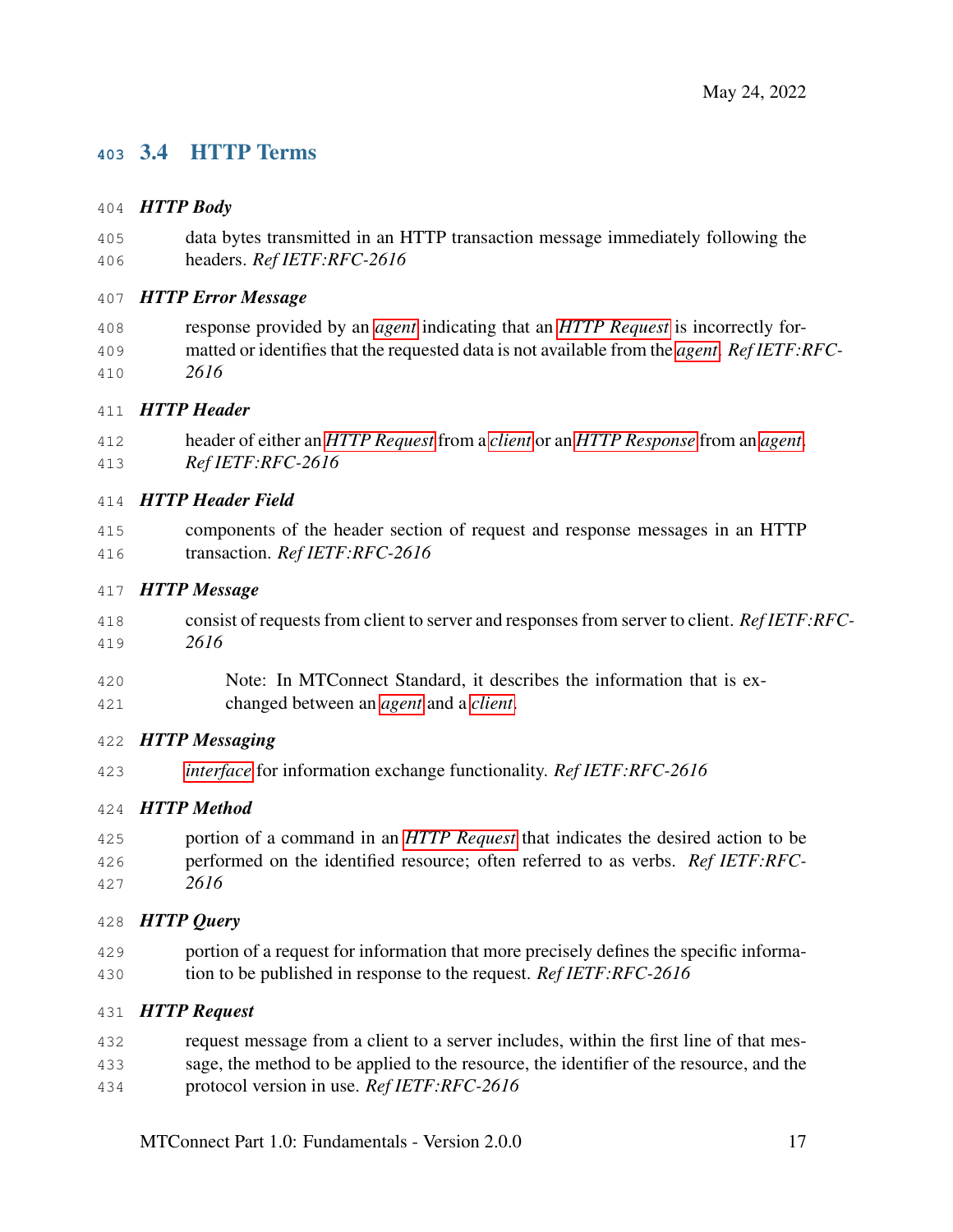## 3.4 HTTP Terms

***HTTP Body***

data bytes transmitted in an HTTP transaction message immediately following the headers. *Ref IETF:RFC-2616*

***HTTP Error Message***

response provided by an *agent* indicating that an *HTTP Request* is incorrectly formatted or identifies that the requested data is not available from the *agent*. *Ref IETF:RFC-2616*

***HTTP Header***

header of either an *HTTP Request* from a *client* or an *HTTP Response* from an *agent*. *Ref IETF:RFC-2616*

***HTTP Header Field***

components of the header section of request and response messages in an HTTP transaction. *Ref IETF:RFC-2616*

***HTTP Message***

consist of requests from client to server and responses from server to client. *Ref IETF:RFC-2616*

> Note: In MTConnect Standard, it describes the information that is exchanged between an *agent* and a *client*.

***HTTP Messaging***

*interface* for information exchange functionality. *Ref IETF:RFC-2616*

***HTTP Method***

portion of a command in an *HTTP Request* that indicates the desired action to be performed on the identified resource; often referred to as verbs. *Ref IETF:RFC-2616*

***HTTP Query***

portion of a request for information that more precisely defines the specific information to be published in response to the request. *Ref IETF:RFC-2616*

***HTTP Request***

request message from a client to a server includes, within the first line of that message, the method to be applied to the resource, the identifier of the resource, and the protocol version in use. *Ref IETF:RFC-2616*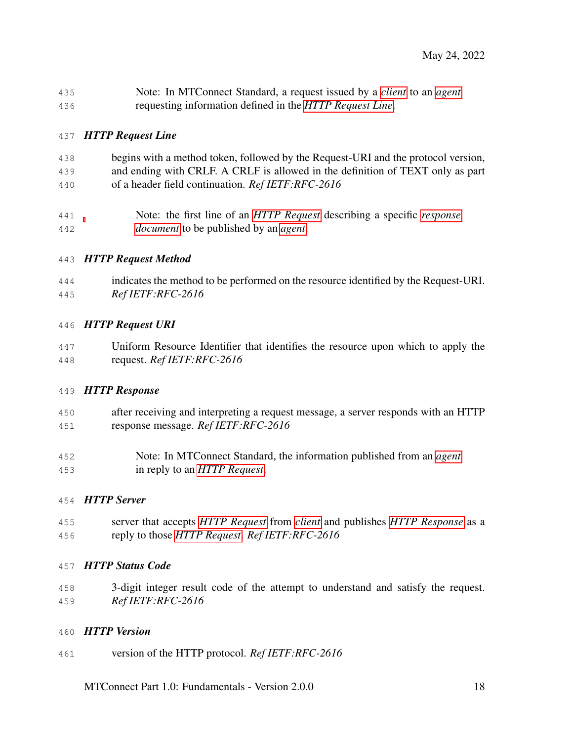Note: In MTConnect Standard, a request issued by a *client* to an *agent* requesting information defined in the *HTTP Request Line*.

***HTTP Request Line***

begins with a method token, followed by the Request-URI and the protocol version, and ending with CRLF. A CRLF is allowed in the definition of TEXT only as part of a header field continuation. *Ref IETF:RFC-2616*

Note: the first line of an *HTTP Request* describing a specific *response document* to be published by an *agent*.

***HTTP Request Method***

indicates the method to be performed on the resource identified by the Request-URI. *Ref IETF:RFC-2616*

***HTTP Request URI***

Uniform Resource Identifier that identifies the resource upon which to apply the request. *Ref IETF:RFC-2616*

***HTTP Response***

after receiving and interpreting a request message, a server responds with an HTTP response message. *Ref IETF:RFC-2616*

Note: In MTConnect Standard, the information published from an *agent* in reply to an *HTTP Request*.

***HTTP Server***

server that accepts *HTTP Request* from *client* and publishes *HTTP Response* as a reply to those *HTTP Request*. *Ref IETF:RFC-2616*

***HTTP Status Code***

3-digit integer result code of the attempt to understand and satisfy the request. *Ref IETF:RFC-2616*

***HTTP Version***

version of the HTTP protocol. *Ref IETF:RFC-2616*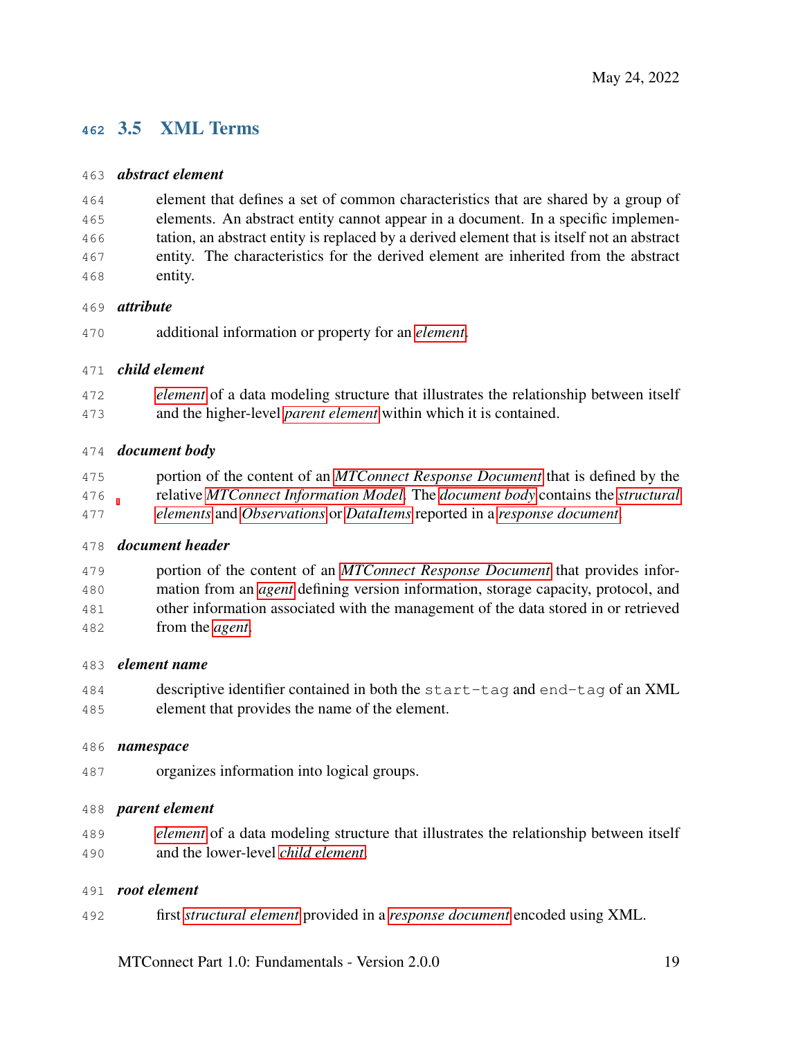## 3.5 XML Terms

***abstract element***

element that defines a set of common characteristics that are shared by a group of elements. An abstract entity cannot appear in a document. In a specific implementation, an abstract entity is replaced by a derived element that is itself not an abstract entity. The characteristics for the derived element are inherited from the abstract entity.

***attribute***

additional information or property for an *element*.

***child element***

*element* of a data modeling structure that illustrates the relationship between itself and the higher-level *parent element* within which it is contained.

***document body***

portion of the content of an *MTConnect Response Document* that is defined by the relative *MTConnect Information Model*. The *document body* contains the *structural elements* and *Observations* or *DataItems* reported in a *response document*.

***document header***

portion of the content of an *MTConnect Response Document* that provides information from an *agent* defining version information, storage capacity, protocol, and other information associated with the management of the data stored in or retrieved from the *agent*.

***element name***

descriptive identifier contained in both the `start-tag` and `end-tag` of an XML element that provides the name of the element.

***namespace***

organizes information into logical groups.

***parent element***

*element* of a data modeling structure that illustrates the relationship between itself and the lower-level *child element*.

***root element***

first *structural element* provided in a *response document* encoded using XML.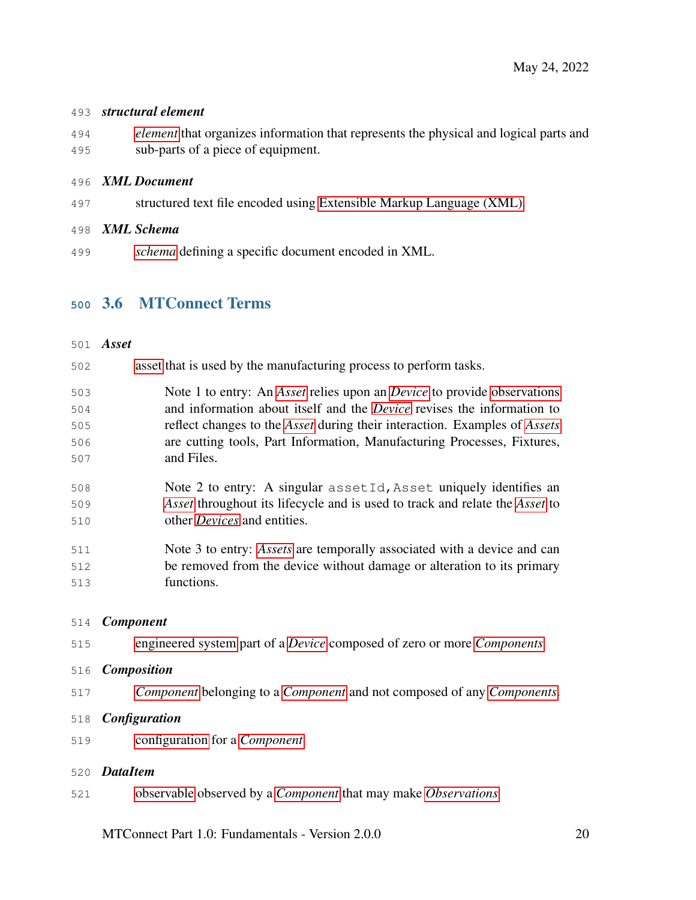***structural element***

*element* that organizes information that represents the physical and logical parts and sub-parts of a piece of equipment.

***XML Document***

structured text file encoded using Extensible Markup Language (XML).

***XML Schema***

*schema* defining a specific document encoded in XML.

## 3.6 MTConnect Terms

***Asset***

asset that is used by the manufacturing process to perform tasks.

> Note 1 to entry: An *Asset* relies upon an *Device* to provide observations and information about itself and the *Device* revises the information to reflect changes to the *Asset* during their interaction. Examples of *Assets* are cutting tools, Part Information, Manufacturing Processes, Fixtures, and Files.

> Note 2 to entry: A singular `assetId,Asset` uniquely identifies an *Asset* throughout its lifecycle and is used to track and relate the *Asset* to other *Devices* and entities.

> Note 3 to entry: *Assets* are temporally associated with a device and can be removed from the device without damage or alteration to its primary functions.

***Component***

engineered system part of a *Device* composed of zero or more *Components*.

***Composition***

*Component* belonging to a *Component* and not composed of any *Components*.

***Configuration***

configuration for a *Component*.

***DataItem***

observable observed by a *Component* that may make *Observations*.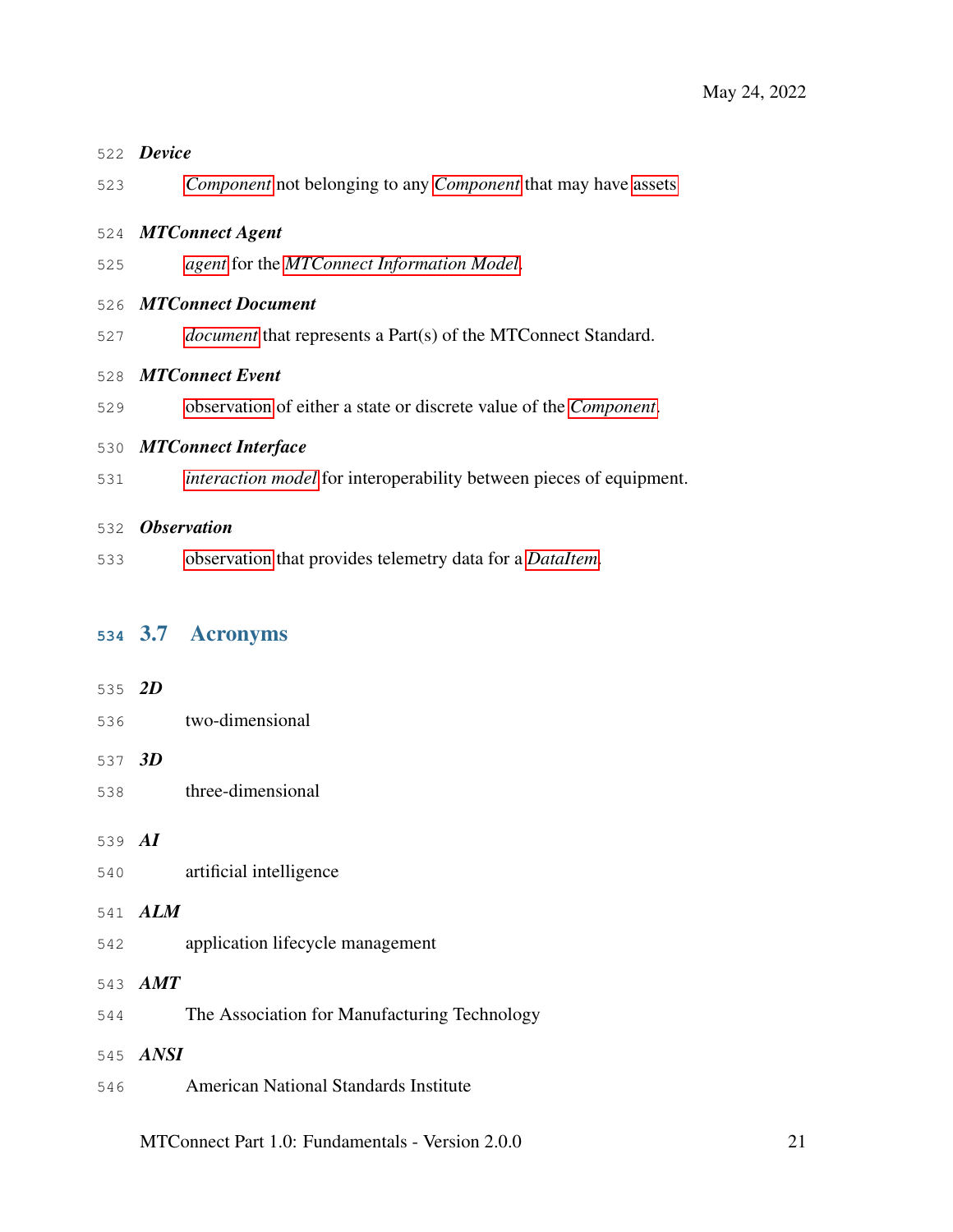***Device***

*Component* not belonging to any *Component* that may have assets

***MTConnect Agent***

*agent* for the *MTConnect Information Model*.

***MTConnect Document***

*document* that represents a Part(s) of the MTConnect Standard.

***MTConnect Event***

observation of either a state or discrete value of the *Component*.

***MTConnect Interface***

*interaction model* for interoperability between pieces of equipment.

***Observation***

observation that provides telemetry data for a *DataItem*.

## 3.7 Acronyms

***2D***

two-dimensional

***3D***

three-dimensional

***AI***

artificial intelligence

***ALM***

application lifecycle management

***AMT***

The Association for Manufacturing Technology

***ANSI***

American National Standards Institute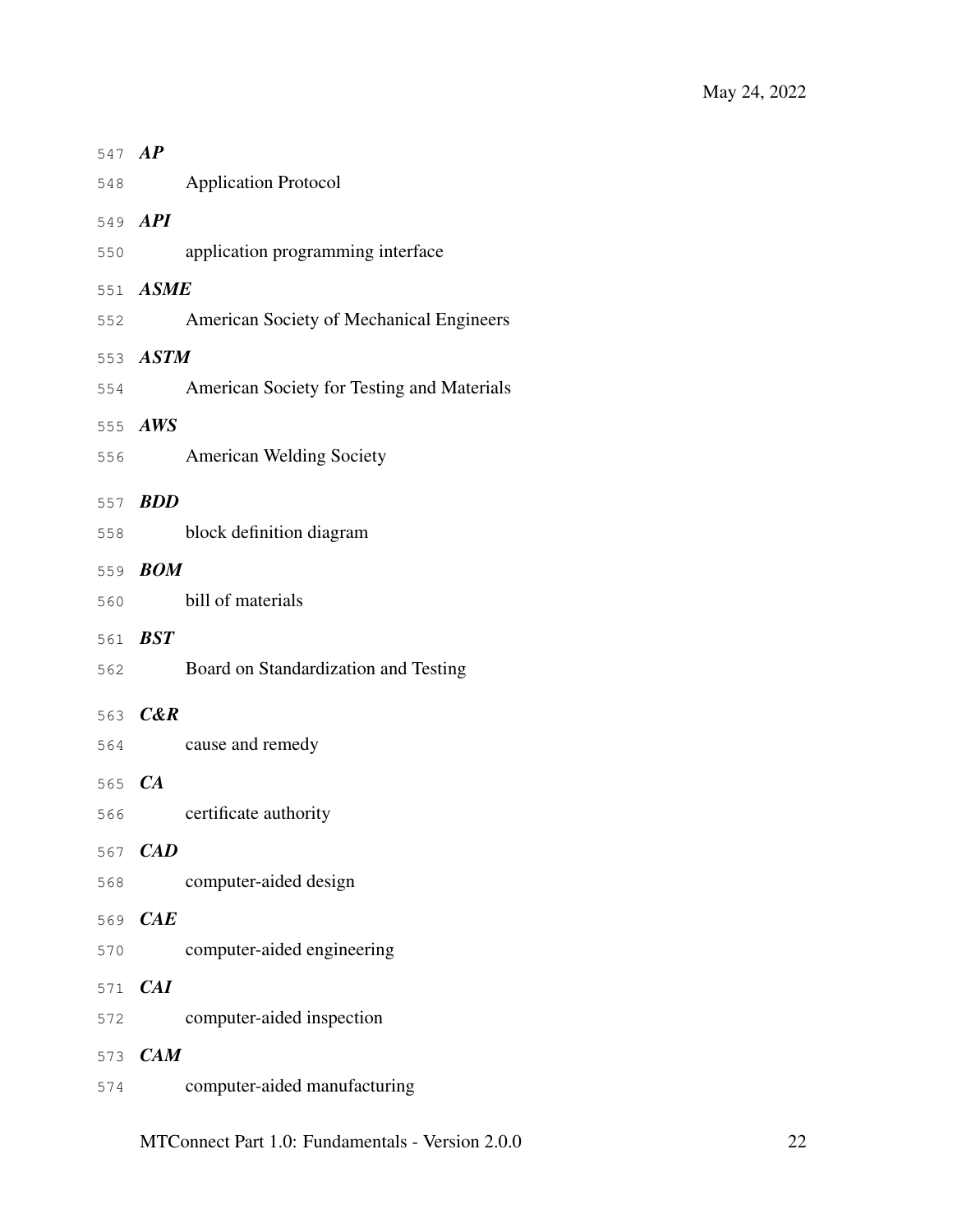***AP***

Application Protocol

***API***

application programming interface

***ASME***

American Society of Mechanical Engineers

***ASTM***

American Society for Testing and Materials

***AWS***

American Welding Society

***BDD***

block definition diagram

***BOM***

bill of materials

***BST***

Board on Standardization and Testing

***C&R***

cause and remedy

***CA***

certificate authority

***CAD***

computer-aided design

***CAE***

computer-aided engineering

***CAI***

computer-aided inspection

***CAM***

computer-aided manufacturing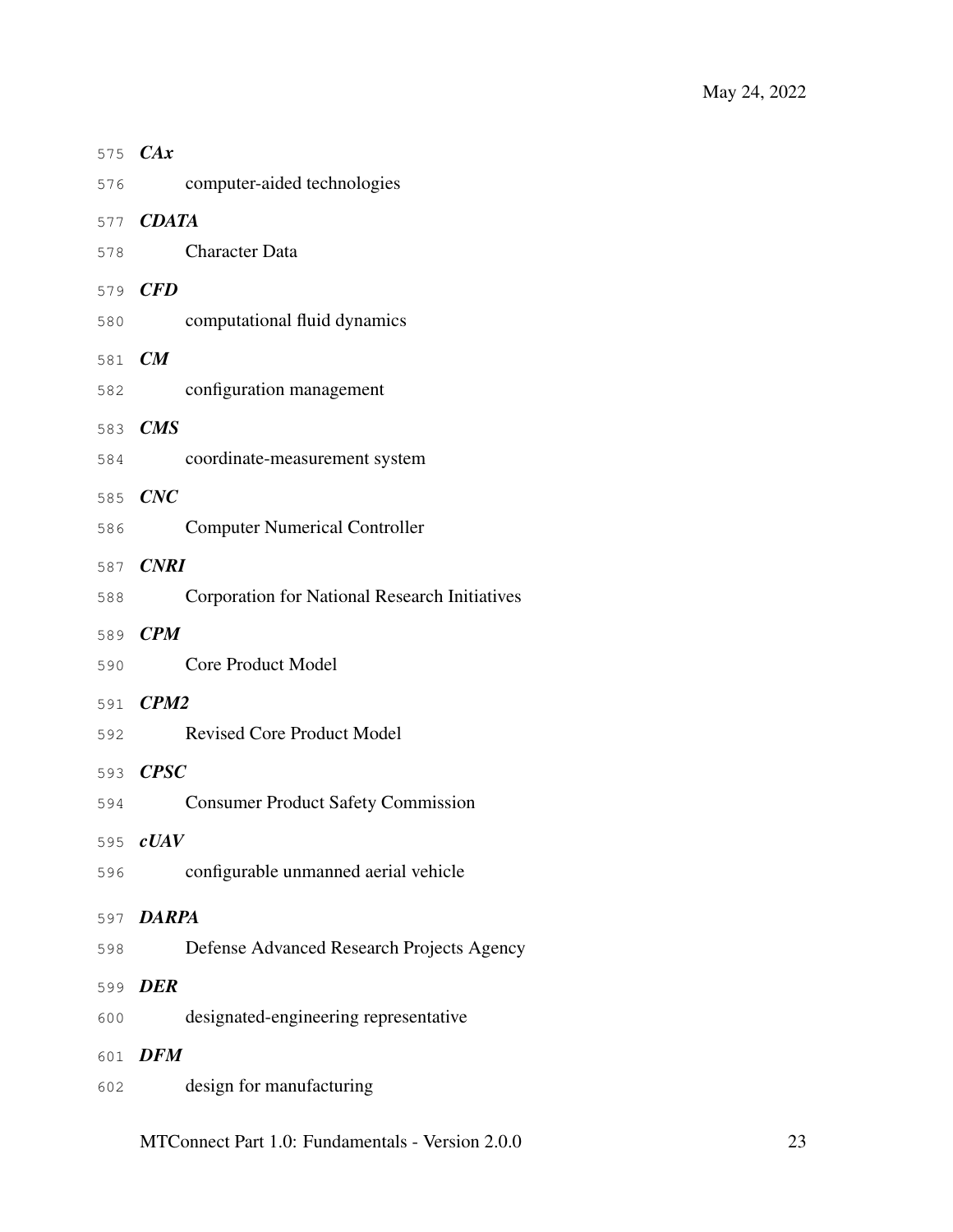***CAx***

computer-aided technologies

***CDATA***

Character Data

***CFD***

computational fluid dynamics

***CM***

configuration management

***CMS***

coordinate-measurement system

***CNC***

Computer Numerical Controller

***CNRI***

Corporation for National Research Initiatives

***CPM***

Core Product Model

***CPM2***

Revised Core Product Model

***CPSC***

Consumer Product Safety Commission

***cUAV***

configurable unmanned aerial vehicle

***DARPA***

Defense Advanced Research Projects Agency

***DER***

designated-engineering representative

***DFM***

design for manufacturing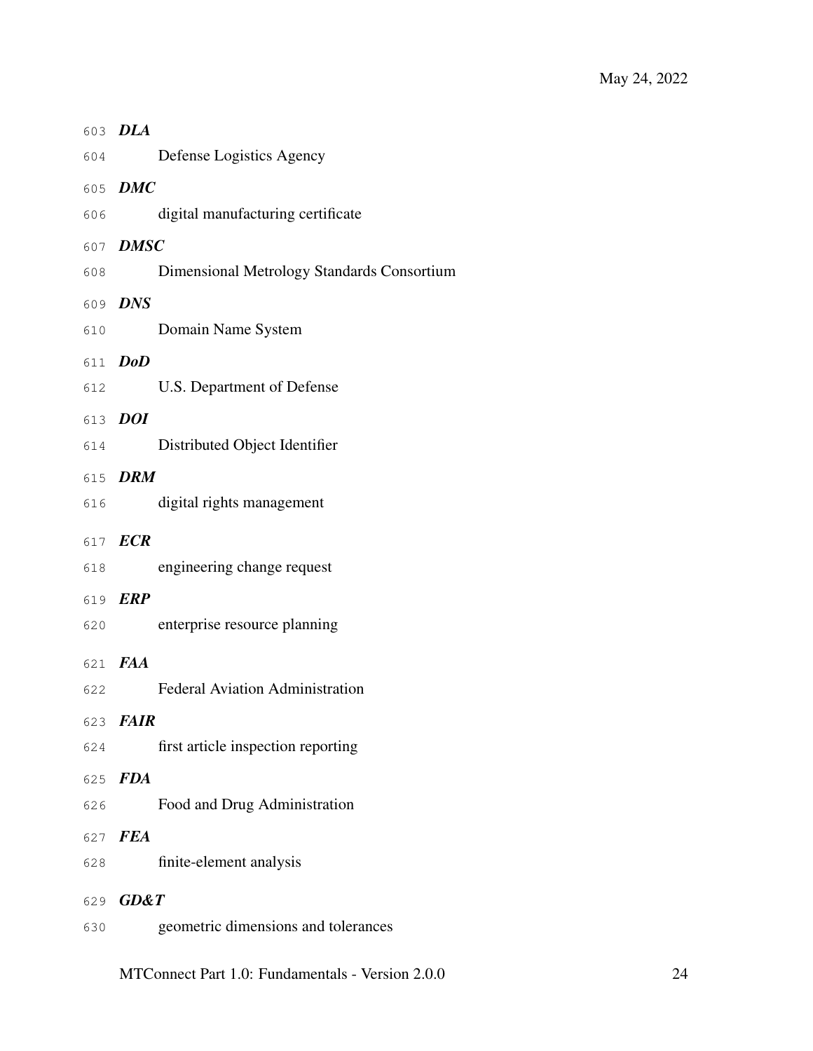***DLA***

Defense Logistics Agency

***DMC***

digital manufacturing certificate

***DMSC***

Dimensional Metrology Standards Consortium

***DNS***

Domain Name System

***DoD***

U.S. Department of Defense

***DOI***

Distributed Object Identifier

***DRM***

digital rights management

***ECR***

engineering change request

***ERP***

enterprise resource planning

***FAA***

Federal Aviation Administration

***FAIR***

first article inspection reporting

***FDA***

Food and Drug Administration

***FEA***

finite-element analysis

***GD&T***

geometric dimensions and tolerances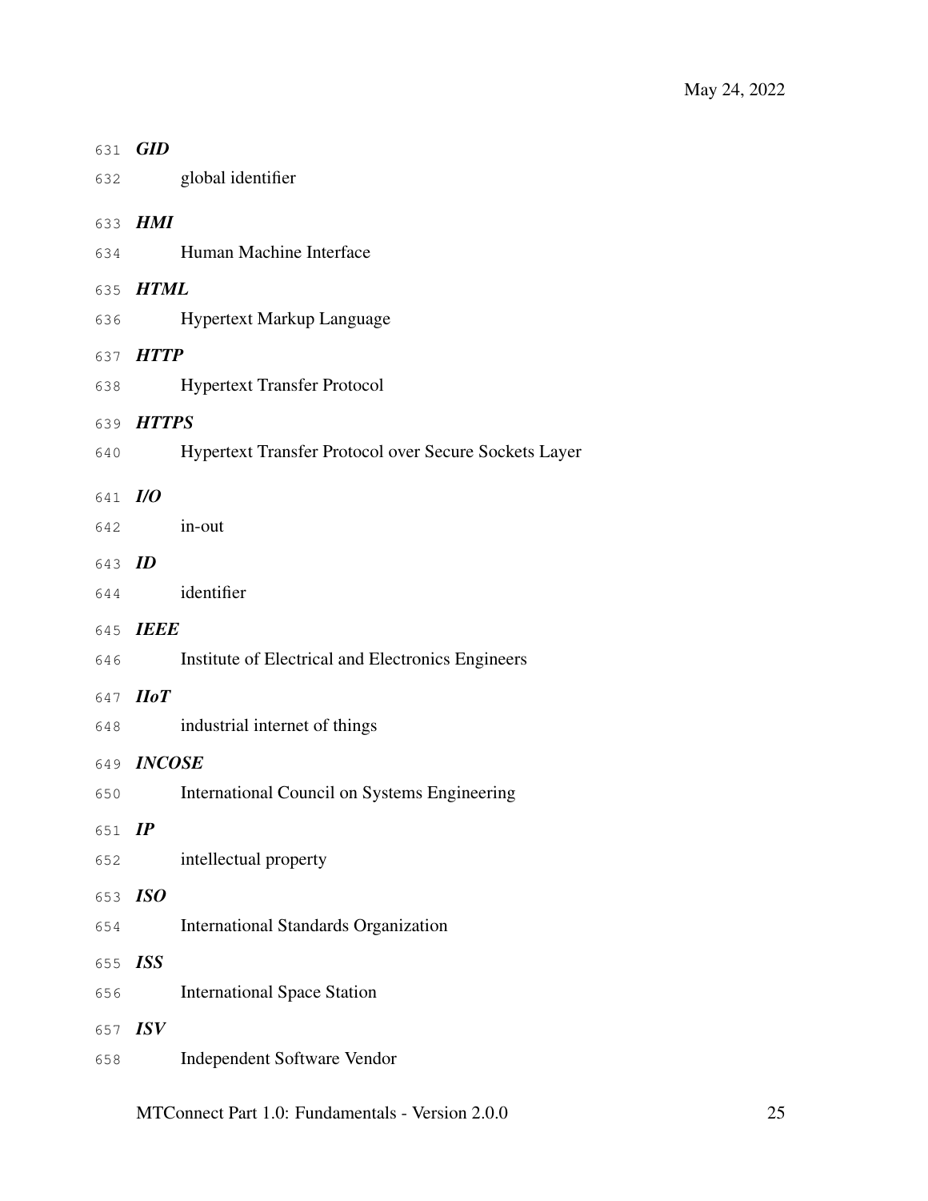***GID***

global identifier

***HMI***

Human Machine Interface

***HTML***

Hypertext Markup Language

***HTTP***

Hypertext Transfer Protocol

***HTTPS***

Hypertext Transfer Protocol over Secure Sockets Layer

***I/O***

in-out

***ID***

identifier

***IEEE***

Institute of Electrical and Electronics Engineers

***IIoT***

industrial internet of things

***INCOSE***

International Council on Systems Engineering

***IP***

intellectual property

***ISO***

International Standards Organization

***ISS***

International Space Station

***ISV***

Independent Software Vendor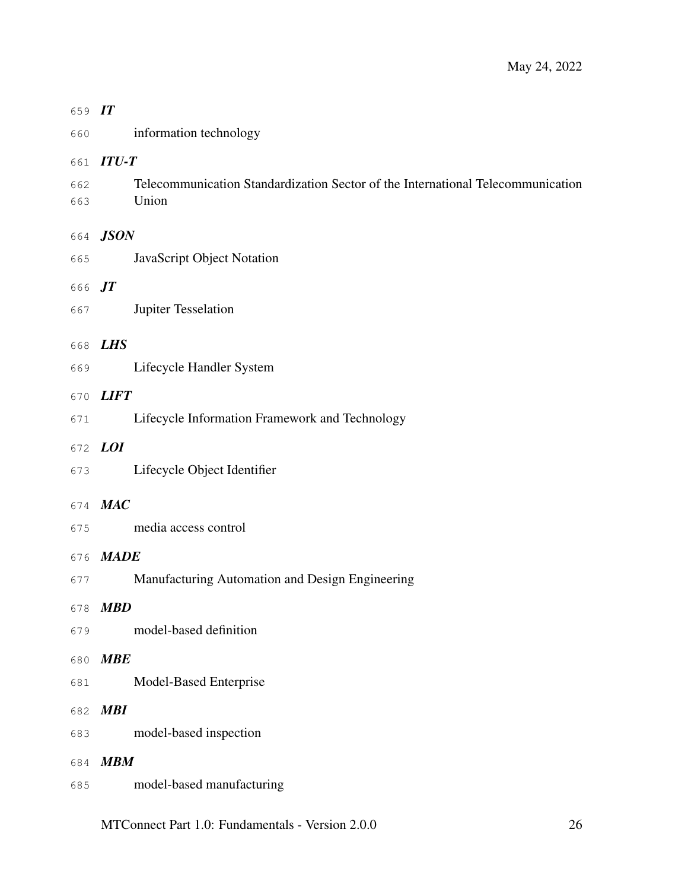***IT***

information technology

***ITU-T***

Telecommunication Standardization Sector of the International Telecommunication Union

***JSON***

JavaScript Object Notation

***JT***

Jupiter Tesselation

***LHS***

Lifecycle Handler System

***LIFT***

Lifecycle Information Framework and Technology

***LOI***

Lifecycle Object Identifier

***MAC***

media access control

***MADE***

Manufacturing Automation and Design Engineering

***MBD***

model-based definition

***MBE***

Model-Based Enterprise

***MBI***

model-based inspection

***MBM***

model-based manufacturing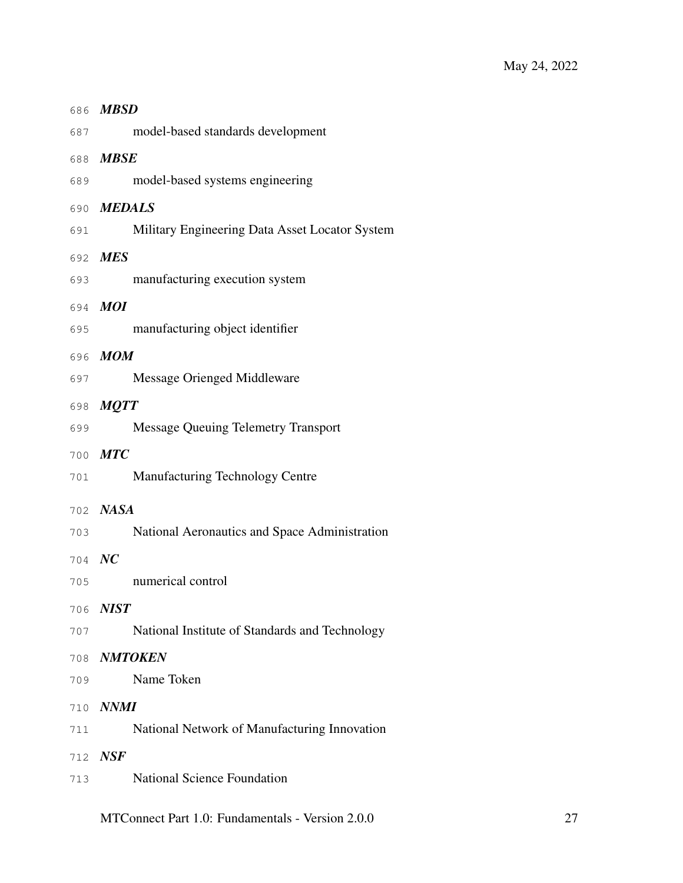***MBSD***

model-based standards development

***MBSE***

model-based systems engineering

***MEDALS***

Military Engineering Data Asset Locator System

***MES***

manufacturing execution system

***MOI***

manufacturing object identifier

***MOM***

Message Oriengend Middleware

***MQTT***

Message Queuing Telemetry Transport

***MTC***

Manufacturing Technology Centre

***NASA***

National Aeronautics and Space Administration

***NC***

numerical control

***NIST***

National Institute of Standards and Technology

***NMTOKEN***

Name Token

***NNMI***

National Network of Manufacturing Innovation

***NSF***

National Science Foundation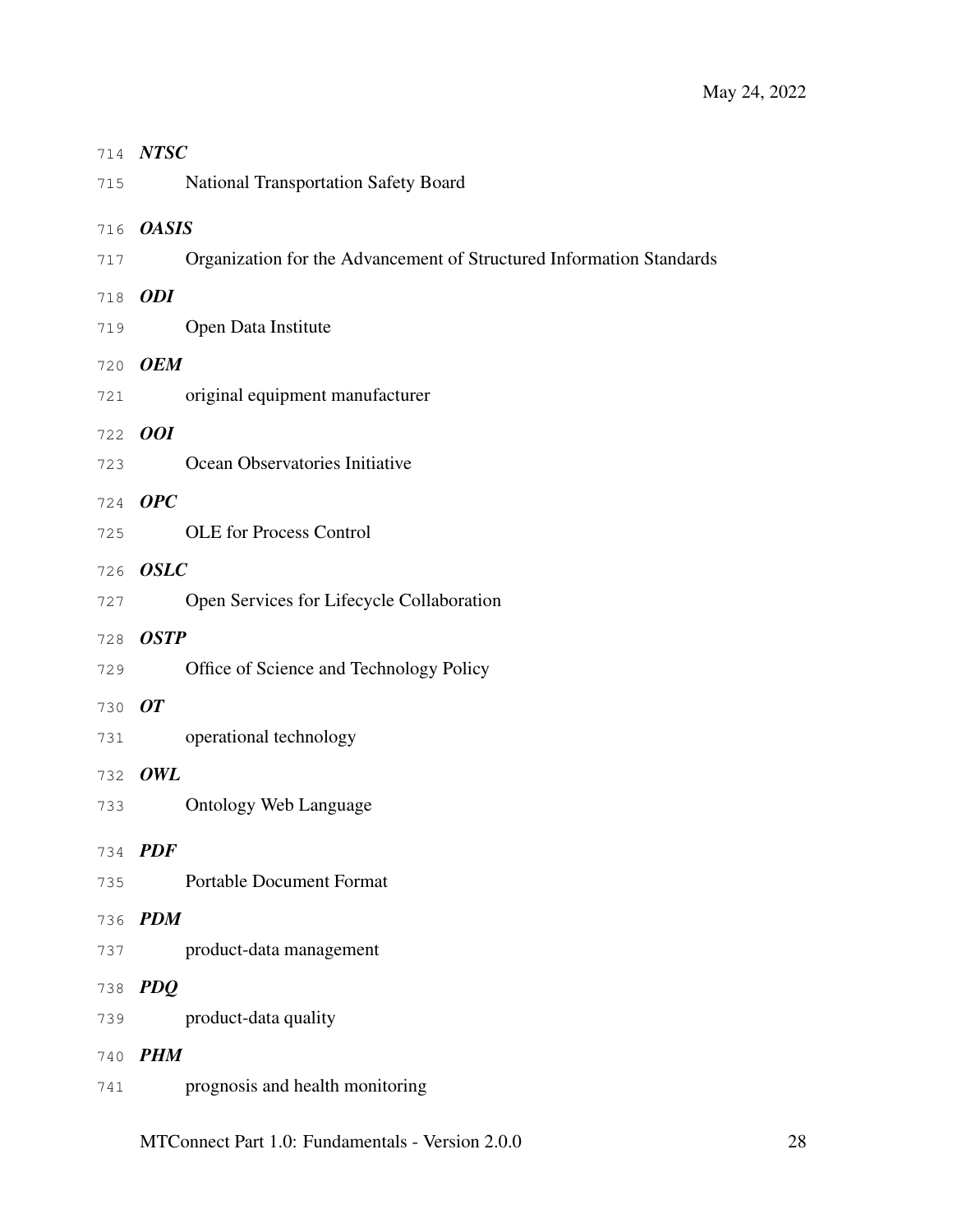*NTSC*

National Transportation Safety Board

*OASIS*

Organization for the Advancement of Structured Information Standards

*ODI*

Open Data Institute

*OEM*

original equipment manufacturer

*OOI*

Ocean Observatories Initiative

*OPC*

OLE for Process Control

*OSLC*

Open Services for Lifecycle Collaboration

*OSTP*

Office of Science and Technology Policy

*OT*

operational technology

*OWL*

Ontology Web Language

*PDF*

Portable Document Format

*PDM*

product-data management

*PDQ*

product-data quality

*PHM*

prognosis and health monitoring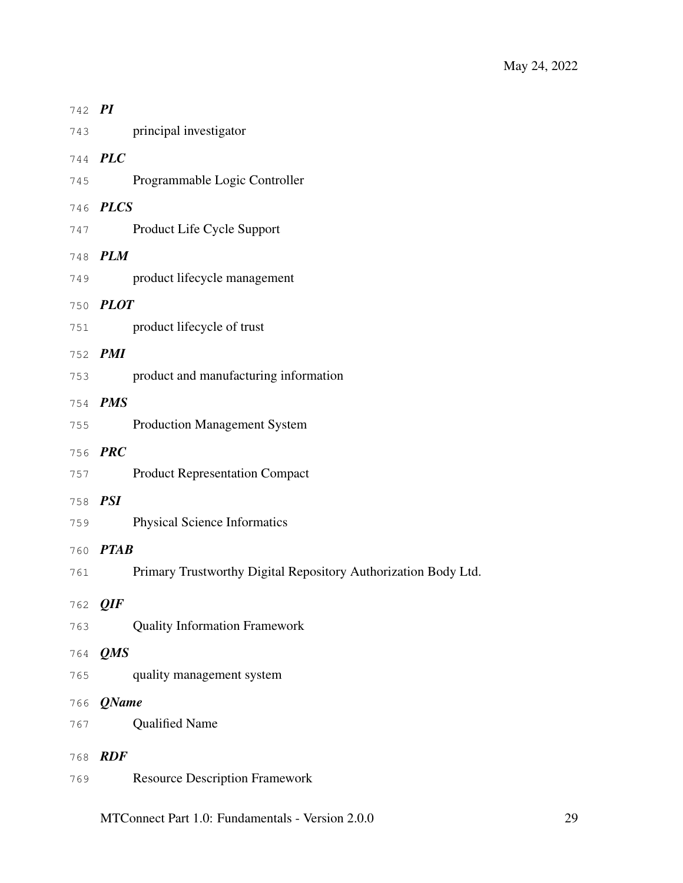***PI***

principal investigator

***PLC***

Programmable Logic Controller

***PLCS***

Product Life Cycle Support

***PLM***

product lifecycle management

***PLOT***

product lifecycle of trust

***PMI***

product and manufacturing information

***PMS***

Production Management System

***PRC***

Product Representation Compact

***PSI***

Physical Science Informatics

***PTAB***

Primary Trustworthy Digital Repository Authorization Body Ltd.

***QIF***

Quality Information Framework

***QMS***

quality management system

***QName***

Qualified Name

***RDF***

Resource Description Framework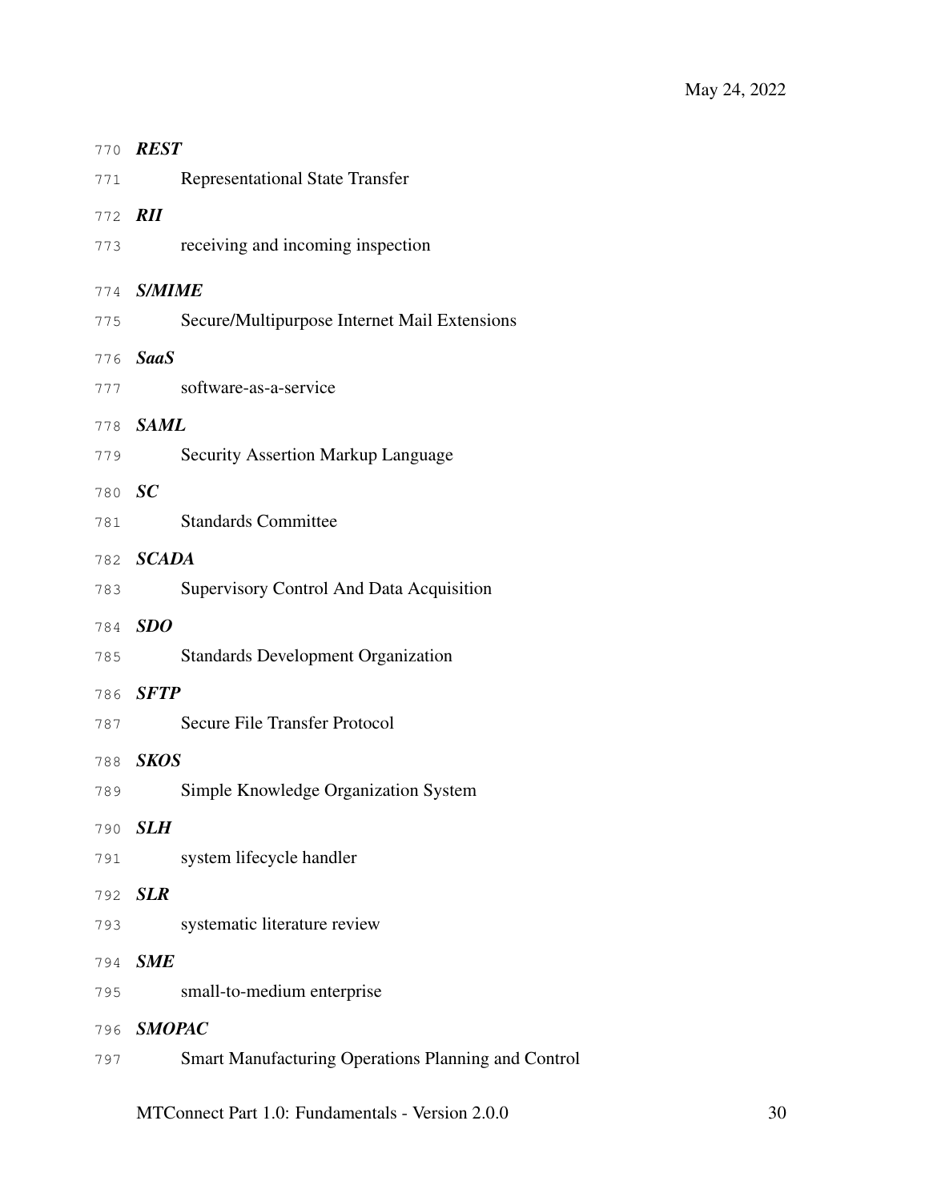***REST***

Representational State Transfer

***RII***

receiving and incoming inspection

***S/MIME***

Secure/Multipurpose Internet Mail Extensions

***SaaS***

software-as-a-service

***SAML***

Security Assertion Markup Language

***SC***

Standards Committee

***SCADA***

Supervisory Control And Data Acquisition

***SDO***

Standards Development Organization

***SFTP***

Secure File Transfer Protocol

***SKOS***

Simple Knowledge Organization System

***SLH***

system lifecycle handler

***SLR***

systematic literature review

***SME***

small-to-medium enterprise

***SMOPAC***

Smart Manufacturing Operations Planning and Control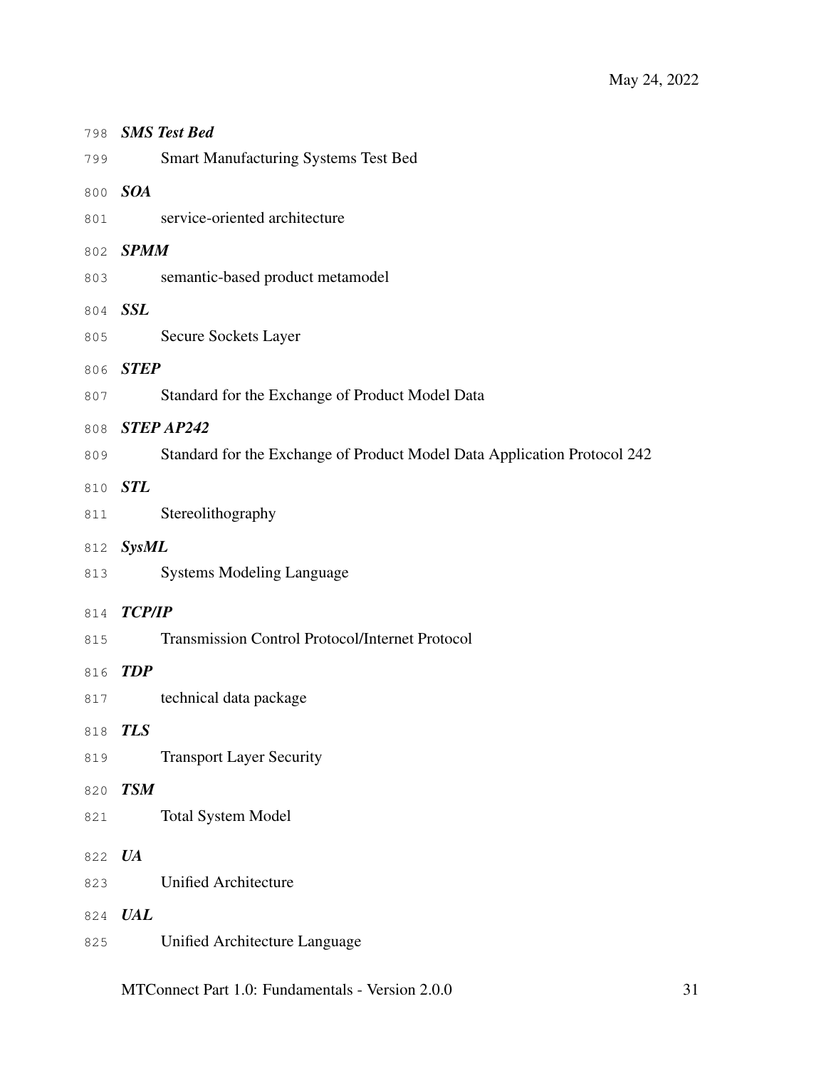***SMS Test Bed***

Smart Manufacturing Systems Test Bed

***SOA***

service-oriented architecture

***SPMM***

semantic-based product metamodel

***SSL***

Secure Sockets Layer

***STEP***

Standard for the Exchange of Product Model Data

***STEP AP242***

Standard for the Exchange of Product Model Data Application Protocol 242

***STL***

Stereolithography

***SysML***

Systems Modeling Language

***TCP/IP***

Transmission Control Protocol/Internet Protocol

***TDP***

technical data package

***TLS***

Transport Layer Security

***TSM***

Total System Model

***UA***

Unified Architecture

***UAL***

Unified Architecture Language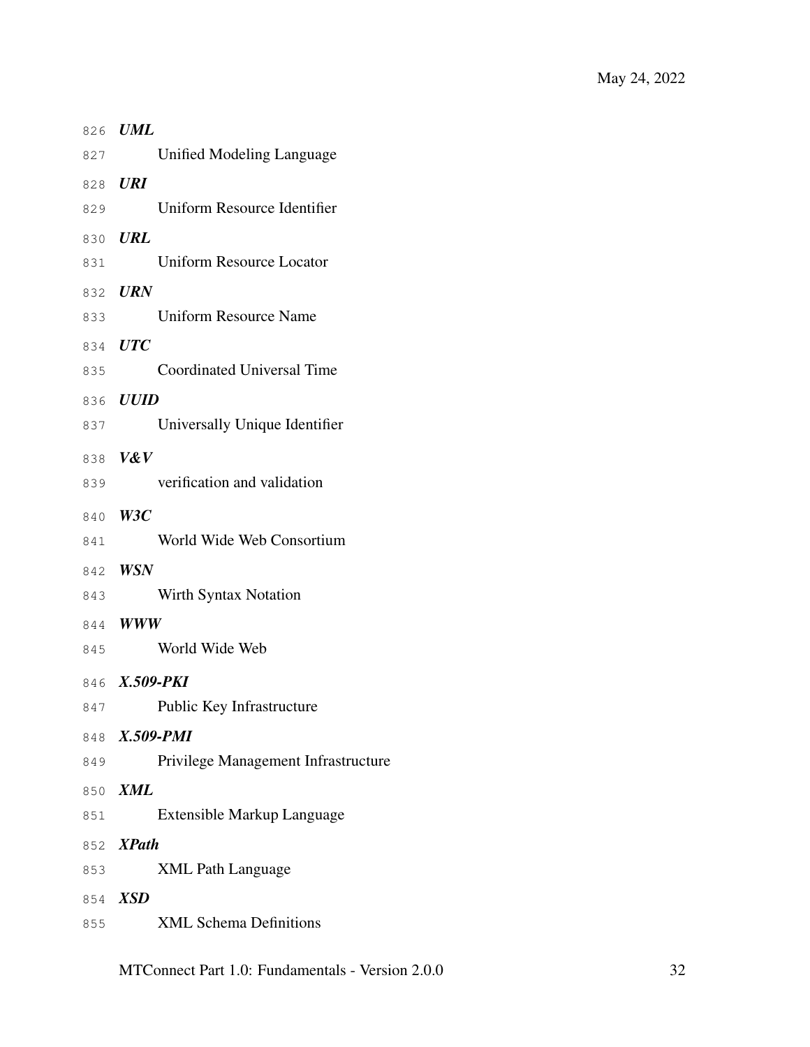***UML***

Unified Modeling Language

***URI***

Uniform Resource Identifier

***URL***

Uniform Resource Locator

***URN***

Uniform Resource Name

***UTC***

Coordinated Universal Time

***UUID***

Universally Unique Identifier

***V&V***

verification and validation

***W3C***

World Wide Web Consortium

***WSN***

Wirth Syntax Notation

***WWW***

World Wide Web

***X.509-PKI***

Public Key Infrastructure

***X.509-PMI***

Privilege Management Infrastructure

***XML***

Extensible Markup Language

***XPath***

XML Path Language

***XSD***

XML Schema Definitions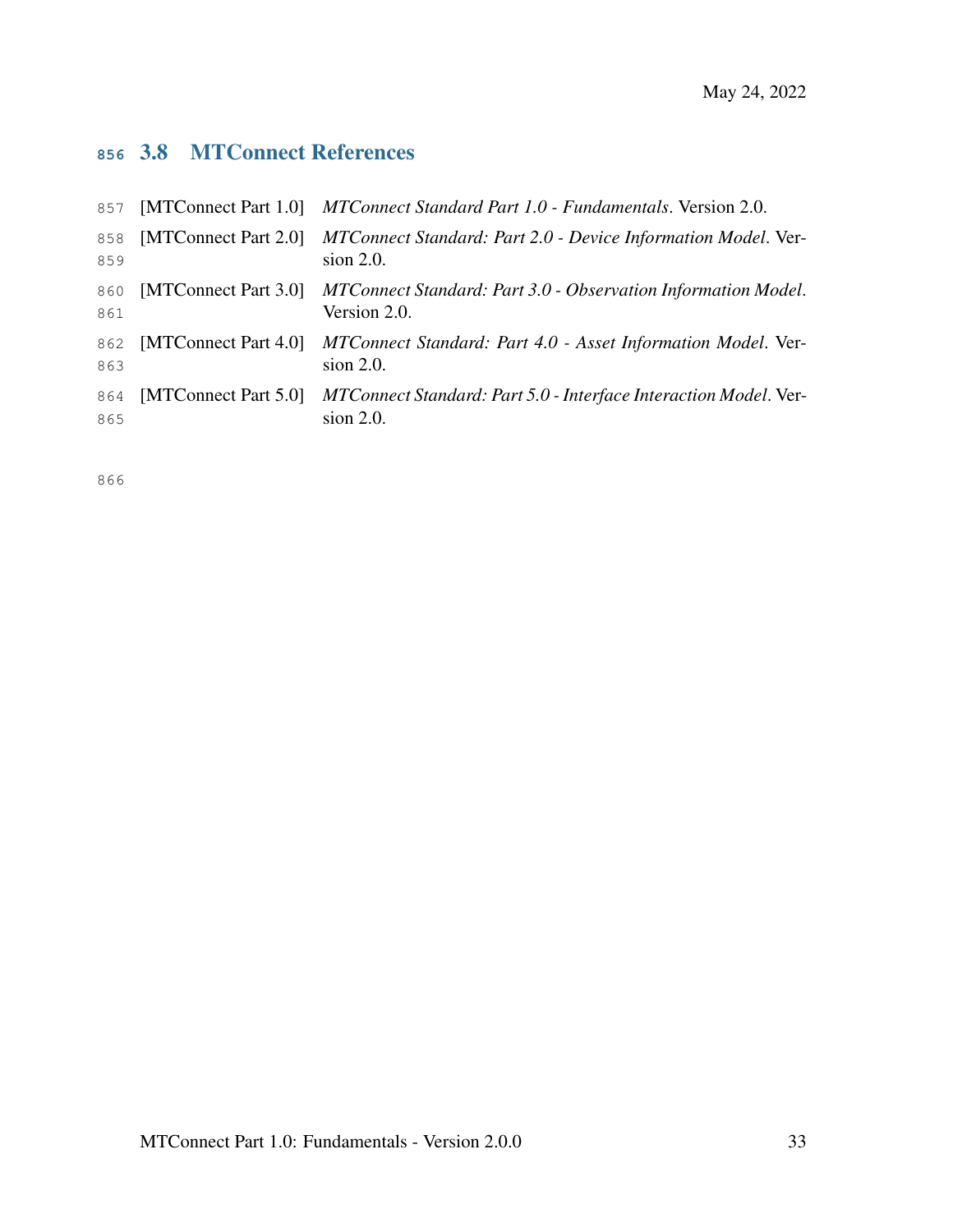## 3.8 MTConnect References

[MTConnect Part 1.0] *MTConnect Standard Part 1.0 - Fundamentals*. Version 2.0.

[MTConnect Part 2.0] *MTConnect Standard: Part 2.0 - Device Information Model*. Version 2.0.

[MTConnect Part 3.0] *MTConnect Standard: Part 3.0 - Observation Information Model*. Version 2.0.

[MTConnect Part 4.0] *MTConnect Standard: Part 4.0 - Asset Information Model*. Version 2.0.

[MTConnect Part 5.0] *MTConnect Standard: Part 5.0 - Interface Interaction Model*. Version 2.0.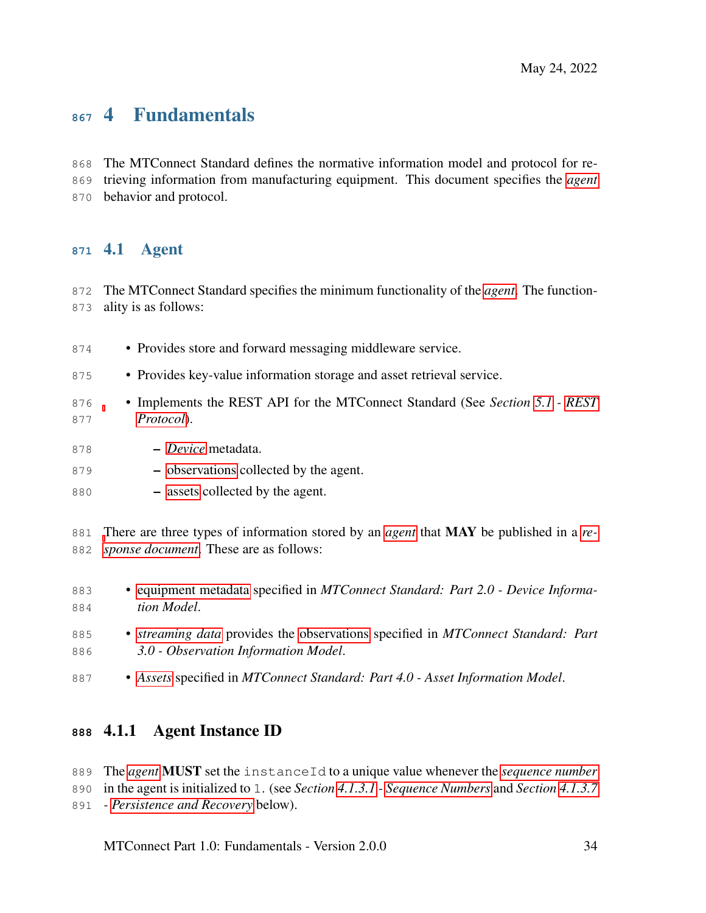# 4 Fundamentals

The MTConnect Standard defines the normative information model and protocol for retrieving information from manufacturing equipment. This document specifies the *agent* behavior and protocol.

## 4.1 Agent

The MTConnect Standard specifies the minimum functionality of the *agent*. The functionality is as follows:

- Provides store and forward messaging middleware service.
- Provides key-value information storage and asset retrieval service.
- Implements the REST API for the MTConnect Standard (See *Section 5.1 - REST Protocol*).
  - *Device* metadata.
  - observations collected by the agent.
  - assets collected by the agent.

There are three types of information stored by an *agent* that **MAY** be published in a *response document*. These are as follows:

- equipment metadata specified in *MTConnect Standard: Part 2.0 - Device Information Model*.
- *streaming data* provides the observations specified in *MTConnect Standard: Part 3.0 - Observation Information Model*.
- *Assets* specified in *MTConnect Standard: Part 4.0 - Asset Information Model*.

### 4.1.1 Agent Instance ID

The *agent* **MUST** set the `instanceId` to a unique value whenever the *sequence number* in the agent is initialized to `1`. (see *Section 4.1.3.1 - Sequence Numbers* and *Section 4.1.3.7 - Persistence and Recovery* below).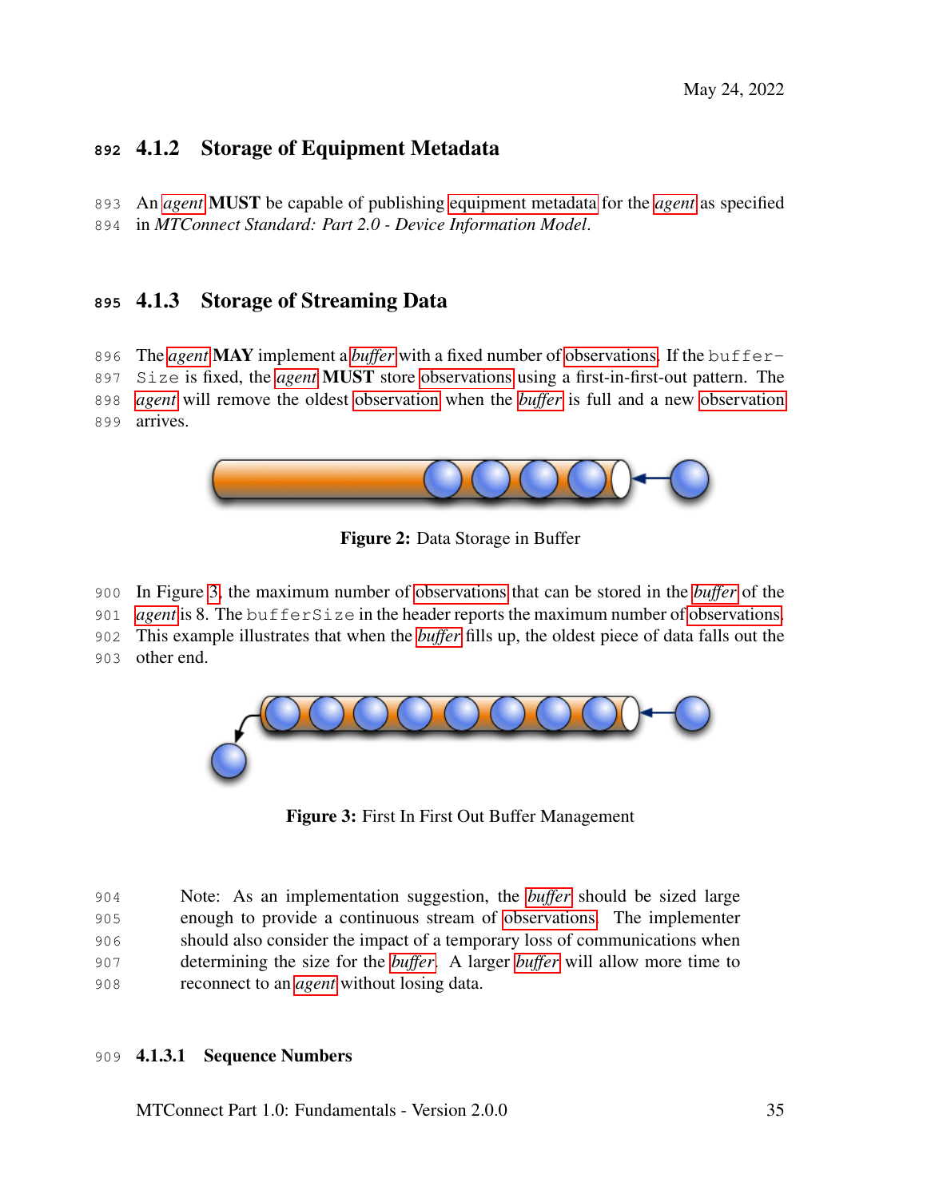### 4.1.2 Storage of Equipment Metadata

An *agent* **MUST** be capable of publishing equipment metadata for the *agent* as specified in *MTConnect Standard: Part 2.0 - Device Information Model*.

### 4.1.3 Storage of Streaming Data

The *agent* **MAY** implement a *buffer* with a fixed number of observations. If the `bufferSize` is fixed, the *agent* **MUST** store observations using a first-in-first-out pattern. The *agent* will remove the oldest observation when the *buffer* is full and a new observation arrives.

**Figure 2:** Data Storage in Buffer

In Figure 3, the maximum number of observations that can be stored in the *buffer* of the *agent* is 8. The `bufferSize` in the header reports the maximum number of observations. This example illustrates that when the *buffer* fills up, the oldest piece of data falls out the other end.

**Figure 3:** First In First Out Buffer Management

> Note: As an implementation suggestion, the *buffer* should be sized large enough to provide a continuous stream of observations. The implementer should also consider the impact of a temporary loss of communications when determining the size for the *buffer*. A larger *buffer* will allow more time to reconnect to an *agent* without losing data.

#### 4.1.3.1 Sequence Numbers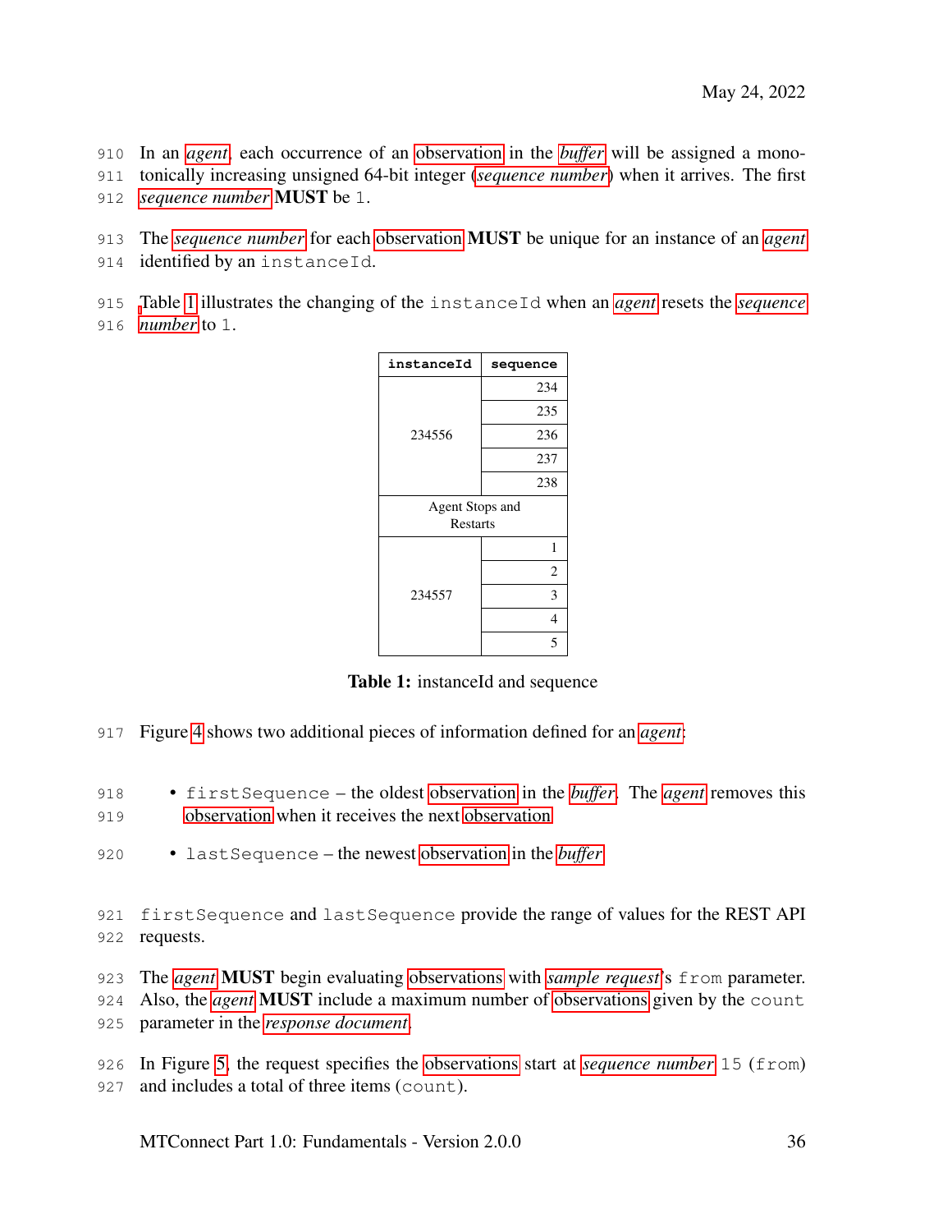In an *agent*, each occurrence of an observation in the *buffer* will be assigned a monotonically increasing unsigned 64-bit integer (*sequence number*) when it arrives. The first *sequence number* **MUST** be `1`.

The *sequence number* for each observation **MUST** be unique for an instance of an *agent* identified by an `instanceId`.

Table 1 illustrates the changing of the `instanceId` when an *agent* resets the *sequence number* to `1`.

| instanceId | sequence |
|---|---|
| 234556 | 234 |
| | 235 |
| | 236 |
| | 237 |
| | 238 |
| Agent Stops and Restarts | |
| 234557 | 1 |
| | 2 |
| | 3 |
| | 4 |
| | 5 |

**Table 1:** instanceId and sequence

Figure 4 shows two additional pieces of information defined for an *agent*:

- `firstSequence` – the oldest observation in the *buffer*. The *agent* removes this observation when it receives the next observation.
- `lastSequence` – the newest observation in the *buffer*.

`firstSequence` and `lastSequence` provide the range of values for the REST API requests.

The *agent* **MUST** begin evaluating observations with *sample request*'s `from` parameter. Also, the *agent* **MUST** include a maximum number of observations given by the `count` parameter in the *response document*.

In Figure 5, the request specifies the observations start at *sequence number* `15 (from)` and includes a total of three items (`count`).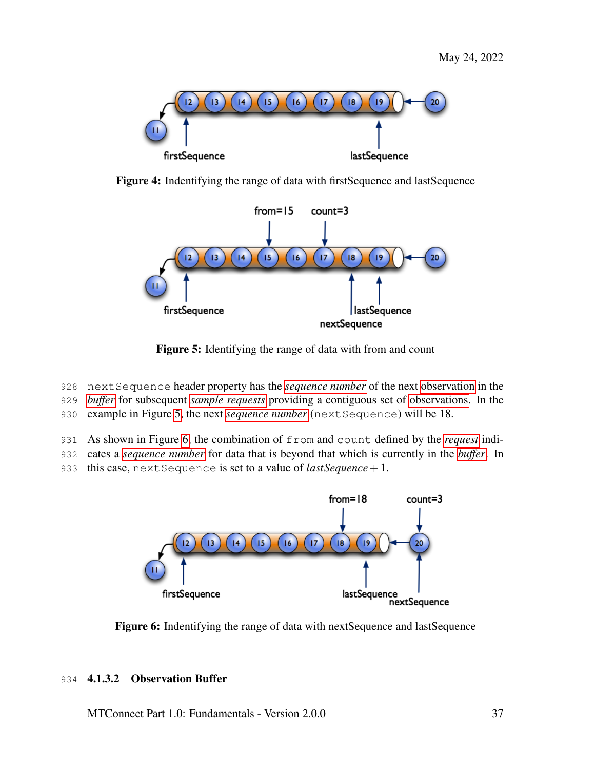Figure 4: Indentifying the range of data with firstSequence and lastSequence

Figure 5: Identifying the range of data with from and count

nextSequence header property has the *sequence number* of the next observation in the *buffer* for subsequent *sample requests* providing a contiguous set of observations. In the example in Figure 5, the next *sequence number* (nextSequence) will be 18.

As shown in Figure 6, the combination of from and count defined by the *request* indicates a *sequence number* for data that is beyond that which is currently in the *buffer*. In this case, nextSequence is set to a value of $lastSequence + 1$.

Figure 6: Indentifying the range of data with nextSequence and lastSequence

#### 4.1.3.2 Observation Buffer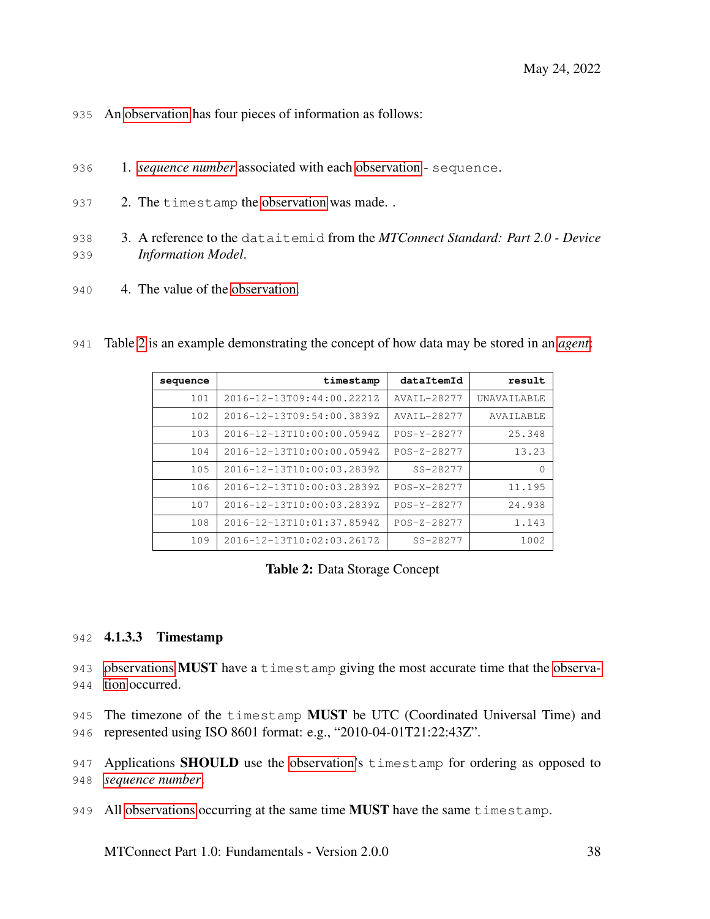An observation has four pieces of information as follows:

1. *sequence number* associated with each observation - `sequence`.
2. The `timestamp` the observation was made. .
3. A reference to the `dataitemid` from the *MTConnect Standard: Part 2.0 - Device Information Model*.
4. The value of the observation.

Table 2 is an example demonstrating the concept of how data may be stored in an *agent*:

| sequence | timestamp | dataItemId | result |
|---:|---:|---:|---:|
| 101 | 2016-12-13T09:44:00.2221Z | AVAIL-28277 | UNAVAILABLE |
| 102 | 2016-12-13T09:54:00.3839Z | AVAIL-28277 | AVAILABLE |
| 103 | 2016-12-13T10:00:00.0594Z | POS-Y-28277 | 25.348 |
| 104 | 2016-12-13T10:00:00.0594Z | POS-Z-28277 | 13.23 |
| 105 | 2016-12-13T10:00:03.2839Z | SS-28277 | 0 |
| 106 | 2016-12-13T10:00:03.2839Z | POS-X-28277 | 11.195 |
| 107 | 2016-12-13T10:00:03.2839Z | POS-Y-28277 | 24.938 |
| 108 | 2016-12-13T10:01:37.8594Z | POS-Z-28277 | 1.143 |
| 109 | 2016-12-13T10:02:03.2617Z | SS-28277 | 1002 |

**Table 2:** Data Storage Concept

#### 4.1.3.3 Timestamp

observations **MUST** have a `timestamp` giving the most accurate time that the observation occurred.

The timezone of the `timestamp` **MUST** be UTC (Coordinated Universal Time) and represented using ISO 8601 format: e.g., "2010-04-01T21:22:43Z".

Applications **SHOULD** use the observation's `timestamp` for ordering as opposed to *sequence number*.

All observations occurring at the same time **MUST** have the same `timestamp`.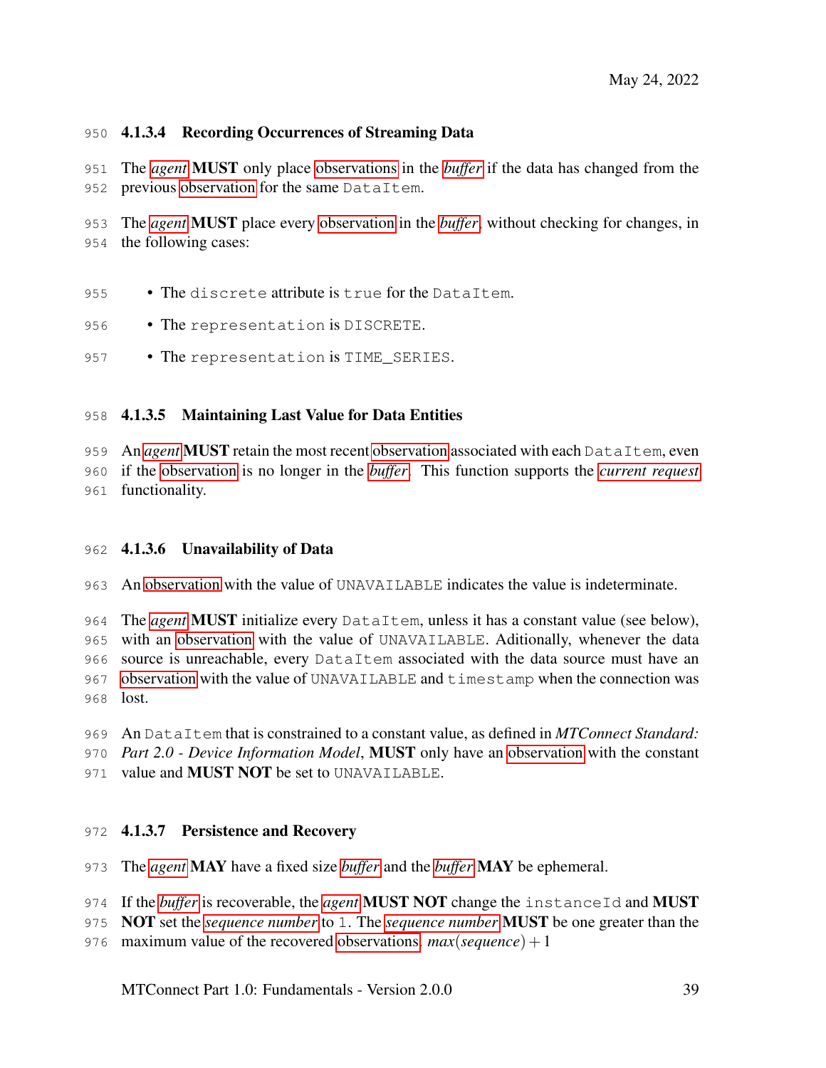#### 4.1.3.4 Recording Occurrences of Streaming Data

The *agent* **MUST** only place observations in the *buffer* if the data has changed from the previous observation for the same `DataItem`.

The *agent* **MUST** place every observation in the *buffer*, without checking for changes, in the following cases:

- The `discrete` attribute is `true` for the `DataItem`.
- The `representation` is `DISCRETE`.
- The `representation` is `TIME_SERIES`.

#### 4.1.3.5 Maintaining Last Value for Data Entities

An *agent* **MUST** retain the most recent observation associated with each `DataItem`, even if the observation is no longer in the *buffer*. This function supports the *current request* functionality.

#### 4.1.3.6 Unavailability of Data

An observation with the value of `UNAVAILABLE` indicates the value is indeterminate.

The *agent* **MUST** initialize every `DataItem`, unless it has a constant value (see below), with an observation with the value of `UNAVAILABLE`. Aditionally, whenever the data source is unreachable, every `DataItem` associated with the data source must have an observation with the value of `UNAVAILABLE` and `timestamp` when the connection was lost.

An `DataItem` that is constrained to a constant value, as defined in *MTConnect Standard: Part 2.0 - Device Information Model*, **MUST** only have an observation with the constant value and **MUST NOT** be set to `UNAVAILABLE`.

#### 4.1.3.7 Persistence and Recovery

The *agent* **MAY** have a fixed size *buffer* and the *buffer* **MAY** be ephemeral.

If the *buffer* is recoverable, the *agent* **MUST NOT** change the `instanceId` and **MUST NOT** set the *sequence number* to `1`. The *sequence number* **MUST** be one greater than the maximum value of the recovered observations. $max(sequence) + 1$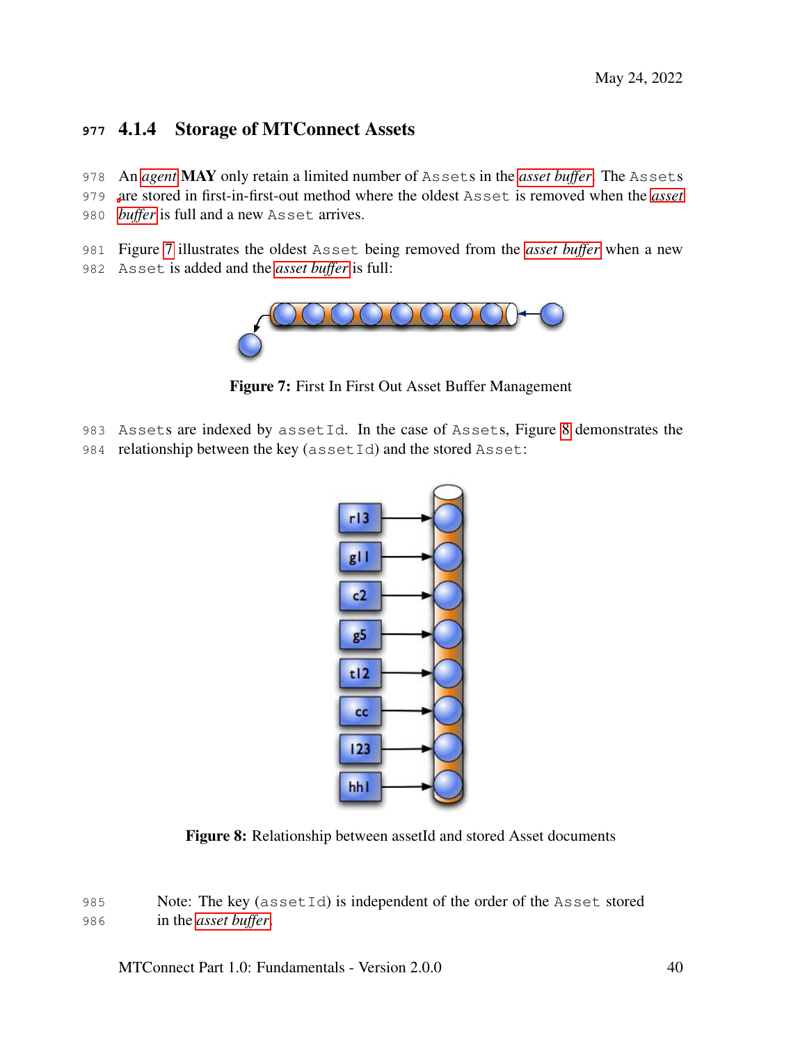### 4.1.4 Storage of MTConnect Assets

An *agent* **MAY** only retain a limited number of `Assets` in the *asset buffer*. The `Assets` are stored in first-in-first-out method where the oldest `Asset` is removed when the *asset buffer* is full and a new `Asset` arrives.

Figure 7 illustrates the oldest `Asset` being removed from the *asset buffer* when a new `Asset` is added and the *asset buffer* is full:

**Figure 7:** First In First Out Asset Buffer Management

`Assets` are indexed by `assetId`. In the case of `Assets`, Figure 8 demonstrates the relationship between the key (`assetId`) and the stored `Asset`:

**Figure 8:** Relationship between assetId and stored Asset documents

> Note: The key (`assetId`) is independent of the order of the `Asset` stored in the *asset buffer*.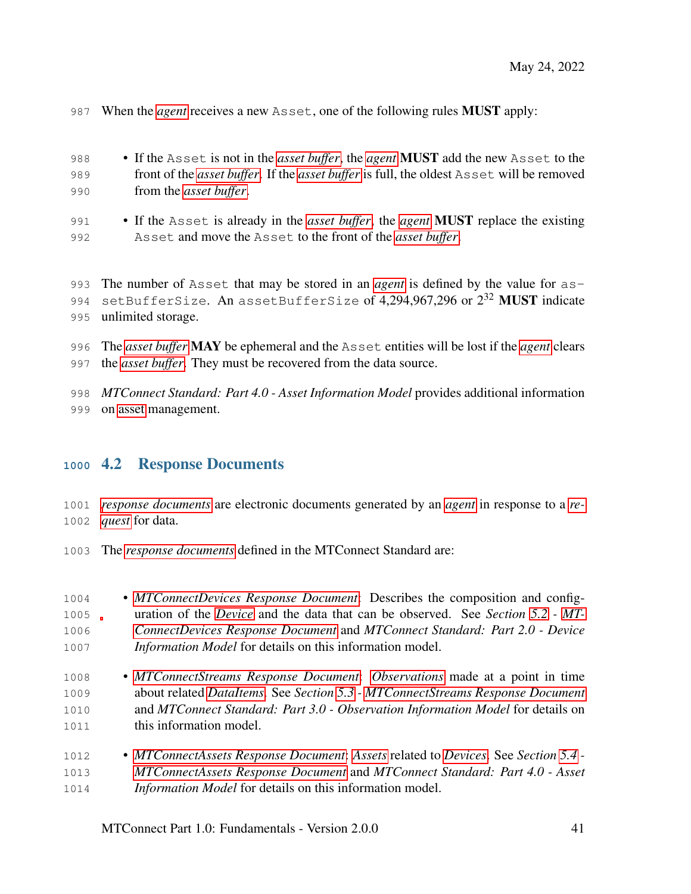When the *agent* receives a new `Asset`, one of the following rules **MUST** apply:

- If the `Asset` is not in the *asset buffer*, the *agent* **MUST** add the new `Asset` to the front of the *asset buffer*. If the *asset buffer* is full, the oldest `Asset` will be removed from the *asset buffer*.
- If the `Asset` is already in the *asset buffer*, the *agent* **MUST** replace the existing `Asset` and move the `Asset` to the front of the *asset buffer*.

The number of `Asset` that may be stored in an *agent* is defined by the value for `assetBufferSize`. An `assetBufferSize` of 4,294,967,296 or $2^{32}$ **MUST** indicate unlimited storage.

The *asset buffer* **MAY** be ephemeral and the `Asset` entities will be lost if the *agent* clears the *asset buffer*. They must be recovered from the data source.

*MTConnect Standard: Part 4.0 - Asset Information Model* provides additional information on asset management.

## 4.2 Response Documents

*response documents* are electronic documents generated by an *agent* in response to a *request* for data.

The *response documents* defined in the MTConnect Standard are:

- *MTConnectDevices Response Document*: Describes the composition and configuration of the *Device* and the data that can be observed. See *Section 5.2 - MTConnectDevices Response Document* and *MTConnect Standard: Part 2.0 - Device Information Model* for details on this information model.
- *MTConnectStreams Response Document*: *Observations* made at a point in time about related *DataItems*. See *Section 5.3 - MTConnectStreams Response Document* and *MTConnect Standard: Part 3.0 - Observation Information Model* for details on this information model.
- *MTConnectAssets Response Document*: *Assets* related to *Devices*. See *Section 5.4 - MTConnectAssets Response Document* and *MTConnect Standard: Part 4.0 - Asset Information Model* for details on this information model.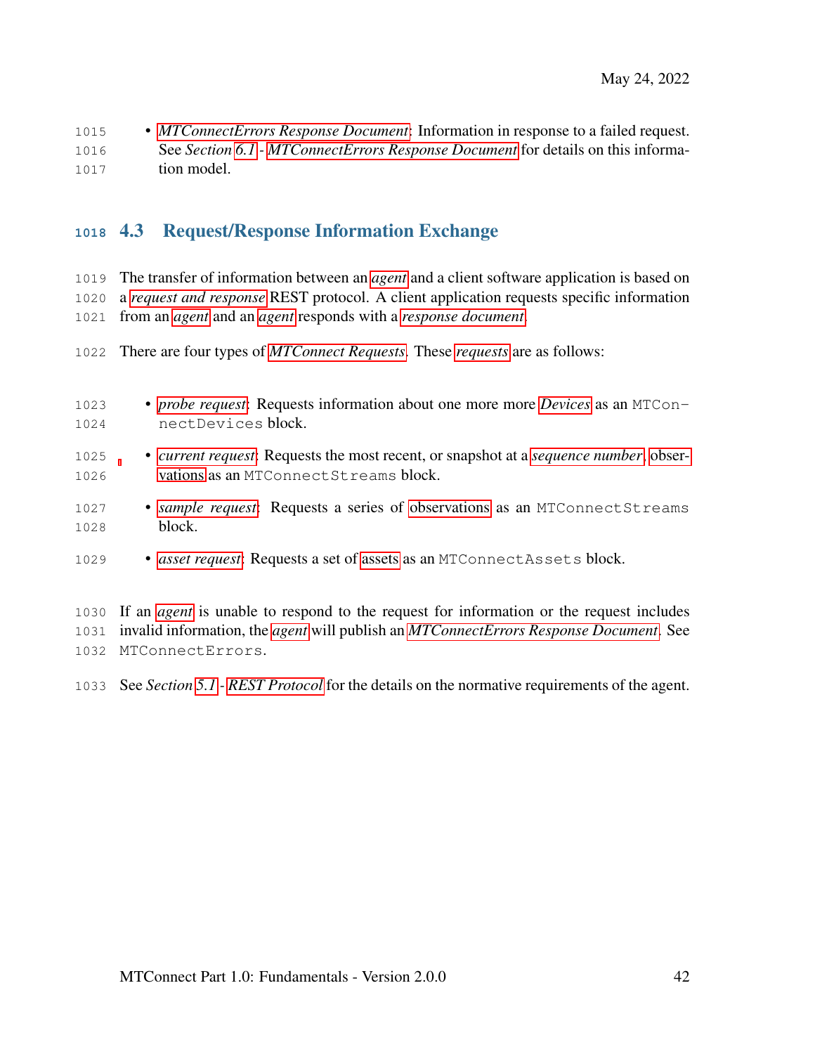- *MTConnectErrors Response Document*: Information in response to a failed request. See *Section* 6.1 - *MTConnectErrors Response Document* for details on this information model.

## 4.3 Request/Response Information Exchange

The transfer of information between an *agent* and a client software application is based on a *request and response* REST protocol. A client application requests specific information from an *agent* and an *agent* responds with a *response document*.

There are four types of *MTConnect Requests*. These *requests* are as follows:

- *probe request*: Requests information about one more more *Devices* as an `MTConnectDevices` block.
- *current request*: Requests the most recent, or snapshot at a *sequence number*, observations as an `MTConnectStreams` block.
- *sample request*: Requests a series of observations as an `MTConnectStreams` block.
- *asset request*: Requests a set of assets as an `MTConnectAssets` block.

If an *agent* is unable to respond to the request for information or the request includes invalid information, the *agent* will publish an *MTConnectErrors Response Document*. See `MTConnectErrors`.

See *Section* 5.1 - *REST Protocol* for the details on the normative requirements of the agent.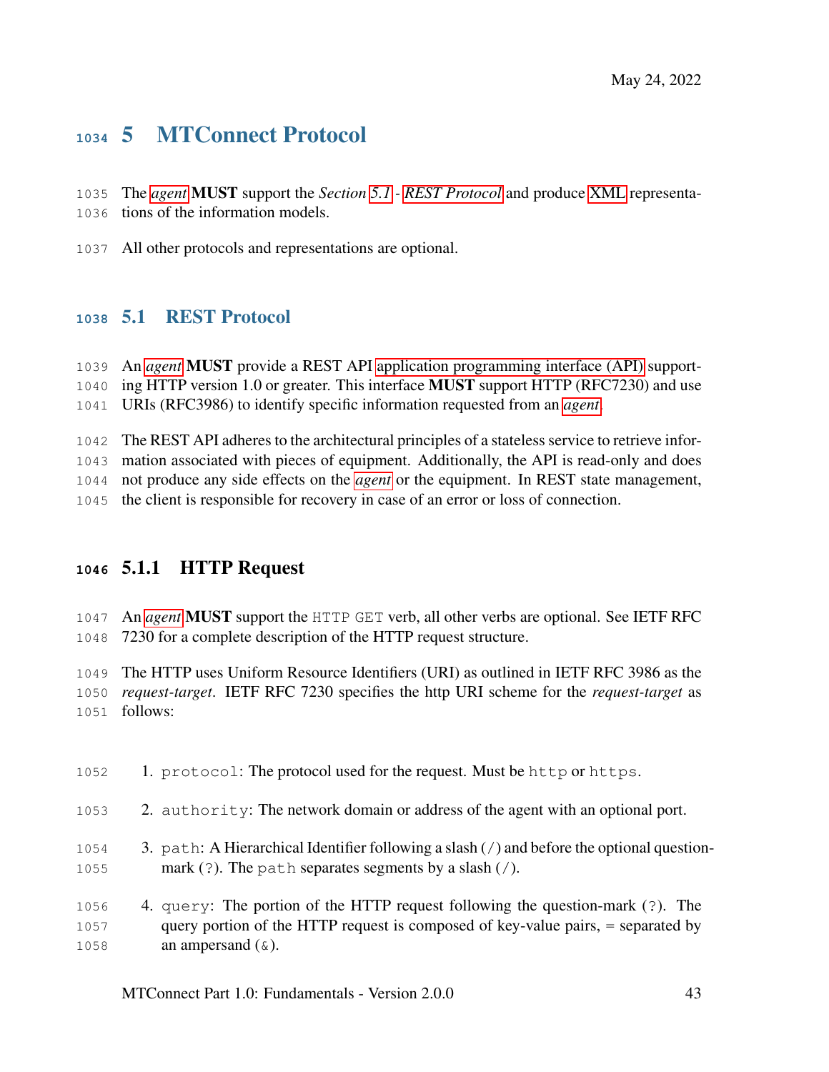# 5 MTConnect Protocol

The *agent* **MUST** support the *Section 5.1 - REST Protocol* and produce XML representations of the information models.

All other protocols and representations are optional.

## 5.1 REST Protocol

An *agent* **MUST** provide a REST API application programming interface (API) supporting HTTP version 1.0 or greater. This interface **MUST** support HTTP (RFC7230) and use URIs (RFC3986) to identify specific information requested from an *agent*.

The REST API adheres to the architectural principles of a stateless service to retrieve information associated with pieces of equipment. Additionally, the API is read-only and does not produce any side effects on the *agent* or the equipment. In REST state management, the client is responsible for recovery in case of an error or loss of connection.

### 5.1.1 HTTP Request

An *agent* **MUST** support the `HTTP GET` verb, all other verbs are optional. See IETF RFC 7230 for a complete description of the HTTP request structure.

The HTTP uses Uniform Resource Identifiers (URI) as outlined in IETF RFC 3986 as the *request-target*. IETF RFC 7230 specifies the http URI scheme for the *request-target* as follows:

1. `protocol`: The protocol used for the request. Must be `http` or `https`.
2. `authority`: The network domain or address of the agent with an optional port.
3. `path`: A Hierarchical Identifier following a slash (`/`) and before the optional question-mark (`?`). The `path` separates segments by a slash (`/`).
4. `query`: The portion of the HTTP request following the question-mark (`?`). The query portion of the HTTP request is composed of key-value pairs, `=` separated by an ampersand (`&`).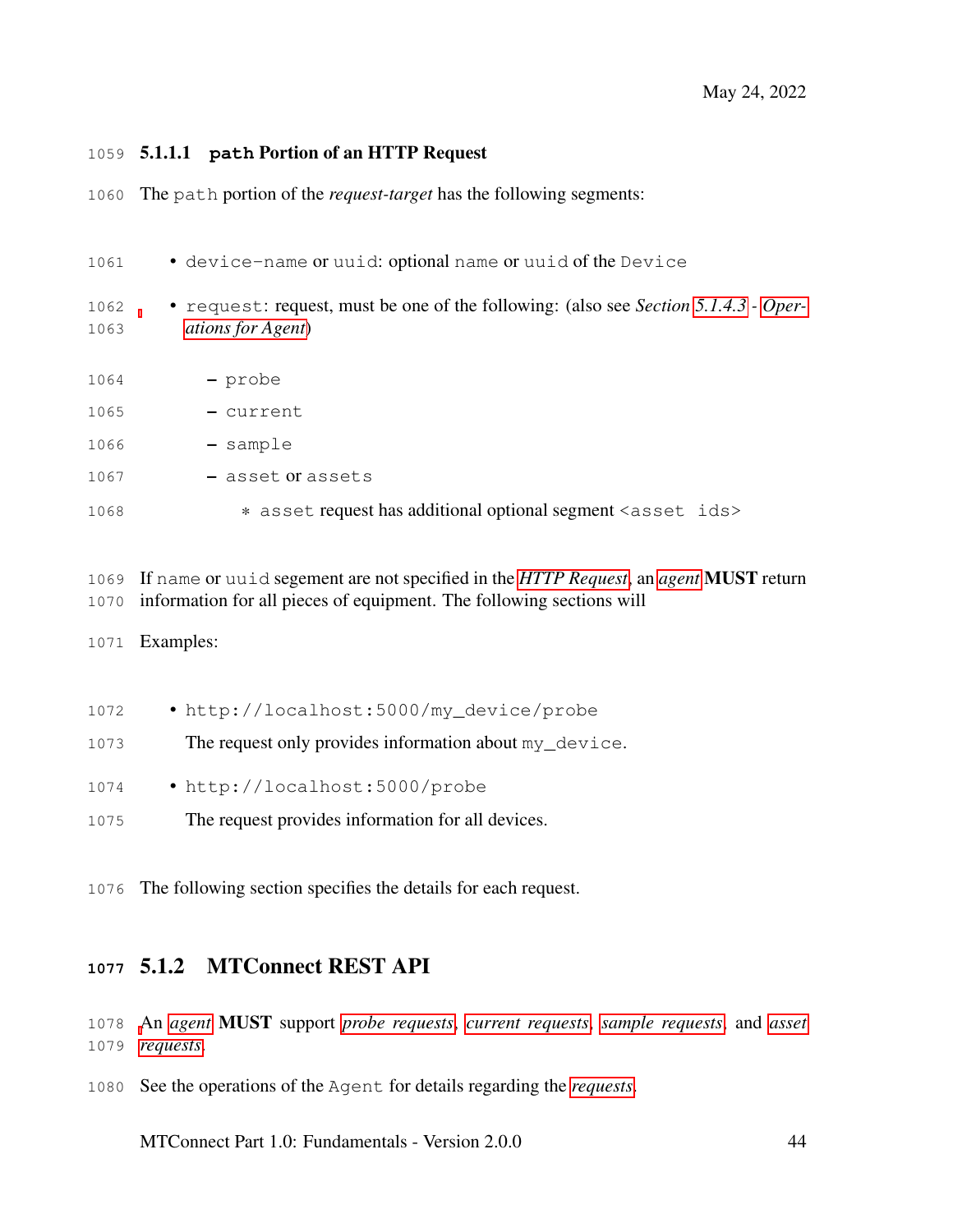#### 5.1.1.1 `path` Portion of an HTTP Request

The `path` portion of the *request-target* has the following segments:

- `device-name` or `uuid`: optional `name` or `uuid` of the `Device`
- `request`: request, must be one of the following: (also see *Section 5.1.4.3 - Operations for Agent*)
  - `probe`
  - `current`
  - `sample`
  - `asset` or `assets`
    - `asset` request has additional optional segment `<asset ids>`

If `name` or `uuid` segement are not specified in the *HTTP Request*, an *agent* **MUST** return information for all pieces of equipment. The following sections will

Examples:

- `http://localhost:5000/my_device/probe`

  The request only provides information about `my_device`.

- `http://localhost:5000/probe`

  The request provides information for all devices.

The following section specifies the details for each request.

### 5.1.2 MTConnect REST API

An *agent* **MUST** support *probe requests*, *current requests*, *sample requests*, and *asset requests*.

See the operations of the `Agent` for details regarding the *requests*.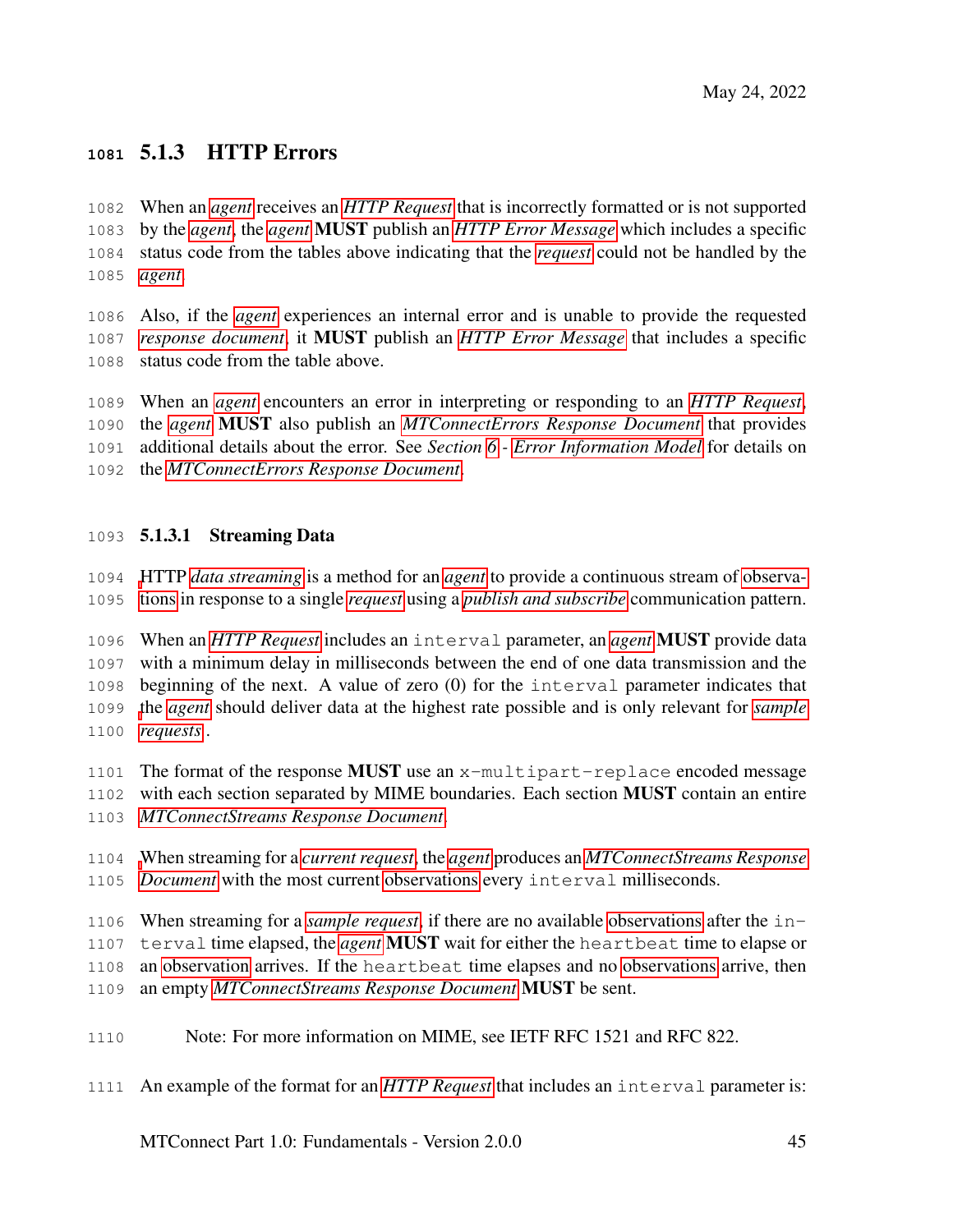### 5.1.3 HTTP Errors

When an *agent* receives an *HTTP Request* that is incorrectly formatted or is not supported by the *agent*, the *agent* **MUST** publish an *HTTP Error Message* which includes a specific status code from the tables above indicating that the *request* could not be handled by the *agent*.

Also, if the *agent* experiences an internal error and is unable to provide the requested *response document*, it **MUST** publish an *HTTP Error Message* that includes a specific status code from the table above.

When an *agent* encounters an error in interpreting or responding to an *HTTP Request*, the *agent* **MUST** also publish an *MTConnectErrors Response Document* that provides additional details about the error. See *Section 6 - Error Information Model* for details on the *MTConnectErrors Response Document*.

#### 5.1.3.1 Streaming Data

HTTP *data streaming* is a method for an *agent* to provide a continuous stream of observations in response to a single *request* using a *publish and subscribe* communication pattern.

When an *HTTP Request* includes an `interval` parameter, an *agent* **MUST** provide data with a minimum delay in milliseconds between the end of one data transmission and the beginning of the next. A value of zero (0) for the `interval` parameter indicates that the *agent* should deliver data at the highest rate possible and is only relevant for *sample requests*.

The format of the response **MUST** use an `x-multipart-replace` encoded message with each section separated by MIME boundaries. Each section **MUST** contain an entire *MTConnectStreams Response Document*.

When streaming for a *current request*, the *agent* produces an *MTConnectStreams Response Document* with the most current observations every `interval` milliseconds.

When streaming for a *sample request*, if there are no available observations after the `interval` time elapsed, the *agent* **MUST** wait for either the `heartbeat` time to elapse or an observation arrives. If the `heartbeat` time elapses and no observations arrive, then an empty *MTConnectStreams Response Document* **MUST** be sent.

> Note: For more information on MIME, see IETF RFC 1521 and RFC 822.

An example of the format for an *HTTP Request* that includes an `interval` parameter is: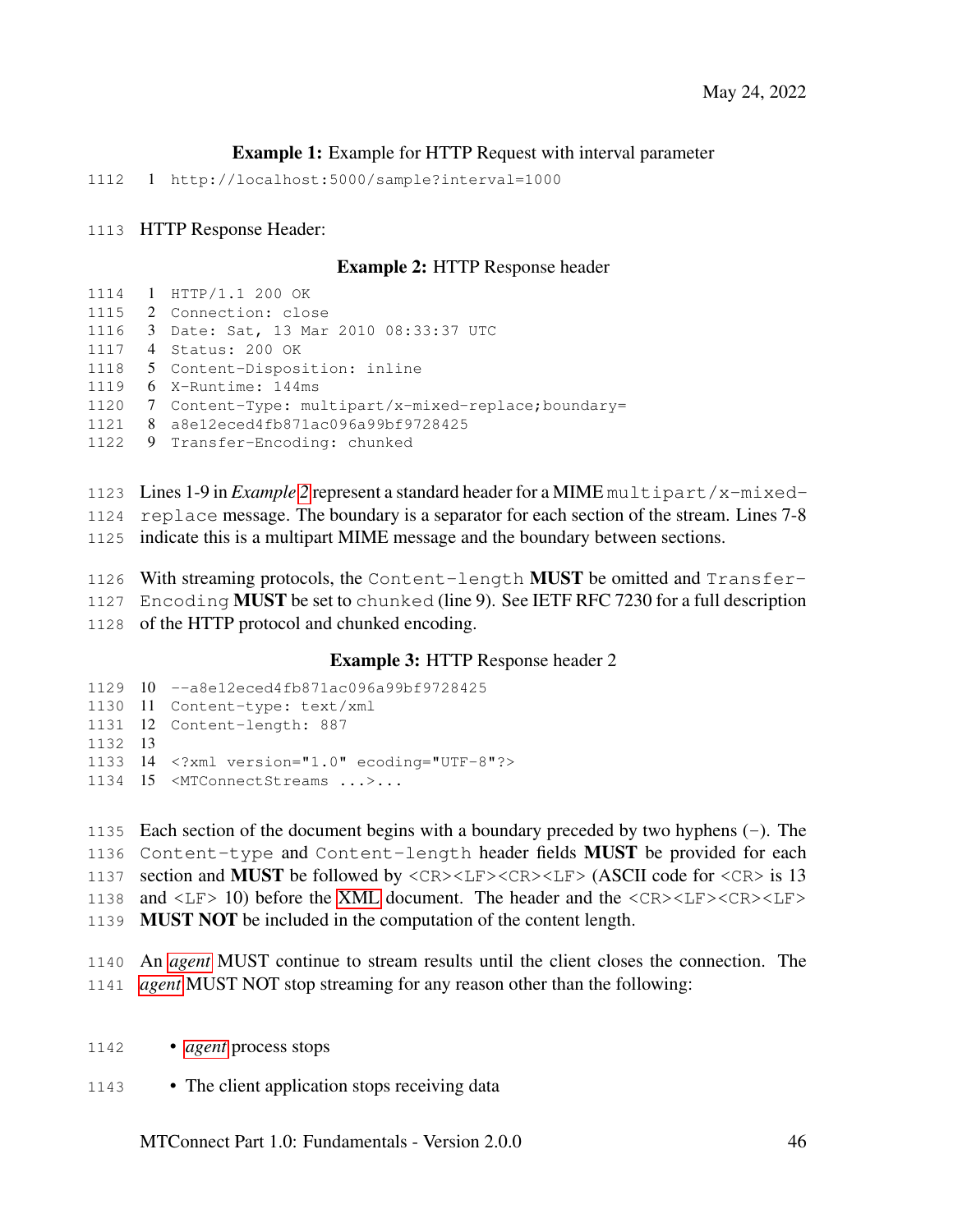**Example 1:** Example for HTTP Request with interval parameter

```
http://localhost:5000/sample?interval=1000
```

HTTP Response Header:

**Example 2:** HTTP Response header

```
HTTP/1.1 200 OK
Connection: close
Date: Sat, 13 Mar 2010 08:33:37 UTC
Status: 200 OK
Content-Disposition: inline
X-Runtime: 144ms
Content-Type: multipart/x-mixed-replace;boundary=
a8e12eced4fb871ac096a99bf9728425
Transfer-Encoding: chunked
```

Lines 1-9 in *Example 2* represent a standard header for a MIME `multipart/x-mixed-replace` message. The boundary is a separator for each section of the stream. Lines 7-8 indicate this is a multipart MIME message and the boundary between sections.

With streaming protocols, the `Content-length` **MUST** be omitted and `Transfer-Encoding` **MUST** be set to `chunked` (line 9). See IETF RFC 7230 for a full description of the HTTP protocol and chunked encoding.

**Example 3:** HTTP Response header 2

```
--a8e12eced4fb871ac096a99bf9728425
Content-type: text/xml
Content-length: 887

<?xml version="1.0" ecoding="UTF-8"?>
<MTConnectStreams ...>...
```

Each section of the document begins with a boundary preceded by two hyphens (`-`). The `Content-type` and `Content-length` header fields **MUST** be provided for each section and **MUST** be followed by `<CR><LF><CR><LF>` (ASCII code for `<CR>` is 13 and `<LF>` 10) before the XML document. The header and the `<CR><LF><CR><LF>` **MUST NOT** be included in the computation of the content length.

An *agent* MUST continue to stream results until the client closes the connection. The *agent* MUST NOT stop streaming for any reason other than the following:

- *agent* process stops
- The client application stops receiving data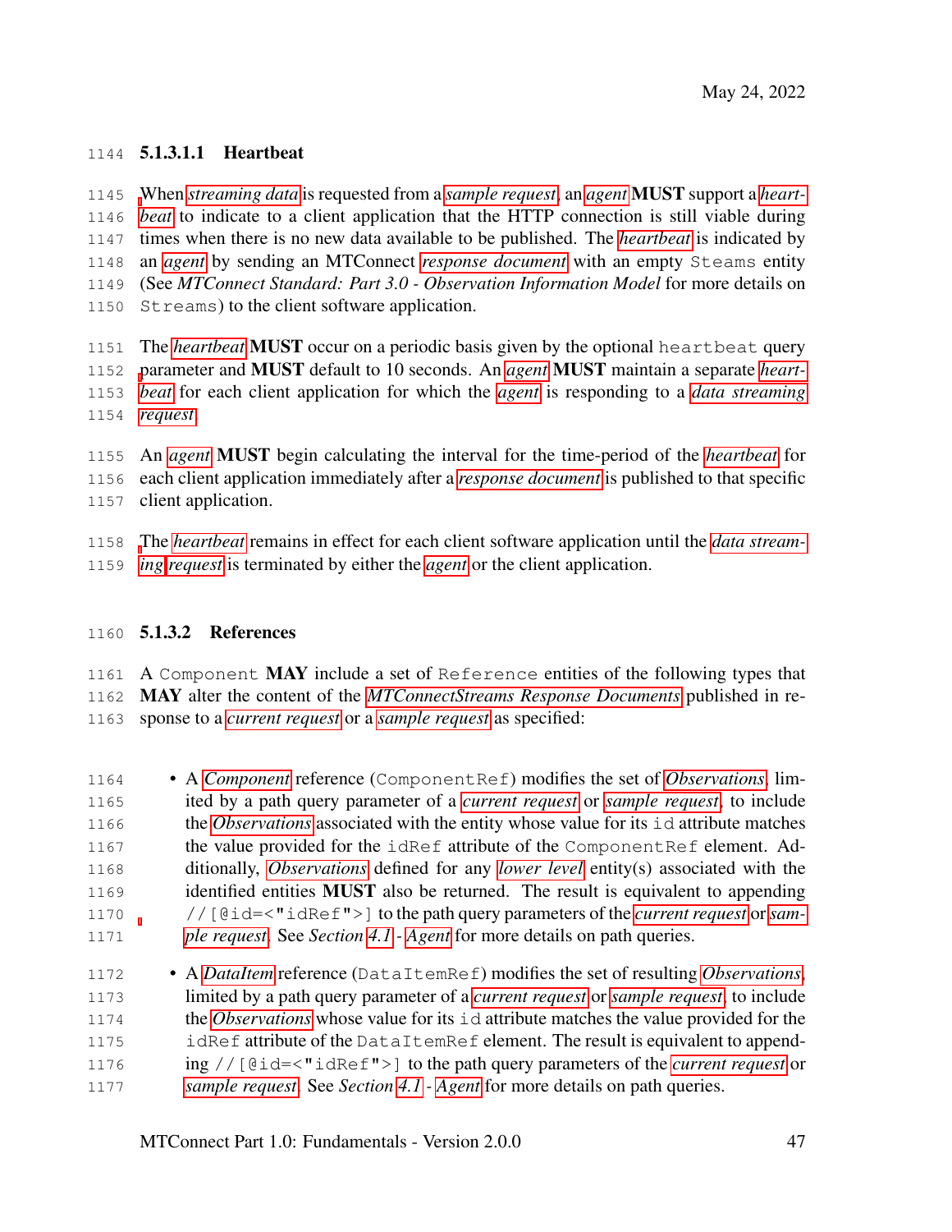##### 5.1.3.1.1 Heartbeat

When *streaming data* is requested from a *sample request*, an *agent* **MUST** support a *heartbeat* to indicate to a client application that the HTTP connection is still viable during times when there is no new data available to be published. The *heartbeat* is indicated by an *agent* by sending an MTConnect *response document* with an empty `Steams` entity (See *MTConnect Standard: Part 3.0 - Observation Information Model* for more details on `Streams`) to the client software application.

The *heartbeat* **MUST** occur on a periodic basis given by the optional `heartbeat` query parameter and **MUST** default to 10 seconds. An *agent* **MUST** maintain a separate *heartbeat* for each client application for which the *agent* is responding to a *data streaming request*.

An *agent* **MUST** begin calculating the interval for the time-period of the *heartbeat* for each client application immediately after a *response document* is published to that specific client application.

The *heartbeat* remains in effect for each client software application until the *data streaming request* is terminated by either the *agent* or the client application.

#### 5.1.3.2 References

A `Component` **MAY** include a set of `Reference` entities of the following types that **MAY** alter the content of the *MTConnectStreams Response Documents* published in response to a *current request* or a *sample request* as specified:

- A *Component* reference (`ComponentRef`) modifies the set of *Observations*, limited by a path query parameter of a *current request* or *sample request*, to include the *Observations* associated with the entity whose value for its `id` attribute matches the value provided for the `idRef` attribute of the `ComponentRef` element. Additionally, *Observations* defined for any *lower level* entity(s) associated with the identified entities **MUST** also be returned. The result is equivalent to appending `//[@id=<"idRef">]` to the path query parameters of the *current request* or *sample request*. See *Section 4.1 - Agent* for more details on path queries.

- A *DataItem* reference (`DataItemRef`) modifies the set of resulting *Observations*, limited by a path query parameter of a *current request* or *sample request*, to include the *Observations* whose value for its `id` attribute matches the value provided for the `idRef` attribute of the `DataItemRef` element. The result is equivalent to appending `//[@id=<"idRef">]` to the path query parameters of the *current request* or *sample request*. See *Section 4.1 - Agent* for more details on path queries.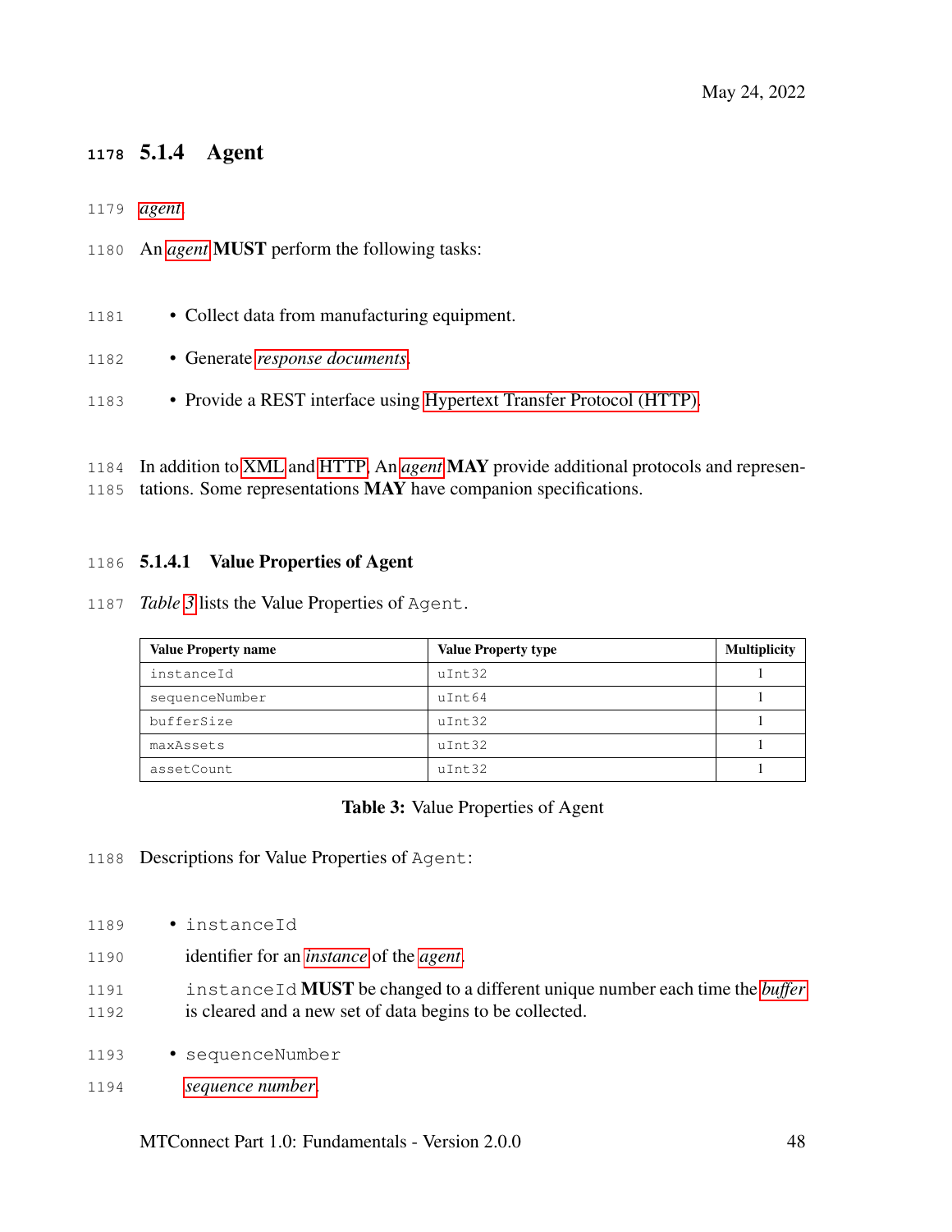### 5.1.4 Agent

*agent*.

An *agent* **MUST** perform the following tasks:

- Collect data from manufacturing equipment.
- Generate *response documents*.
- Provide a REST interface using Hypertext Transfer Protocol (HTTP).

In addition to XML and HTTP, An *agent* **MAY** provide additional protocols and representations. Some representations **MAY** have companion specifications.

#### 5.1.4.1 Value Properties of Agent

*Table 3* lists the Value Properties of `Agent`.

| Value Property name | Value Property type | Multiplicity |
|---|---|---|
| `instanceId` | `uInt32` | 1 |
| `sequenceNumber` | `uInt64` | 1 |
| `bufferSize` | `uInt32` | 1 |
| `maxAssets` | `uInt32` | 1 |
| `assetCount` | `uInt32` | 1 |

**Table 3:** Value Properties of Agent

Descriptions for Value Properties of `Agent`:

- `instanceId`

  identifier for an *instance* of the *agent*.

  `instanceId` **MUST** be changed to a different unique number each time the *buffer* is cleared and a new set of data begins to be collected.

- `sequenceNumber`

  *sequence number*.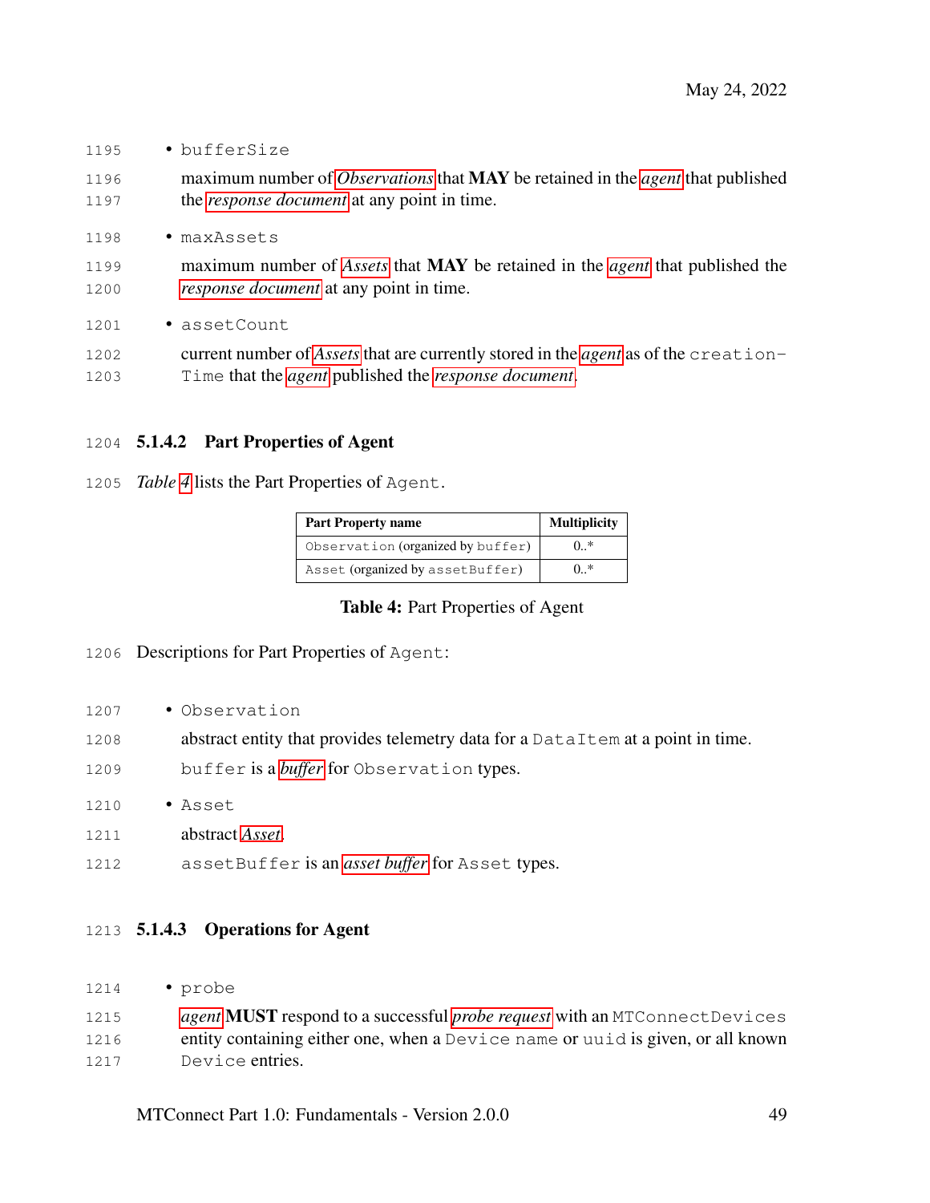- `bufferSize`

  maximum number of *Observations* that **MAY** be retained in the *agent* that published the *response document* at any point in time.

- `maxAssets`

  maximum number of *Assets* that **MAY** be retained in the *agent* that published the *response document* at any point in time.

- `assetCount`

  current number of *Assets* that are currently stored in the *agent* as of the `creationTime` that the *agent* published the *response document*.

#### 5.1.4.2 Part Properties of Agent

*Table 4* lists the Part Properties of `Agent`.

| Part Property name | Multiplicity |
|---|---|
| `Observation` (organized by `buffer`) | 0..* |
| `Asset` (organized by `assetBuffer`) | 0..* |

**Table 4:** Part Properties of Agent

Descriptions for Part Properties of `Agent`:

- `Observation`

  abstract entity that provides telemetry data for a `DataItem` at a point in time.

  `buffer` is a *buffer* for `Observation` types.

- `Asset`

  abstract *Asset*.

  `assetBuffer` is an *asset buffer* for `Asset` types.

#### 5.1.4.3 Operations for Agent

- `probe`

  *agent* **MUST** respond to a successful *probe request* with an `MTConnectDevices` entity containing either one, when a `Device` `name` or `uuid` is given, or all known `Device` entries.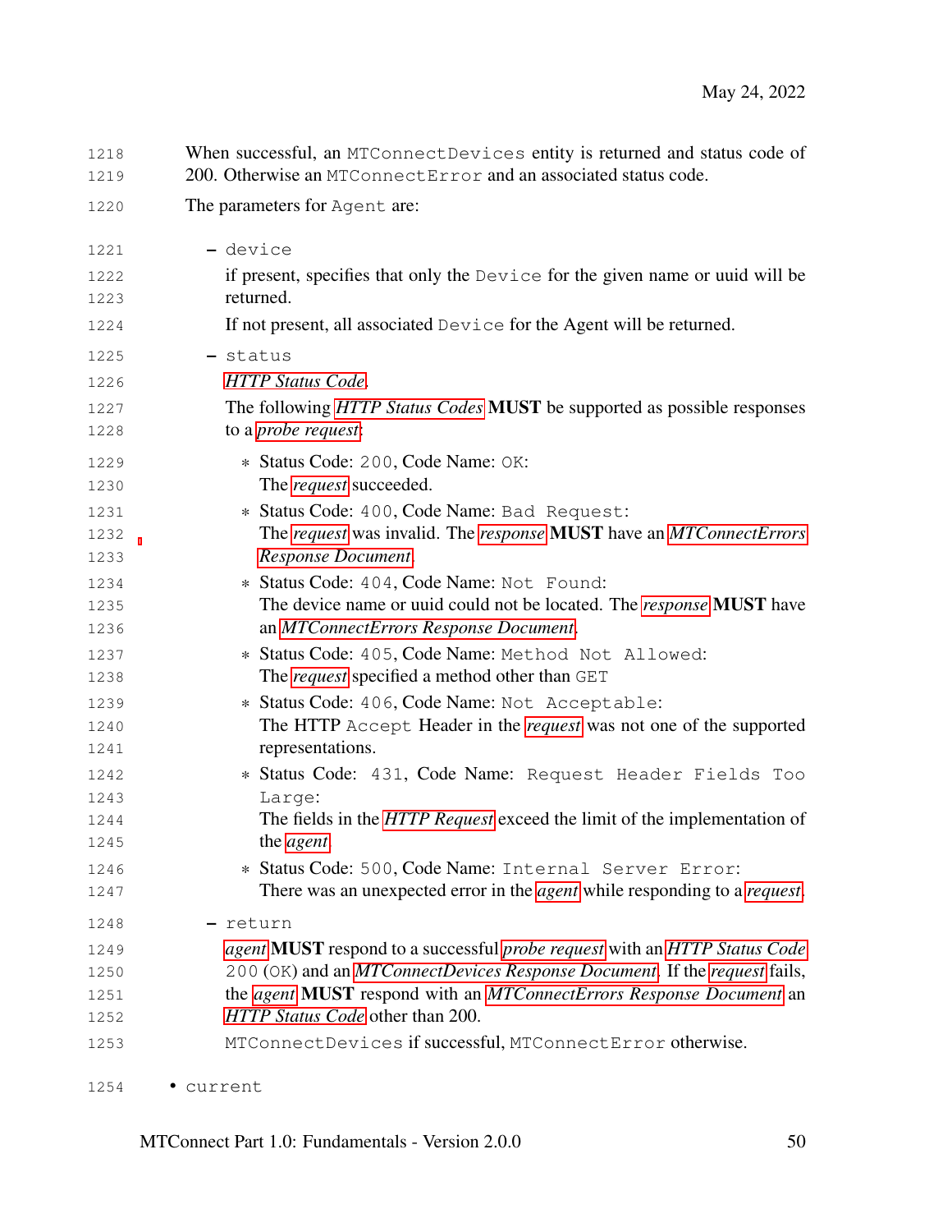When successful, an `MTConnectDevices` entity is returned and status code of 200. Otherwise an `MTConnectError` and an associated status code.

The parameters for `Agent` are:

- `device`

  if present, specifies that only the `Device` for the given name or uuid will be returned.

  If not present, all associated `Device` for the Agent will be returned.

- `status`

  *HTTP Status Code*.

  The following *HTTP Status Codes* **MUST** be supported as possible responses to a *probe request*:

  * Status Code: `200`, Code Name: `OK`:
    The *request* succeeded.
  * Status Code: `400`, Code Name: `Bad Request`:
    The *request* was invalid. The *response* **MUST** have an *MTConnectErrors Response Document*.
  * Status Code: `404`, Code Name: `Not Found`:
    The device name or uuid could not be located. The *response* **MUST** have an *MTConnectErrors Response Document*.
  * Status Code: `405`, Code Name: `Method Not Allowed`:
    The *request* specified a method other than `GET`
  * Status Code: `406`, Code Name: `Not Acceptable`:
    The HTTP `Accept` Header in the *request* was not one of the supported representations.
  * Status Code: `431`, Code Name: `Request Header Fields Too Large`:
    The fields in the *HTTP Request* exceed the limit of the implementation of the *agent*
  * Status Code: `500`, Code Name: `Internal Server Error`:
    There was an unexpected error in the *agent* while responding to a *request*.

- `return`

  *agent* **MUST** respond to a successful *probe request* with an *HTTP Status Code* `200` (`OK`) and an *MTConnectDevices Response Document*. If the *request* fails, the *agent* **MUST** respond with an *MTConnectErrors Response Document* an *HTTP Status Code* other than 200.

  `MTConnectDevices` if successful, `MTConnectError` otherwise.

• `current`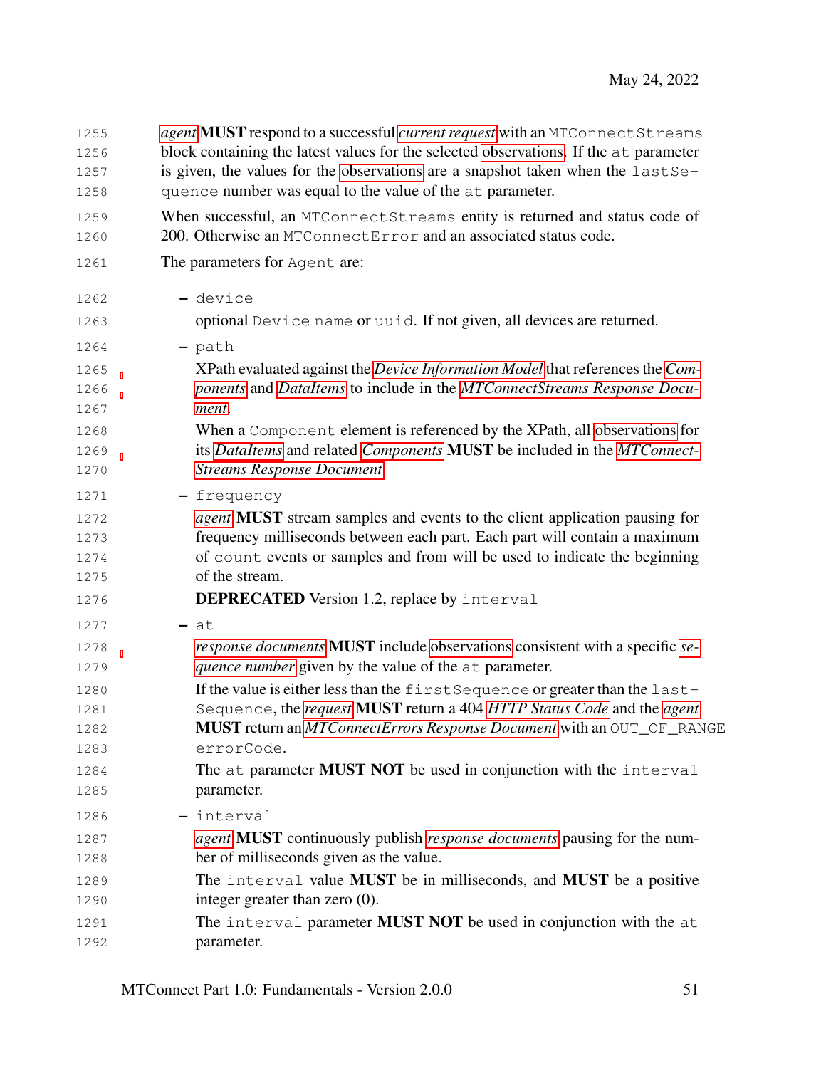*agent* **MUST** respond to a successful *current request* with an `MTConnectStreams` block containing the latest values for the selected observations. If the `at` parameter is given, the values for the observations are a snapshot taken when the `lastSequence` number was equal to the value of the `at` parameter.

When successful, an `MTConnectStreams` entity is returned and status code of 200. Otherwise an `MTConnectError` and an associated status code.

The parameters for `Agent` are:

- `device`

  optional `Device name` or `uuid`. If not given, all devices are returned.

- `path`

  XPath evaluated against the *Device Information Model* that references the *Components* and *DataItems* to include in the *MTConnectStreams Response Document*.

  When a `Component` element is referenced by the XPath, all observations for its *DataItems* and related *Components* **MUST** be included in the *MTConnectStreams Response Document*.

- `frequency`

  *agent* **MUST** stream samples and events to the client application pausing for frequency milliseconds between each part. Each part will contain a maximum of `count` events or samples and from will be used to indicate the beginning of the stream.

  **DEPRECATED** Version 1.2, replace by `interval`

- `at`

  *response documents* **MUST** include observations consistent with a specific *sequence number* given by the value of the `at` parameter.

  If the value is either less than the `firstSequence` or greater than the `lastSequence`, the *request* **MUST** return a 404 *HTTP Status Code* and the *agent* **MUST** return an *MTConnectErrors Response Document* with an `OUT_OF_RANGE` `errorCode`.

  The `at` parameter **MUST NOT** be used in conjunction with the `interval` parameter.

- `interval`

  *agent* **MUST** continuously publish *response documents* pausing for the number of milliseconds given as the value.

  The `interval` value **MUST** be in milliseconds, and **MUST** be a positive integer greater than zero (0).

  The `interval` parameter **MUST NOT** be used in conjunction with the `at` parameter.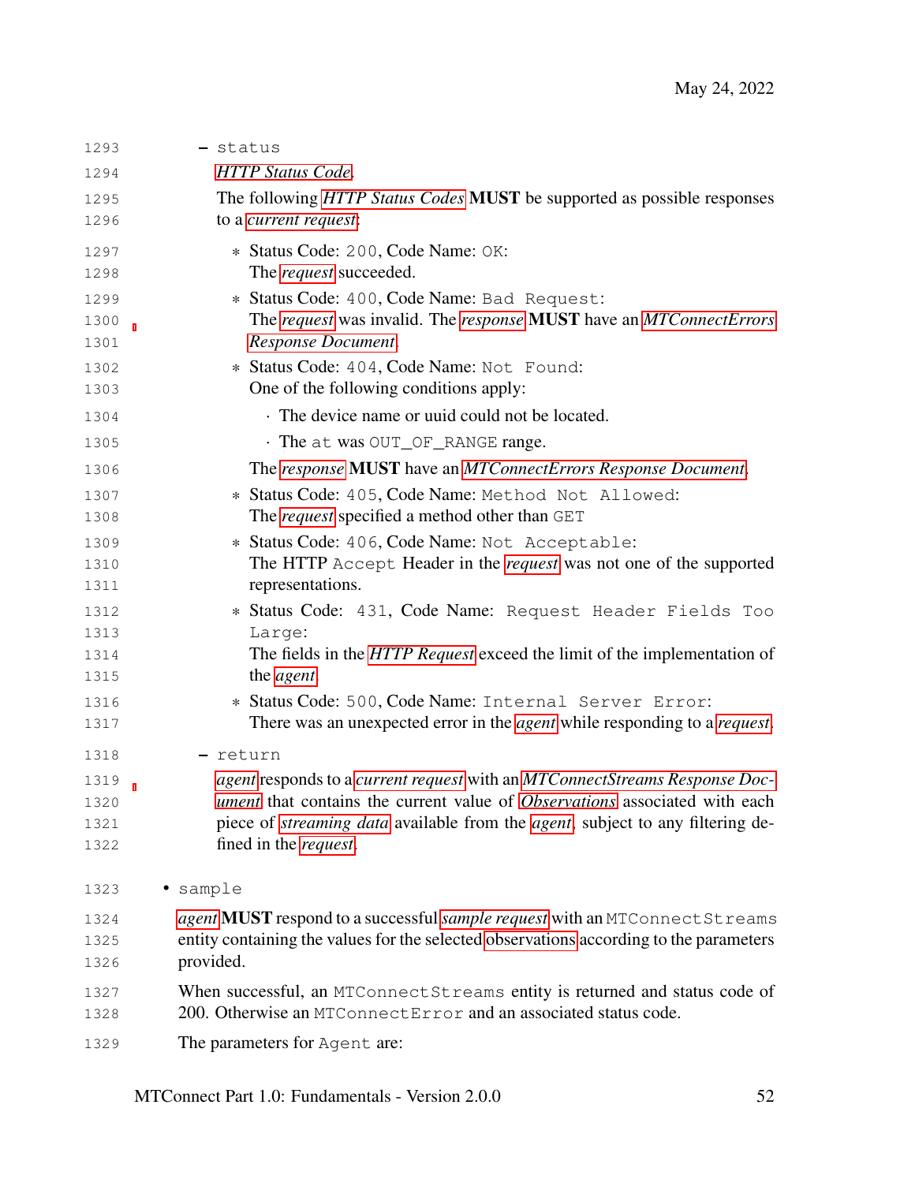- `status`

  *HTTP Status Code*.

  The following *HTTP Status Codes* **MUST** be supported as possible responses to a *current request*:

  * Status Code: `200`, Code Name: `OK`:
    The *request* succeeded.
  * Status Code: `400`, Code Name: `Bad Request`:
    The *request* was invalid. The *response* **MUST** have an *MTConnectErrors Response Document*.
  * Status Code: `404`, Code Name: `Not Found`:
    One of the following conditions apply:
    - The device name or uuid could not be located.
    - The `at` was `OUT_OF_RANGE` range.

    The *response* **MUST** have an *MTConnectErrors Response Document*.
  * Status Code: `405`, Code Name: `Method Not Allowed`:
    The *request* specified a method other than `GET`
  * Status Code: `406`, Code Name: `Not Acceptable`:
    The HTTP `Accept` Header in the *request* was not one of the supported representations.
  * Status Code: `431`, Code Name: `Request Header Fields Too Large`:
    The fields in the *HTTP Request* exceed the limit of the implementation of the *agent*.
  * Status Code: `500`, Code Name: `Internal Server Error`:
    There was an unexpected error in the *agent* while responding to a *request*.

- `return`

  *agent* responds to a *current request* with an *MTConnectStreams Response Document* that contains the current value of *Observations* associated with each piece of *streaming data* available from the *agent*, subject to any filtering defined in the *request*.

• `sample`

*agent* **MUST** respond to a successful *sample request* with an `MTConnectStreams` entity containing the values for the selected observations according to the parameters provided.

When successful, an `MTConnectStreams` entity is returned and status code of 200. Otherwise an `MTConnectError` and an associated status code.

The parameters for `Agent` are: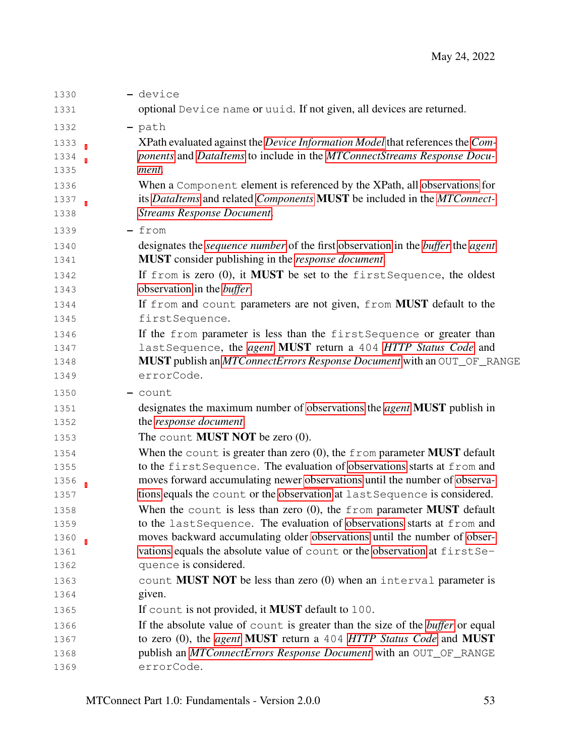- `device`

  optional `Device` `name` or `uuid`. If not given, all devices are returned.

- `path`

  XPath evaluated against the *Device Information Model* that references the *Components* and *DataItems* to include in the *MTConnectStreams Response Document*.

  When a `Component` element is referenced by the XPath, all observations for its *DataItems* and related *Components* **MUST** be included in the *MTConnectStreams Response Document*.

- `from`

  designates the *sequence number* of the first observation in the *buffer* the *agent* **MUST** consider publishing in the *response document*.

  If `from` is zero (0), it **MUST** be set to the `firstSequence`, the oldest observation in the *buffer*.

  If `from` and `count` parameters are not given, `from` **MUST** default to the `firstSequence`.

  If the `from` parameter is less than the `firstSequence` or greater than `lastSequence`, the *agent* **MUST** return a `404` *HTTP Status Code* and **MUST** publish an *MTConnectErrors Response Document* with an `OUT_OF_RANGE` `errorCode`.

- `count`

  designates the maximum number of observations the *agent* **MUST** publish in the *response document*.

  The `count` **MUST NOT** be zero (0).

  When the `count` is greater than zero (0), the `from` parameter **MUST** default to the `firstSequence`. The evaluation of observations starts at `from` and moves forward accumulating newer observations until the number of observations equals the `count` or the observation at `lastSequence` is considered.

  When the `count` is less than zero (0), the `from` parameter **MUST** default to the `lastSequence`. The evaluation of observations starts at `from` and moves backward accumulating older observations until the number of observations equals the absolute value of `count` or the observation at `firstSequence` is considered.

  `count` **MUST NOT** be less than zero (0) when an `interval` parameter is given.

  If `count` is not provided, it **MUST** default to `100`.

  If the absolute value of `count` is greater than the size of the *buffer* or equal to zero (0), the *agent* **MUST** return a `404` *HTTP Status Code* and **MUST** publish an *MTConnectErrors Response Document* with an `OUT_OF_RANGE` `errorCode`.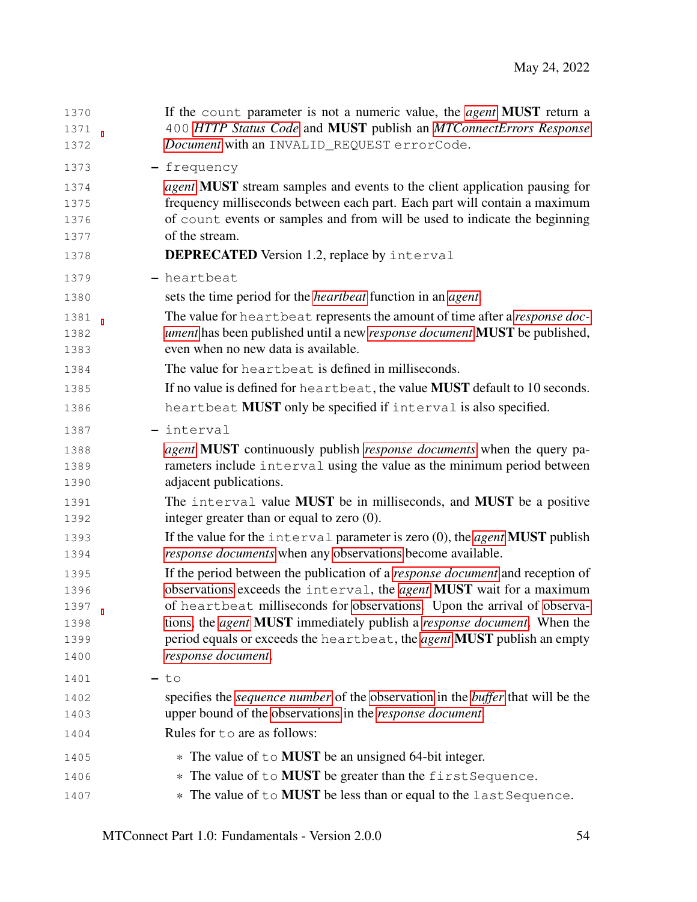If the `count` parameter is not a numeric value, the *agent* **MUST** return a `400` *HTTP Status Code* and **MUST** publish an *MTConnectErrors Response Document* with an `INVALID_REQUEST` `errorCode`.

- `frequency`

  *agent* **MUST** stream samples and events to the client application pausing for frequency milliseconds between each part. Each part will contain a maximum of `count` events or samples and from will be used to indicate the beginning of the stream.

  **DEPRECATED** Version 1.2, replace by `interval`

- `heartbeat`

  sets the time period for the *heartbeat* function in an *agent*.

  The value for `heartbeat` represents the amount of time after a *response document* has been published until a new *response document* **MUST** be published, even when no new data is available.

  The value for `heartbeat` is defined in milliseconds.

  If no value is defined for `heartbeat`, the value **MUST** default to 10 seconds.

  `heartbeat` **MUST** only be specified if `interval` is also specified.

- `interval`

  *agent* **MUST** continuously publish *response documents* when the query parameters include `interval` using the value as the minimum period between adjacent publications.

  The `interval` value **MUST** be in milliseconds, and **MUST** be a positive integer greater than or equal to zero (0).

  If the value for the `interval` parameter is zero (0), the *agent* **MUST** publish *response documents* when any observations become available.

  If the period between the publication of a *response document* and reception of observations exceeds the `interval`, the *agent* **MUST** wait for a maximum of `heartbeat` milliseconds for observations. Upon the arrival of observations, the *agent* **MUST** immediately publish a *response document*. When the period equals or exceeds the `heartbeat`, the *agent* **MUST** publish an empty *response document*.

- `to`

  specifies the *sequence number* of the observation in the *buffer* that will be the upper bound of the observations in the *response document*.

  Rules for `to` are as follows:

  * The value of `to` **MUST** be an unsigned 64-bit integer.
  * The value of `to` **MUST** be greater than the `firstSequence`.
  * The value of `to` **MUST** be less than or equal to the `lastSequence`.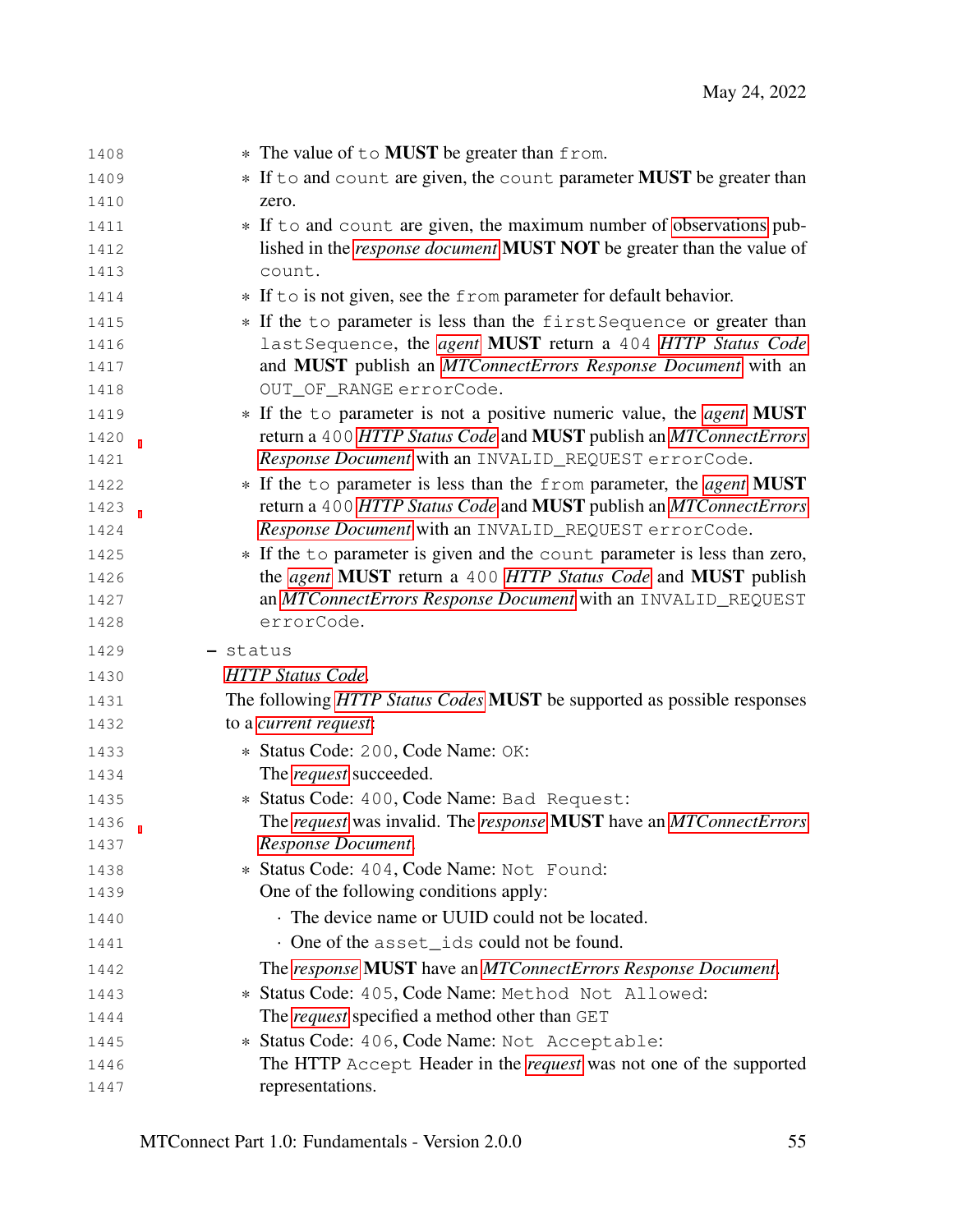* The value of `to` **MUST** be greater than `from`.
    * If `to` and `count` are given, the `count` parameter **MUST** be greater than zero.
    * If `to` and `count` are given, the maximum number of observations published in the *response document* **MUST NOT** be greater than the value of `count`.
    * If `to` is not given, see the `from` parameter for default behavior.
    * If the `to` parameter is less than the `firstSequence` or greater than `lastSequence`, the *agent* **MUST** return a `404` *HTTP Status Code* and **MUST** publish an *MTConnectErrors Response Document* with an `OUT_OF_RANGE errorCode`.
    * If the `to` parameter is not a positive numeric value, the *agent* **MUST** return a `400` *HTTP Status Code* and **MUST** publish an *MTConnectErrors Response Document* with an `INVALID_REQUEST errorCode`.
    * If the `to` parameter is less than the `from` parameter, the *agent* **MUST** return a `400` *HTTP Status Code* and **MUST** publish an *MTConnectErrors Response Document* with an `INVALID_REQUEST errorCode`.
    * If the `to` parameter is given and the `count` parameter is less than zero, the *agent* **MUST** return a `400` *HTTP Status Code* and **MUST** publish an *MTConnectErrors Response Document* with an `INVALID_REQUEST errorCode`.

- `status`

  *HTTP Status Code*.

  The following *HTTP Status Codes* **MUST** be supported as possible responses to a *current request*:

    * Status Code: `200`, Code Name: `OK`:
      The *request* succeeded.
    * Status Code: `400`, Code Name: `Bad Request`:
      The *request* was invalid. The *response* **MUST** have an *MTConnectErrors Response Document*.
    * Status Code: `404`, Code Name: `Not Found`:
      One of the following conditions apply:
        · The device name or UUID could not be located.
        · One of the `asset_ids` could not be found.

      The *response* **MUST** have an *MTConnectErrors Response Document*.
    * Status Code: `405`, Code Name: `Method Not Allowed`:
      The *request* specified a method other than `GET`
    * Status Code: `406`, Code Name: `Not Acceptable`:
      The HTTP `Accept` Header in the *request* was not one of the supported representations.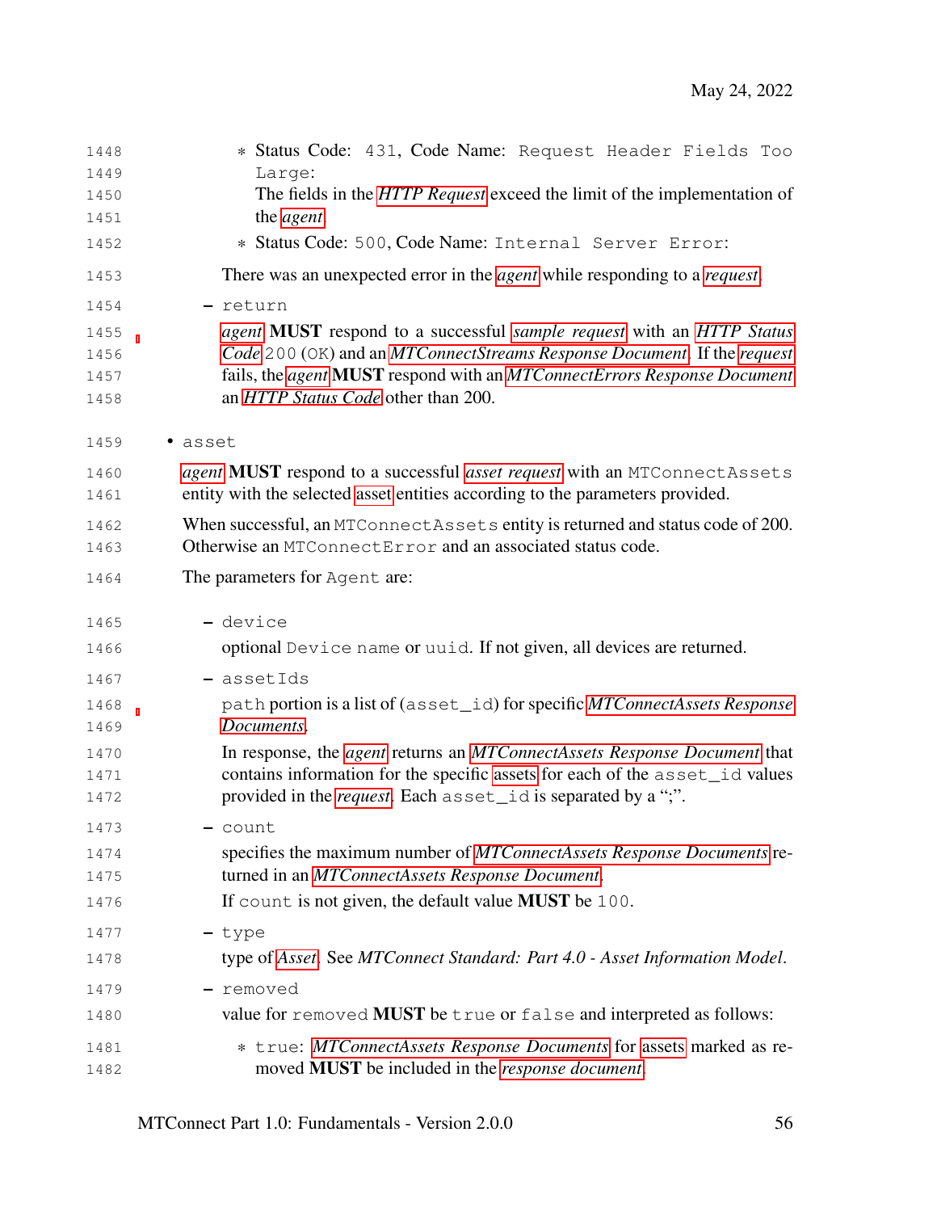* Status Code: `431`, Code Name: `Request Header Fields Too Large`:
        The fields in the *HTTP Request* exceed the limit of the implementation of the *agent*.
      * Status Code: `500`, Code Name: `Internal Server Error`:

    There was an unexpected error in the *agent* while responding to a *request*.

  - `return`

    *agent* **MUST** respond to a successful *sample request* with an *HTTP Status Code* `200` (`OK`) and an *MTConnectStreams Response Document*. If the *request* fails, the *agent* **MUST** respond with an *MTConnectErrors Response Document* an *HTTP Status Code* other than 200.

- `asset`

  *agent* **MUST** respond to a successful *asset request* with an `MTConnectAssets` entity with the selected asset entities according to the parameters provided.

  When successful, an `MTConnectAssets` entity is returned and status code of 200. Otherwise an `MTConnectError` and an associated status code.

  The parameters for `Agent` are:

  - `device`

    optional `Device` `name` or `uuid`. If not given, all devices are returned.

  - `assetIds`

    `path` portion is a list of (`asset_id`) for specific *MTConnectAssets Response Documents*.

    In response, the *agent* returns an *MTConnectAssets Response Document* that contains information for the specific assets for each of the `asset_id` values provided in the *request*. Each `asset_id` is separated by a ";".

  - `count`

    specifies the maximum number of *MTConnectAssets Response Documents* returned in an *MTConnectAssets Response Document*.

    If `count` is not given, the default value **MUST** be `100`.

  - `type`

    type of *Asset*. See *MTConnect Standard: Part 4.0 - Asset Information Model*.

  - `removed`

    value for `removed` **MUST** be `true` or `false` and interpreted as follows:

      * `true`: *MTConnectAssets Response Documents* for assets marked as removed **MUST** be included in the *response document*.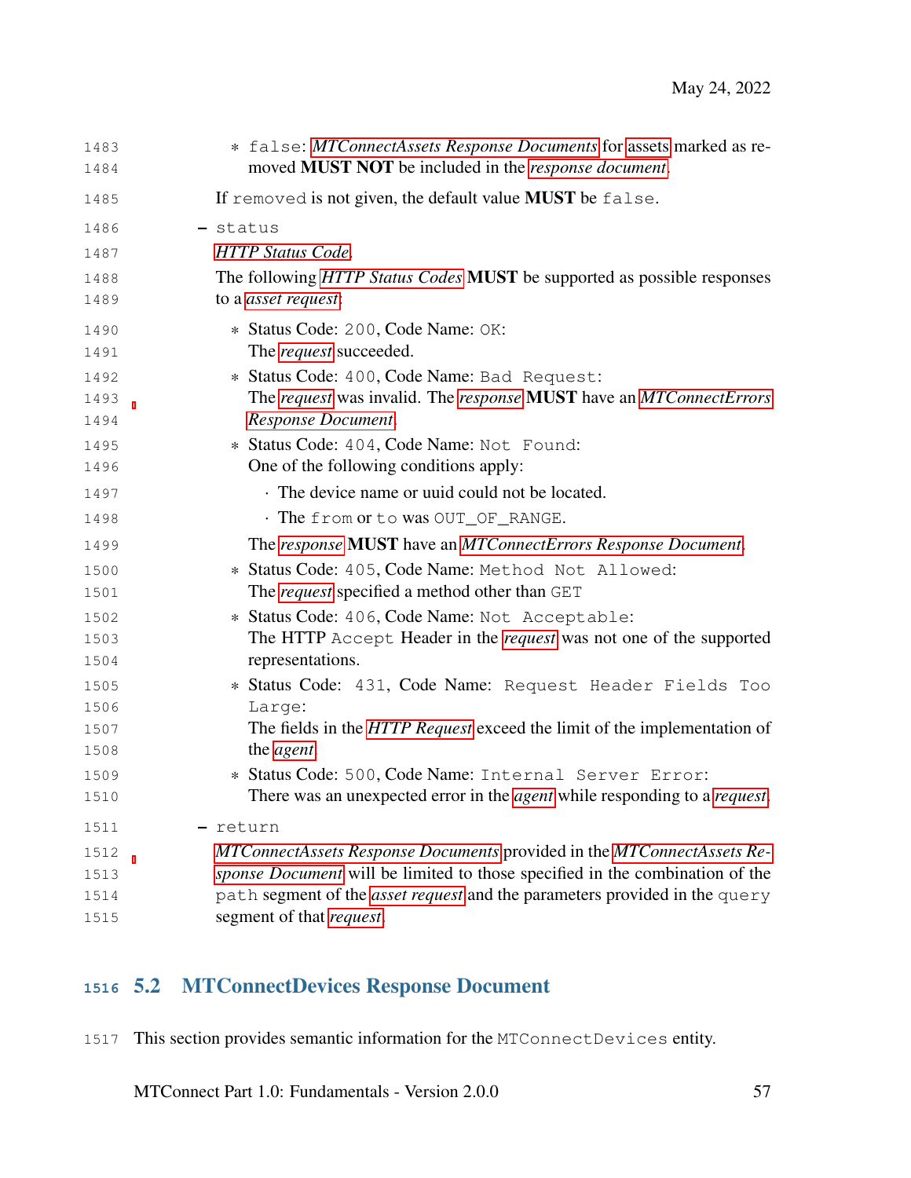* `false`: *MTConnectAssets Response Documents* for assets marked as removed **MUST NOT** be included in the *response document*.

    If `removed` is not given, the default value **MUST** be `false`.

  - `status`

    *HTTP Status Code*.

    The following *HTTP Status Codes* **MUST** be supported as possible responses to a *asset request*:

    * Status Code: `200`, Code Name: `OK`:
      The *request* succeeded.
    * Status Code: `400`, Code Name: `Bad Request`:
      The *request* was invalid. The *response* **MUST** have an *MTConnectErrors Response Document*.
    * Status Code: `404`, Code Name: `Not Found`:
      One of the following conditions apply:
      · The device name or uuid could not be located.
      · The `from` or `to` was `OUT_OF_RANGE`.

      The *response* **MUST** have an *MTConnectErrors Response Document*.
    * Status Code: `405`, Code Name: `Method Not Allowed`:
      The *request* specified a method other than `GET`
    * Status Code: `406`, Code Name: `Not Acceptable`:
      The HTTP `Accept` Header in the *request* was not one of the supported representations.
    * Status Code: `431`, Code Name: `Request Header Fields Too Large`:
      The fields in the *HTTP Request* exceed the limit of the implementation of the *agent*.
    * Status Code: `500`, Code Name: `Internal Server Error`:
      There was an unexpected error in the *agent* while responding to a *request*.

  - `return`

    *MTConnectAssets Response Documents* provided in the *MTConnectAssets Response Document* will be limited to those specified in the combination of the `path` segment of the *asset request* and the parameters provided in the `query` segment of that *request*.

## 5.2 MTConnectDevices Response Document

This section provides semantic information for the `MTConnectDevices` entity.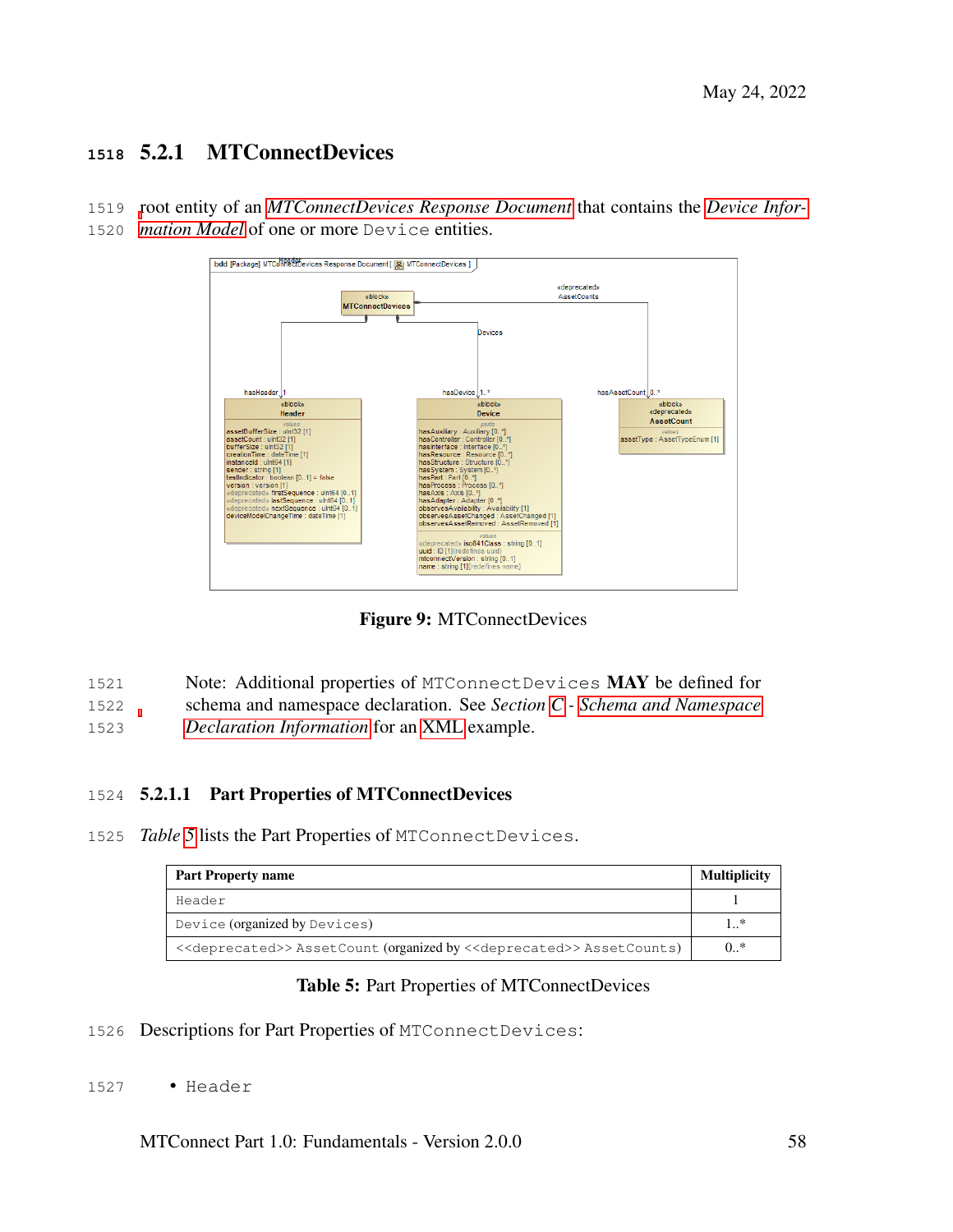### 5.2.1 MTConnectDevices

root entity of an *MTConnectDevices Response Document* that contains the *Device Information Model* of one or more Device entities.

**Figure 9:** MTConnectDevices

Note: Additional properties of MTConnectDevices **MAY** be defined for schema and namespace declaration. See *Section* C - *Schema and Namespace Declaration Information* for an XML example.

#### 5.2.1.1 Part Properties of MTConnectDevices

*Table* 5 lists the Part Properties of MTConnectDevices.

| Part Property name | Multiplicity |
|---|---|
| Header | 1 |
| Device (organized by Devices) | 1..* |
| <<deprecated>> AssetCount (organized by <<deprecated>> AssetCounts) | 0..* |

**Table 5:** Part Properties of MTConnectDevices

Descriptions for Part Properties of MTConnectDevices:

- Header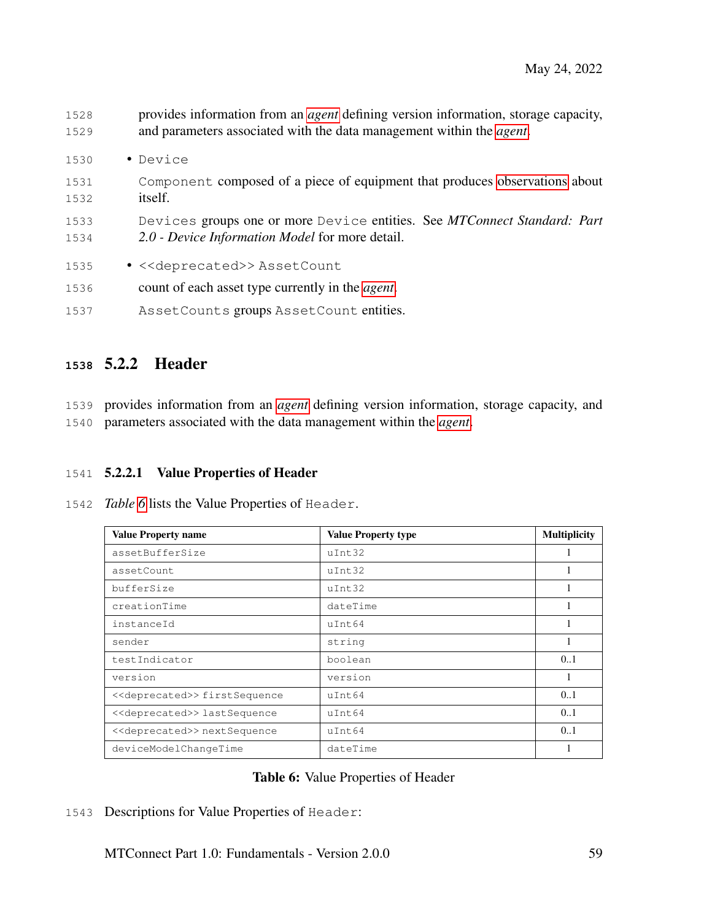provides information from an *agent* defining version information, storage capacity, and parameters associated with the data management within the *agent*.

- `Device`

  `Component` composed of a piece of equipment that produces observations about itself.

  `Devices` groups one or more `Device` entities. See *MTConnect Standard: Part 2.0 - Device Information Model* for more detail.

- `<<deprecated>> AssetCount`

  count of each asset type currently in the *agent*.

  `AssetCounts` groups `AssetCount` entities.

### 5.2.2 Header

provides information from an *agent* defining version information, storage capacity, and parameters associated with the data management within the *agent*.

#### 5.2.2.1 Value Properties of Header

*Table 6* lists the Value Properties of `Header`.

| **Value Property name** | **Value Property type** | **Multiplicity** |
|---|---|---|
| `assetBufferSize` | `uInt32` | 1 |
| `assetCount` | `uInt32` | 1 |
| `bufferSize` | `uInt32` | 1 |
| `creationTime` | `dateTime` | 1 |
| `instanceId` | `uInt64` | 1 |
| `sender` | `string` | 1 |
| `testIndicator` | `boolean` | 0..1 |
| `version` | `version` | 1 |
| `<<deprecated>> firstSequence` | `uInt64` | 0..1 |
| `<<deprecated>> lastSequence` | `uInt64` | 0..1 |
| `<<deprecated>> nextSequence` | `uInt64` | 0..1 |
| `deviceModelChangeTime` | `dateTime` | 1 |

**Table 6:** Value Properties of Header

Descriptions for Value Properties of `Header`: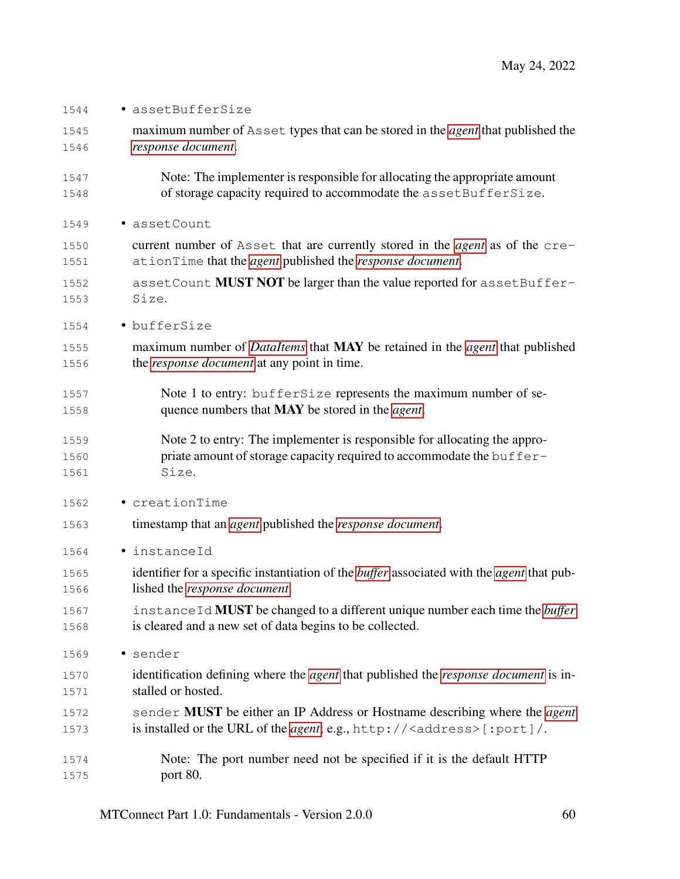- `assetBufferSize`

  maximum number of `Asset` types that can be stored in the *agent* that published the *response document*.

  > Note: The implementer is responsible for allocating the appropriate amount of storage capacity required to accommodate the `assetBufferSize`.

- `assetCount`

  current number of `Asset` that are currently stored in the *agent* as of the `creationTime` that the *agent* published the *response document*.

  `assetCount` **MUST NOT** be larger than the value reported for `assetBufferSize`.

- `bufferSize`

  maximum number of *DataItems* that **MAY** be retained in the *agent* that published the *response document* at any point in time.

  > Note 1 to entry: `bufferSize` represents the maximum number of sequence numbers that **MAY** be stored in the *agent*.

  > Note 2 to entry: The implementer is responsible for allocating the appropriate amount of storage capacity required to accommodate the `bufferSize`.

- `creationTime`

  timestamp that an *agent* published the *response document*.

- `instanceId`

  identifier for a specific instantiation of the *buffer* associated with the *agent* that published the *response document*.

  `instanceId` **MUST** be changed to a different unique number each time the *buffer* is cleared and a new set of data begins to be collected.

- `sender`

  identification defining where the *agent* that published the *response document* is installed or hosted.

  `sender` **MUST** be either an IP Address or Hostname describing where the *agent* is installed or the URL of the *agent*; e.g., `http://<address>[:port]/`.

  > Note: The port number need not be specified if it is the default HTTP port 80.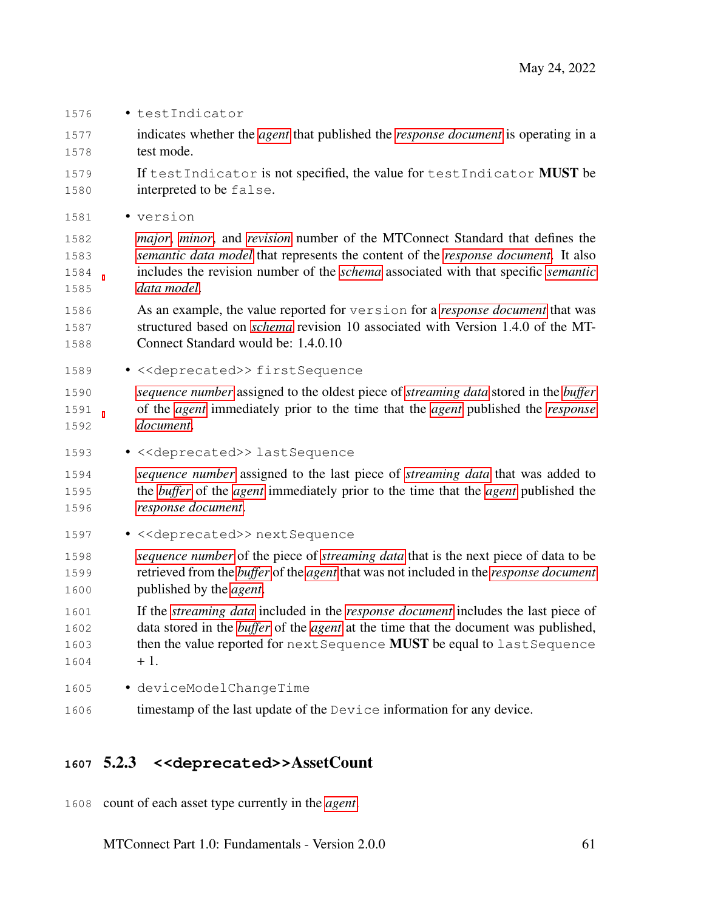- `testIndicator`

  indicates whether the *agent* that published the *response document* is operating in a test mode.

  If `testIndicator` is not specified, the value for `testIndicator` **MUST** be interpreted to be `false`.

- `version`

  *major*, *minor*, and *revision* number of the MTConnect Standard that defines the *semantic data model* that represents the content of the *response document*. It also includes the revision number of the *schema* associated with that specific *semantic data model*.

  As an example, the value reported for `version` for a *response document* that was structured based on *schema* revision 10 associated with Version 1.4.0 of the MTConnect Standard would be: 1.4.0.10

- `<<deprecated>> firstSequence`

  *sequence number* assigned to the oldest piece of *streaming data* stored in the *buffer* of the *agent* immediately prior to the time that the *agent* published the *response document*.

- `<<deprecated>> lastSequence`

  *sequence number* assigned to the last piece of *streaming data* that was added to the *buffer* of the *agent* immediately prior to the time that the *agent* published the *response document*.

- `<<deprecated>> nextSequence`

  *sequence number* of the piece of *streaming data* that is the next piece of data to be retrieved from the *buffer* of the *agent* that was not included in the *response document* published by the *agent*.

  If the *streaming data* included in the *response document* includes the last piece of data stored in the *buffer* of the *agent* at the time that the document was published, then the value reported for `nextSequence` **MUST** be equal to `lastSequence` + 1.

- `deviceModelChangeTime`

  timestamp of the last update of the `Device` information for any device.

### 5.2.3 <<deprecated>>AssetCount

count of each asset type currently in the *agent*.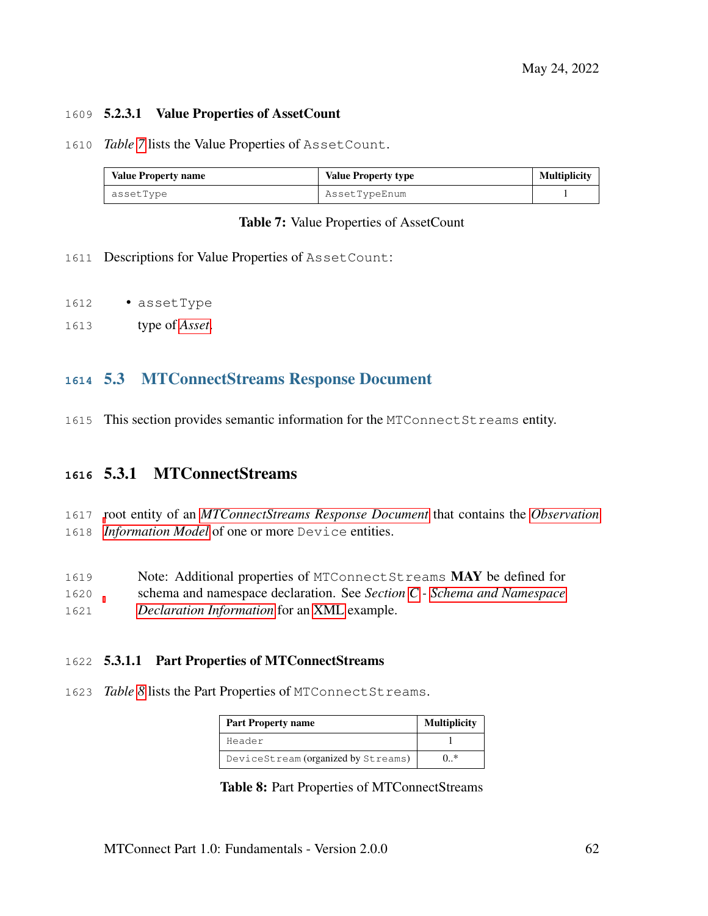#### 5.2.3.1 Value Properties of AssetCount

*Table 7* lists the Value Properties of `AssetCount`.

| Value Property name | Value Property type | Multiplicity |
|---|---|---|
| `assetType` | `AssetTypeEnum` | 1 |

**Table 7:** Value Properties of AssetCount

Descriptions for Value Properties of `AssetCount`:

- `assetType`

  type of *Asset*.

## 5.3 MTConnectStreams Response Document

This section provides semantic information for the `MTConnectStreams` entity.

### 5.3.1 MTConnectStreams

root entity of an *MTConnectStreams Response Document* that contains the *Observation Information Model* of one or more `Device` entities.

> Note: Additional properties of `MTConnectStreams` **MAY** be defined for schema and namespace declaration. See *Section C* - *Schema and Namespace Declaration Information* for an XML example.

#### 5.3.1.1 Part Properties of MTConnectStreams

*Table 8* lists the Part Properties of `MTConnectStreams`.

| Part Property name | Multiplicity |
|---|---|
| `Header` | 1 |
| `DeviceStream` (organized by `Streams`) | 0..* |

**Table 8:** Part Properties of MTConnectStreams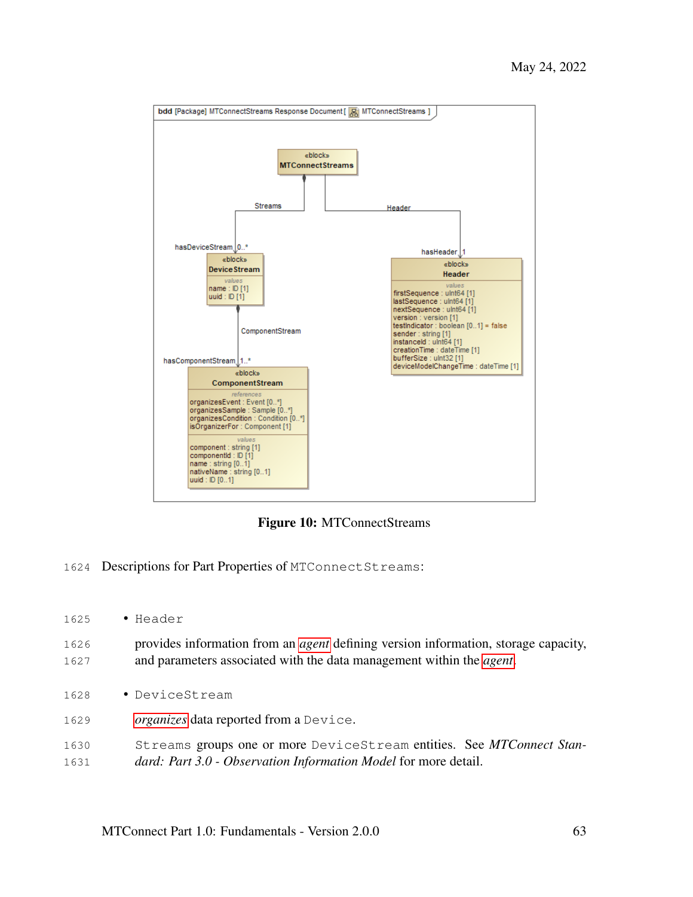**Figure 10:** MTConnectStreams

Descriptions for Part Properties of `MTConnectStreams`:

- `Header`

  provides information from an *agent* defining version information, storage capacity, and parameters associated with the data management within the *agent*.

- `DeviceStream`

  *organizes* data reported from a `Device`.

  `Streams` groups one or more `DeviceStream` entities. See *MTConnect Standard: Part 3.0 - Observation Information Model* for more detail.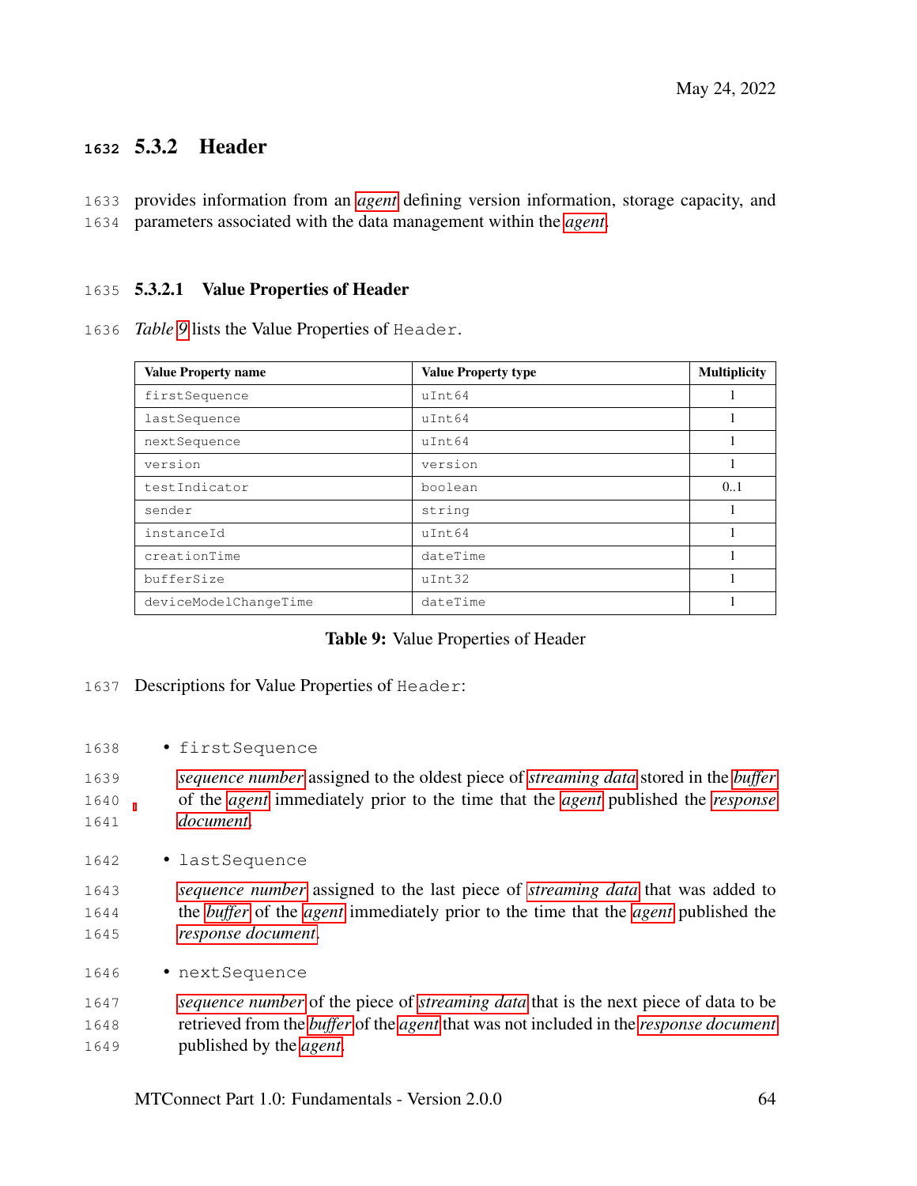### 5.3.2 Header

provides information from an *agent* defining version information, storage capacity, and parameters associated with the data management within the *agent*.

#### 5.3.2.1 Value Properties of Header

*Table 9* lists the Value Properties of `Header`.

| Value Property name | Value Property type | Multiplicity |
|---|---|---|
| `firstSequence` | `uInt64` | 1 |
| `lastSequence` | `uInt64` | 1 |
| `nextSequence` | `uInt64` | 1 |
| `version` | `version` | 1 |
| `testIndicator` | `boolean` | 0..1 |
| `sender` | `string` | 1 |
| `instanceId` | `uInt64` | 1 |
| `creationTime` | `dateTime` | 1 |
| `bufferSize` | `uInt32` | 1 |
| `deviceModelChangeTime` | `dateTime` | 1 |

**Table 9:** Value Properties of Header

Descriptions for Value Properties of `Header`:

- `firstSequence`

  *sequence number* assigned to the oldest piece of *streaming data* stored in the *buffer* of the *agent* immediately prior to the time that the *agent* published the *response document*.

- `lastSequence`

  *sequence number* assigned to the last piece of *streaming data* that was added to the *buffer* of the *agent* immediately prior to the time that the *agent* published the *response document*.

- `nextSequence`

  *sequence number* of the piece of *streaming data* that is the next piece of data to be retrieved from the *buffer* of the *agent* that was not included in the *response document* published by the *agent*.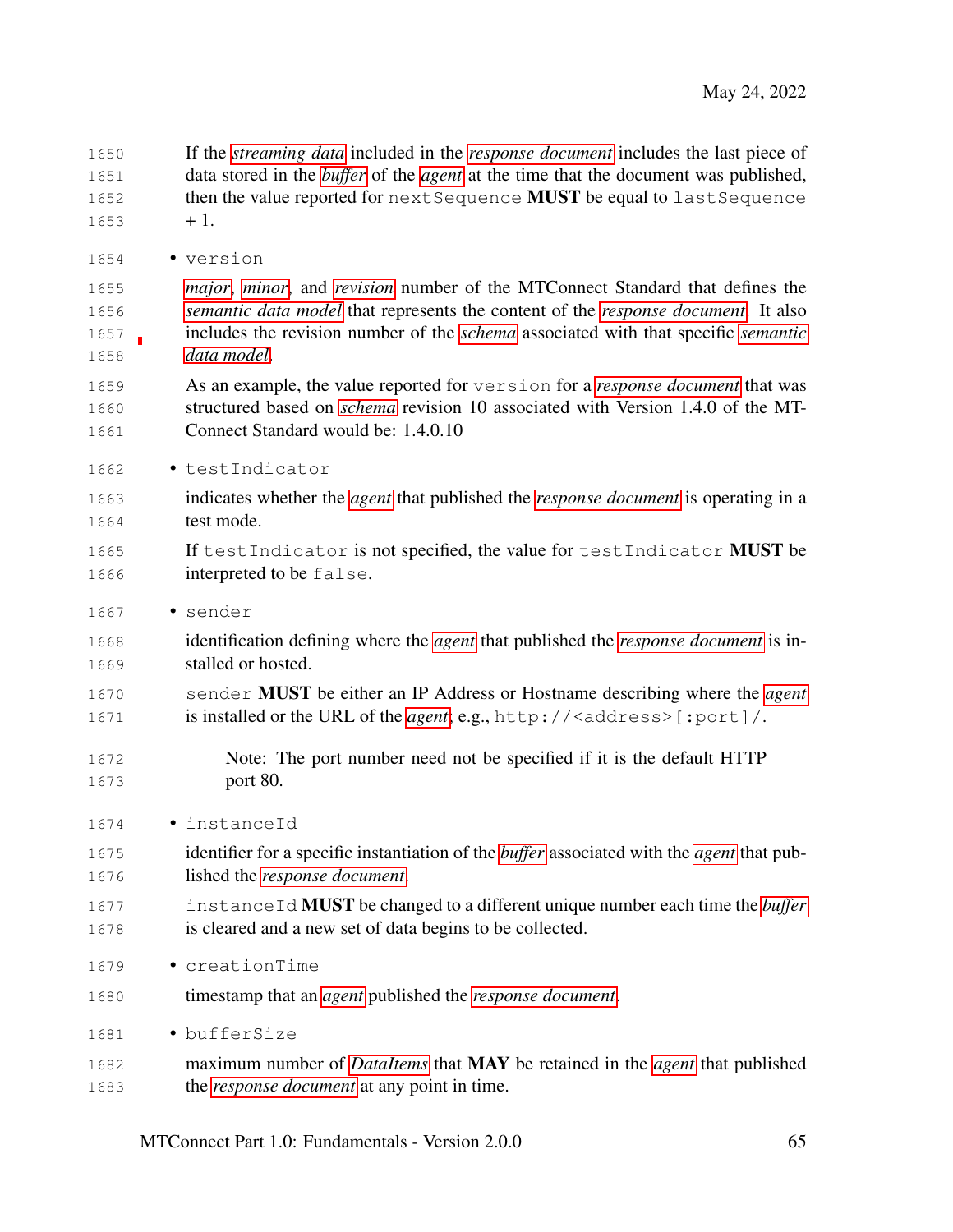If the *streaming data* included in the *response document* includes the last piece of data stored in the *buffer* of the *agent* at the time that the document was published, then the value reported for `nextSequence` **MUST** be equal to `lastSequence` + 1.

- `version`

  *major*, *minor*, and *revision* number of the MTConnect Standard that defines the *semantic data model* that represents the content of the *response document*. It also includes the revision number of the *schema* associated with that specific *semantic data model*.

  As an example, the value reported for `version` for a *response document* that was structured based on *schema* revision 10 associated with Version 1.4.0 of the MTConnect Standard would be: 1.4.0.10

- `testIndicator`

  indicates whether the *agent* that published the *response document* is operating in a test mode.

  If `testIndicator` is not specified, the value for `testIndicator` **MUST** be interpreted to be `false`.

- `sender`

  identification defining where the *agent* that published the *response document* is installed or hosted.

  `sender` **MUST** be either an IP Address or Hostname describing where the *agent* is installed or the URL of the *agent*; e.g., `http://<address>[:port]/`.

  > Note: The port number need not be specified if it is the default HTTP port 80.

- `instanceId`

  identifier for a specific instantiation of the *buffer* associated with the *agent* that published the *response document*.

  `instanceId` **MUST** be changed to a different unique number each time the *buffer* is cleared and a new set of data begins to be collected.

- `creationTime`

  timestamp that an *agent* published the *response document*.

- `bufferSize`

  maximum number of *DataItems* that **MAY** be retained in the *agent* that published the *response document* at any point in time.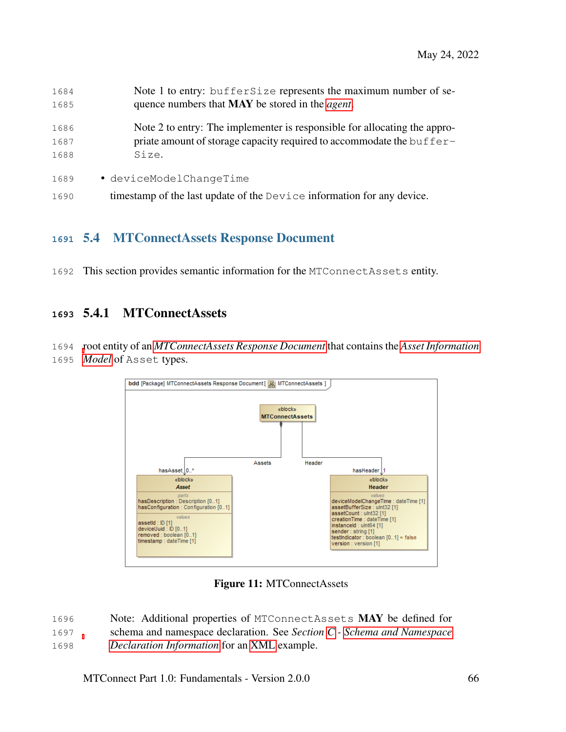Note 1 to entry: bufferSize represents the maximum number of sequence numbers that **MAY** be stored in the *agent*.

Note 2 to entry: The implementer is responsible for allocating the appropriate amount of storage capacity required to accommodate the bufferSize.

- deviceModelChangeTime

  timestamp of the last update of the Device information for any device.

## 5.4 MTConnectAssets Response Document

This section provides semantic information for the MTConnectAssets entity.

### 5.4.1 MTConnectAssets

root entity of an *MTConnectAssets Response Document* that contains the *Asset Information Model* of Asset types.

**Figure 11:** MTConnectAssets

Note: Additional properties of MTConnectAssets **MAY** be defined for schema and namespace declaration. See *Section C - Schema and Namespace Declaration Information* for an XML example.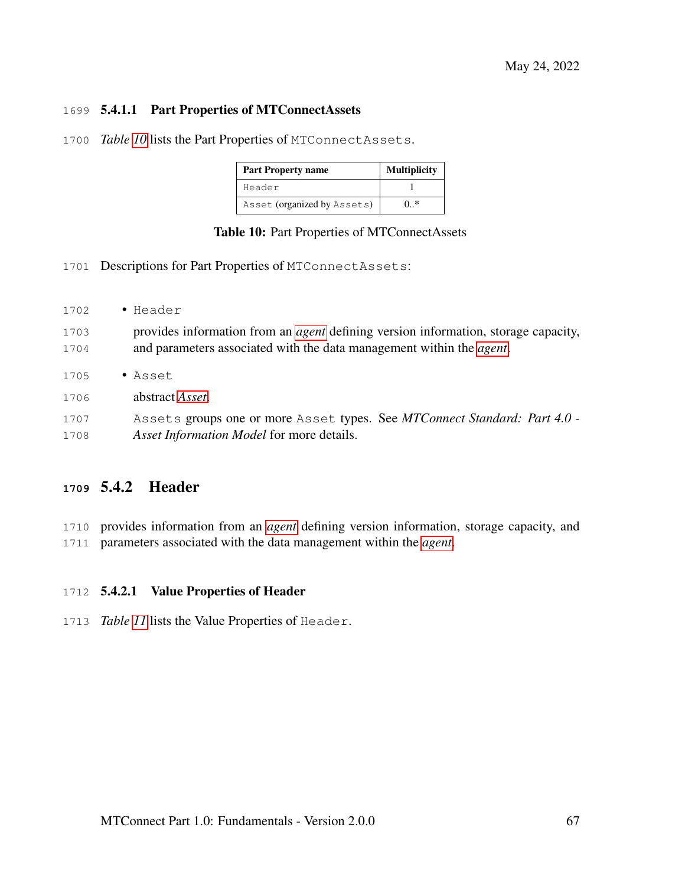#### 5.4.1.1 Part Properties of MTConnectAssets

*Table 10* lists the Part Properties of `MTConnectAssets`.

| Part Property name | Multiplicity |
|---|---|
| `Header` | 1 |
| `Asset` (organized by `Assets`) | 0..* |

**Table 10:** Part Properties of MTConnectAssets

Descriptions for Part Properties of `MTConnectAssets`:

- `Header`

  provides information from an *agent* defining version information, storage capacity, and parameters associated with the data management within the *agent*.

- `Asset`

  abstract *Asset*.

  `Assets` groups one or more `Asset` types. See *MTConnect Standard: Part 4.0 - Asset Information Model* for more details.

### 5.4.2 Header

provides information from an *agent* defining version information, storage capacity, and parameters associated with the data management within the *agent*.

#### 5.4.2.1 Value Properties of Header

*Table 11* lists the Value Properties of `Header`.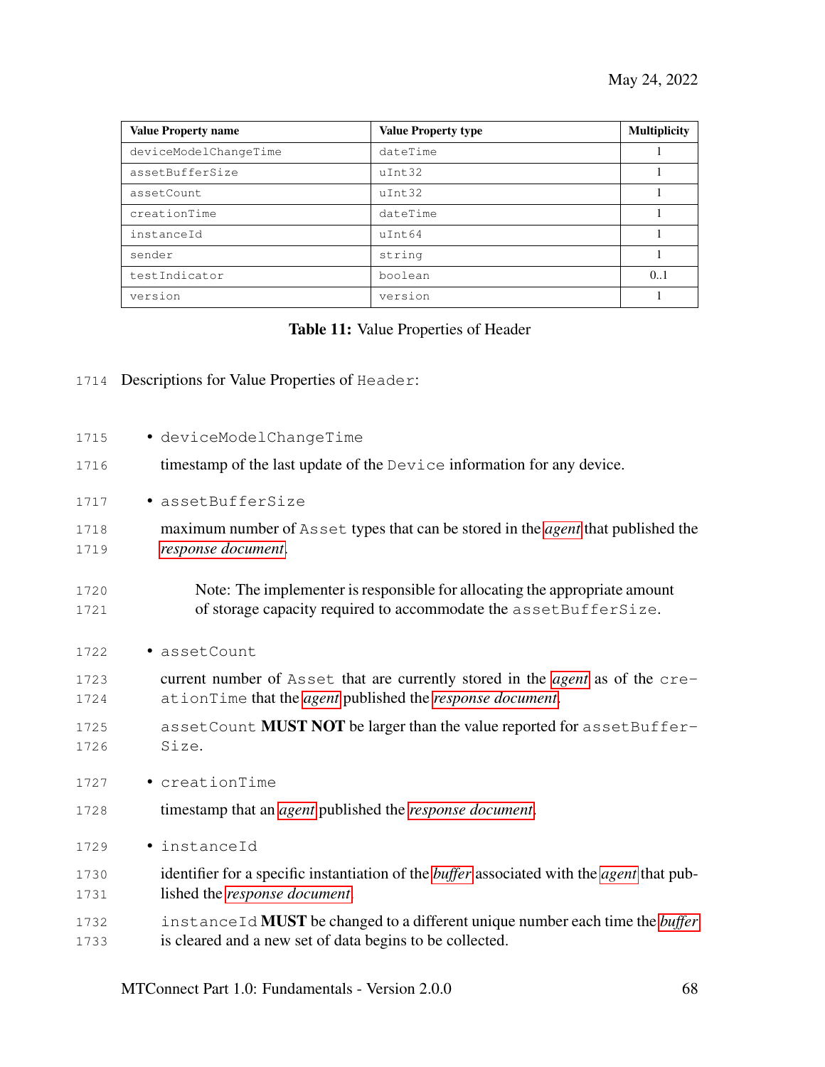| Value Property name | Value Property type | Multiplicity |
|---|---|---|
| deviceModelChangeTime | dateTime | 1 |
| assetBufferSize | uInt32 | 1 |
| assetCount | uInt32 | 1 |
| creationTime | dateTime | 1 |
| instanceId | uInt64 | 1 |
| sender | string | 1 |
| testIndicator | boolean | 0..1 |
| version | version | 1 |

**Table 11:** Value Properties of Header

Descriptions for Value Properties of `Header`:

- `deviceModelChangeTime`

  timestamp of the last update of the `Device` information for any device.

- `assetBufferSize`

  maximum number of `Asset` types that can be stored in the *agent* that published the *response document*.

  > Note: The implementer is responsible for allocating the appropriate amount of storage capacity required to accommodate the `assetBufferSize`.

- `assetCount`

  current number of `Asset` that are currently stored in the *agent* as of the `creationTime` that the *agent* published the *response document*.

  `assetCount` **MUST NOT** be larger than the value reported for `assetBufferSize`.

- `creationTime`

  timestamp that an *agent* published the *response document*.

- `instanceId`

  identifier for a specific instantiation of the *buffer* associated with the *agent* that published the *response document*.

  `instanceId` **MUST** be changed to a different unique number each time the *buffer* is cleared and a new set of data begins to be collected.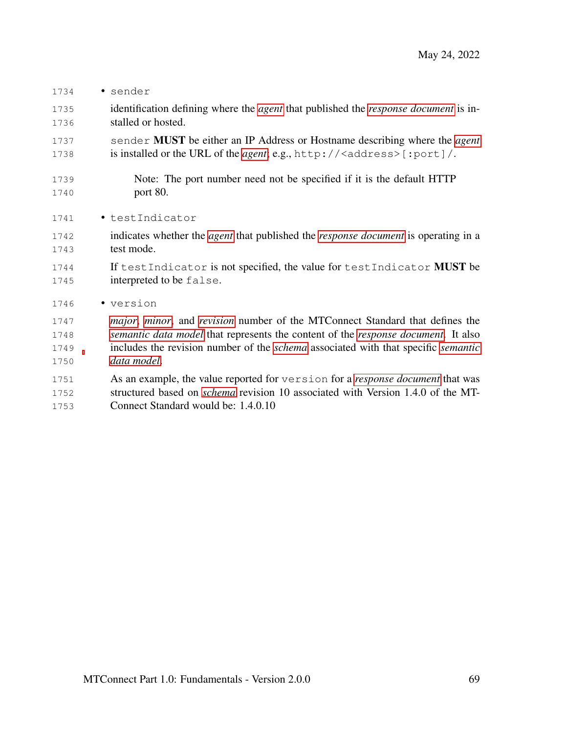- `sender`

  identification defining where the *agent* that published the *response document* is installed or hosted.

  `sender` **MUST** be either an IP Address or Hostname describing where the *agent* is installed or the URL of the *agent*; e.g., `http://<address>[:port]/`.

  > Note: The port number need not be specified if it is the default HTTP port 80.

- `testIndicator`

  indicates whether the *agent* that published the *response document* is operating in a test mode.

  If `testIndicator` is not specified, the value for `testIndicator` **MUST** be interpreted to be `false`.

- `version`

  *major*, *minor*, and *revision* number of the MTConnect Standard that defines the *semantic data model* that represents the content of the *response document*. It also includes the revision number of the *schema* associated with that specific *semantic data model*.

  As an example, the value reported for `version` for a *response document* that was structured based on *schema* revision 10 associated with Version 1.4.0 of the MTConnect Standard would be: 1.4.0.10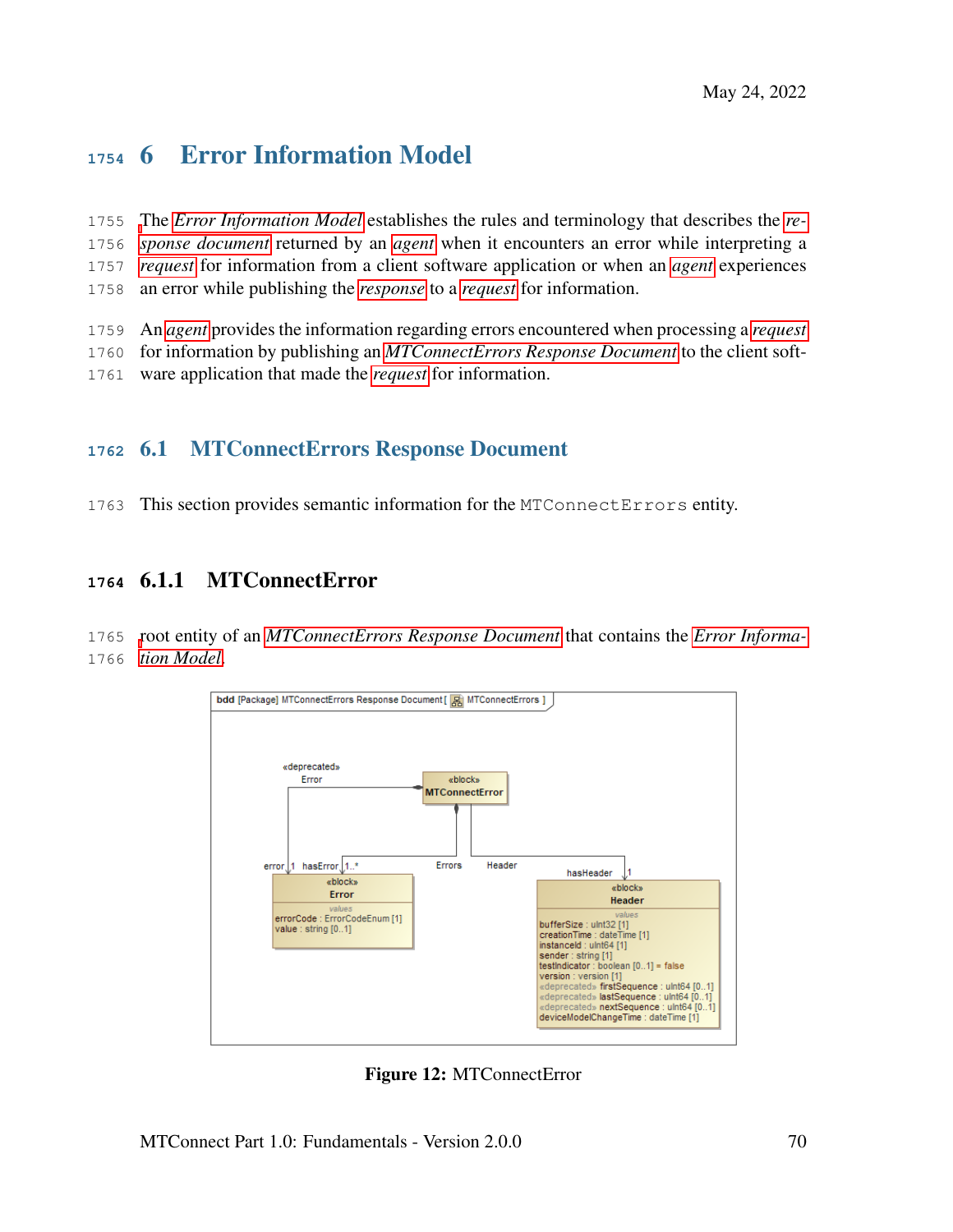# 6 Error Information Model

The *Error Information Model* establishes the rules and terminology that describes the *response document* returned by an *agent* when it encounters an error while interpreting a *request* for information from a client software application or when an *agent* experiences an error while publishing the *response* to a *request* for information.

An *agent* provides the information regarding errors encountered when processing a *request* for information by publishing an *MTConnectErrors Response Document* to the client software application that made the *request* for information.

## 6.1 MTConnectErrors Response Document

This section provides semantic information for the MTConnectErrors entity.

### 6.1.1 MTConnectError

root entity of an *MTConnectErrors Response Document* that contains the *Error Information Model*.

Figure 12: MTConnectError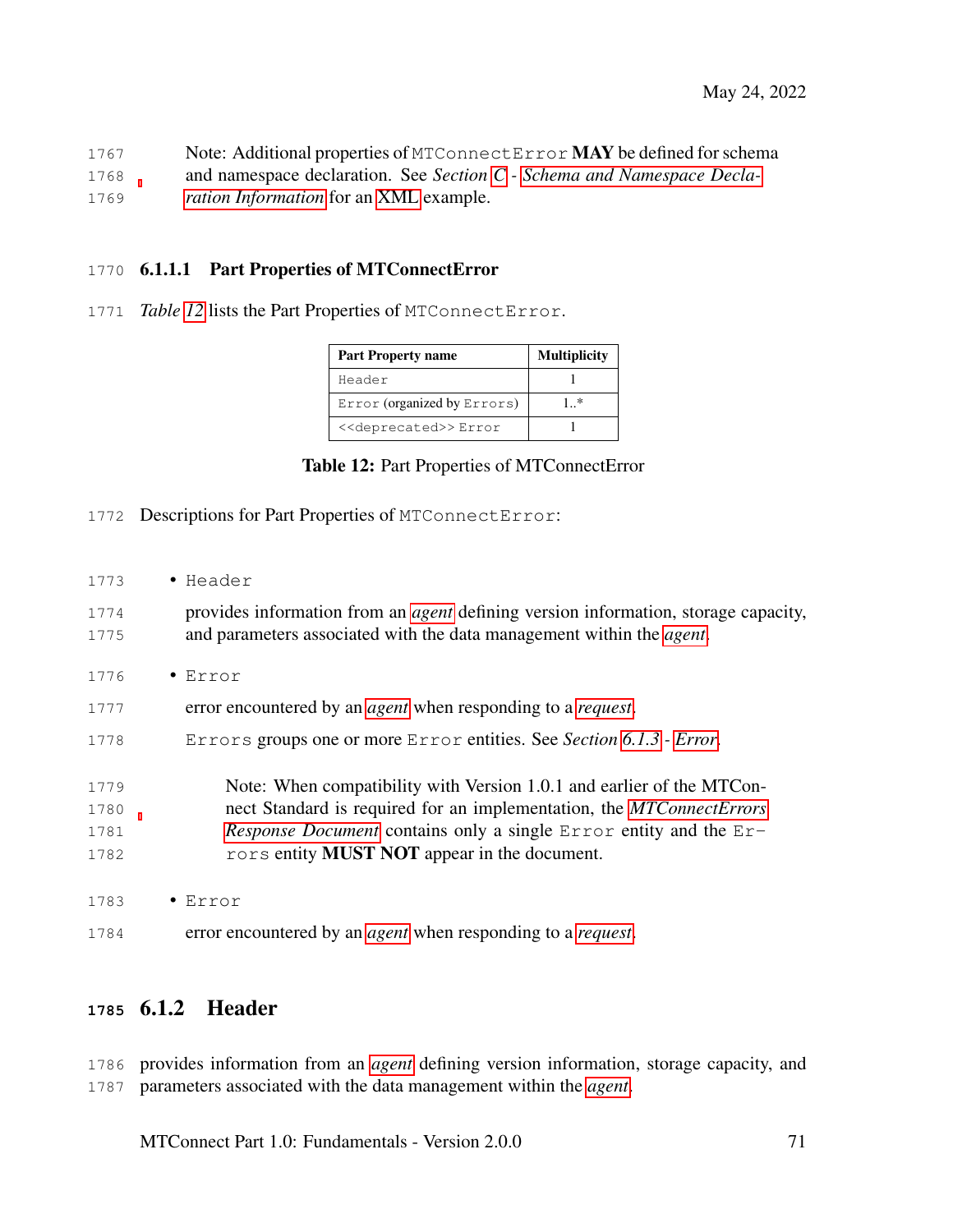Note: Additional properties of `MTConnectError` **MAY** be defined for schema and namespace declaration. See *Section C - Schema and Namespace Declaration Information* for an XML example.

#### 6.1.1.1 Part Properties of MTConnectError

*Table 12* lists the Part Properties of `MTConnectError`.

| Part Property name | Multiplicity |
|---|---|
| `Header` | 1 |
| `Error` (organized by `Errors`) | 1..* |
| `<<deprecated>> Error` | 1 |

**Table 12:** Part Properties of MTConnectError

Descriptions for Part Properties of `MTConnectError`:

- `Header`

  provides information from an *agent* defining version information, storage capacity, and parameters associated with the data management within the *agent*.

- `Error`

  error encountered by an *agent* when responding to a *request*.

  `Errors` groups one or more `Error` entities. See *Section 6.1.3 - Error*.

  > Note: When compatibility with Version 1.0.1 and earlier of the MTConnect Standard is required for an implementation, the *MTConnectErrors Response Document* contains only a single `Error` entity and the `Errors` entity **MUST NOT** appear in the document.

- `Error`

  error encountered by an *agent* when responding to a *request*.

### 6.1.2 Header

provides information from an *agent* defining version information, storage capacity, and parameters associated with the data management within the *agent*.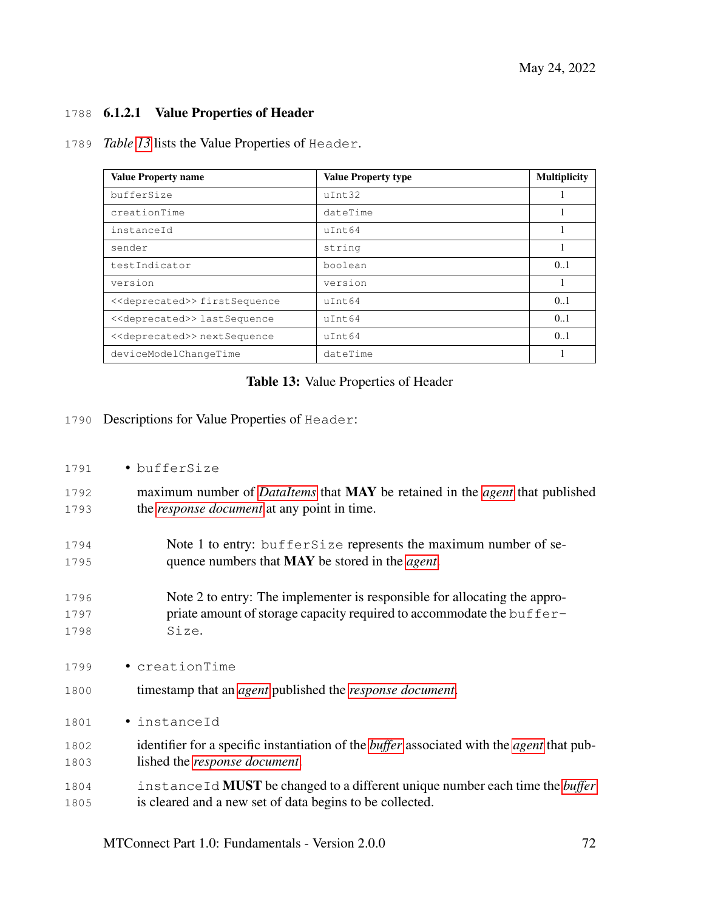#### 6.1.2.1 Value Properties of Header

*Table 13* lists the Value Properties of `Header`.

| Value Property name | Value Property type | Multiplicity |
|---|---|---|
| `bufferSize` | `uInt32` | 1 |
| `creationTime` | `dateTime` | 1 |
| `instanceId` | `uInt64` | 1 |
| `sender` | `string` | 1 |
| `testIndicator` | `boolean` | 0..1 |
| `version` | `version` | 1 |
| `<<deprecated>> firstSequence` | `uInt64` | 0..1 |
| `<<deprecated>> lastSequence` | `uInt64` | 0..1 |
| `<<deprecated>> nextSequence` | `uInt64` | 0..1 |
| `deviceModelChangeTime` | `dateTime` | 1 |

**Table 13:** Value Properties of Header

Descriptions for Value Properties of `Header`:

- `bufferSize`

  maximum number of *DataItems* that **MAY** be retained in the *agent* that published the *response document* at any point in time.

  > Note 1 to entry: `bufferSize` represents the maximum number of sequence numbers that **MAY** be stored in the *agent*.

  > Note 2 to entry: The implementer is responsible for allocating the appropriate amount of storage capacity required to accommodate the `bufferSize`.

- `creationTime`

  timestamp that an *agent* published the *response document*.

- `instanceId`

  identifier for a specific instantiation of the *buffer* associated with the *agent* that published the *response document*.

  `instanceId` **MUST** be changed to a different unique number each time the *buffer* is cleared and a new set of data begins to be collected.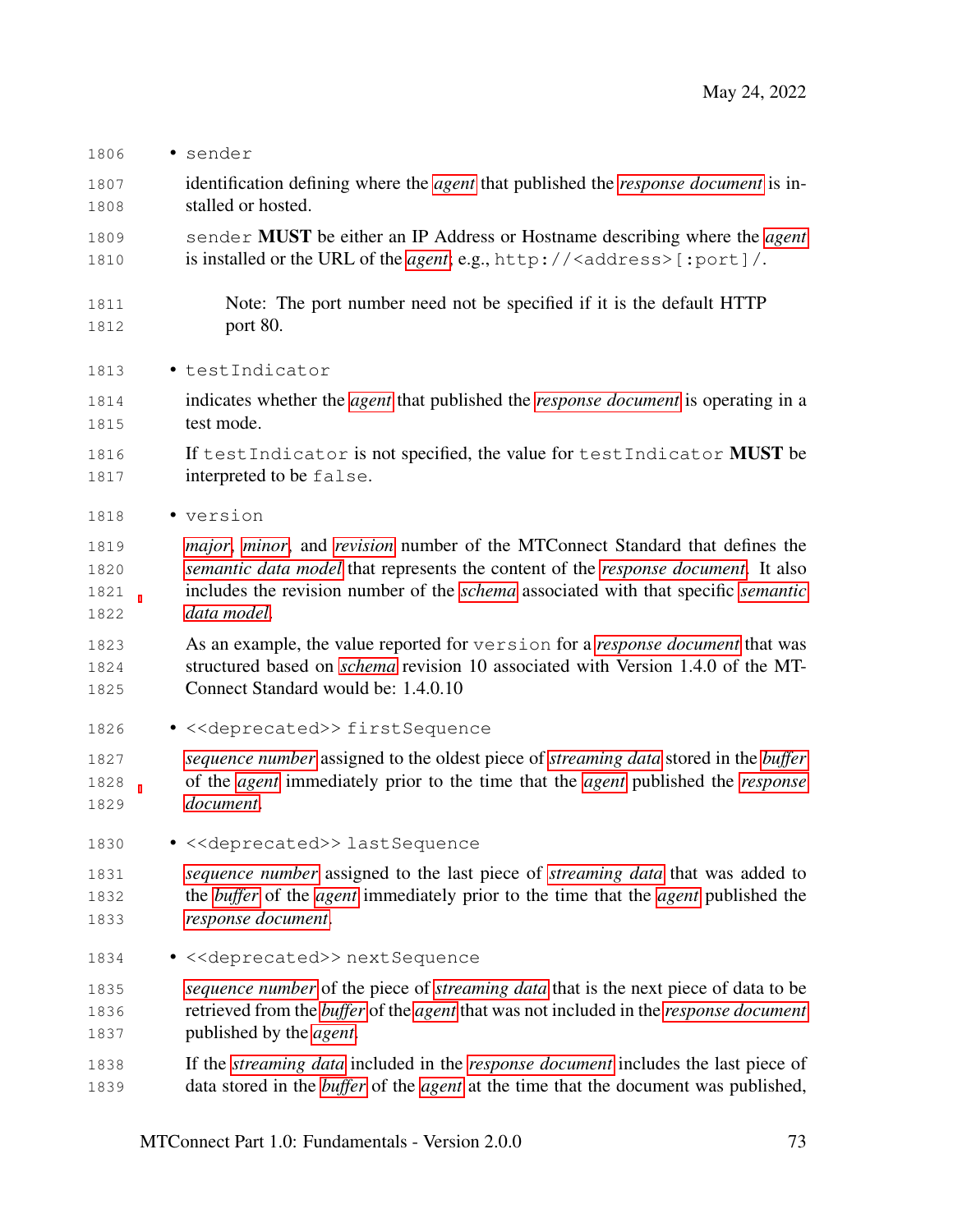- `sender`

  identification defining where the *agent* that published the *response document* is installed or hosted.

  `sender` **MUST** be either an IP Address or Hostname describing where the *agent* is installed or the URL of the *agent*; e.g., `http://<address>[:port]/`.

  > Note: The port number need not be specified if it is the default HTTP port 80.

- `testIndicator`

  indicates whether the *agent* that published the *response document* is operating in a test mode.

  If `testIndicator` is not specified, the value for `testIndicator` **MUST** be interpreted to be `false`.

- `version`

  *major*, *minor*, and *revision* number of the MTConnect Standard that defines the *semantic data model* that represents the content of the *response document*. It also includes the revision number of the *schema* associated with that specific *semantic data model*.

  As an example, the value reported for `version` for a *response document* that was structured based on *schema* revision 10 associated with Version 1.4.0 of the MTConnect Standard would be: 1.4.0.10

- `<<deprecated>> firstSequence`

  *sequence number* assigned to the oldest piece of *streaming data* stored in the *buffer* of the *agent* immediately prior to the time that the *agent* published the *response document*.

- `<<deprecated>> lastSequence`

  *sequence number* assigned to the last piece of *streaming data* that was added to the *buffer* of the *agent* immediately prior to the time that the *agent* published the *response document*.

- `<<deprecated>> nextSequence`

  *sequence number* of the piece of *streaming data* that is the next piece of data to be retrieved from the *buffer* of the *agent* that was not included in the *response document* published by the *agent*.

  If the *streaming data* included in the *response document* includes the last piece of data stored in the *buffer* of the *agent* at the time that the document was published,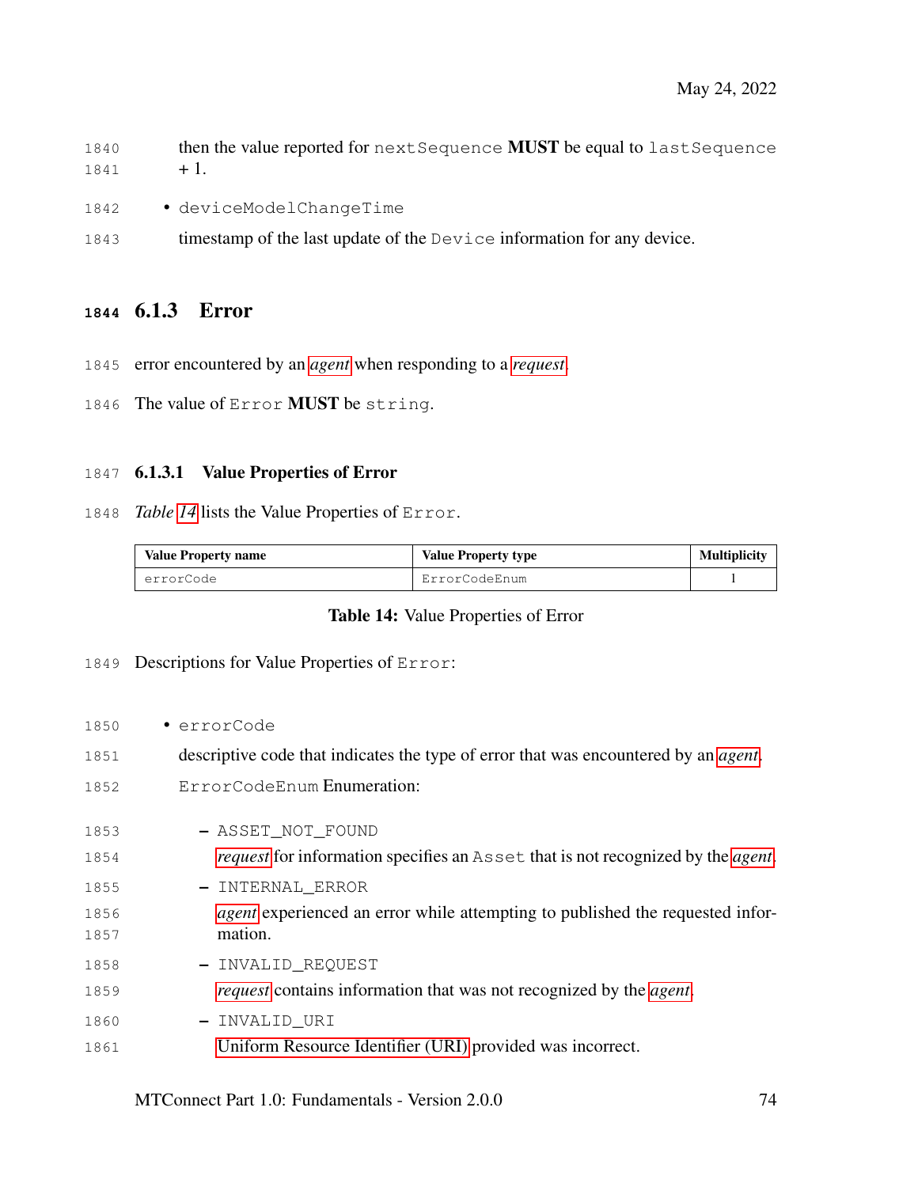then the value reported for `nextSequence` **MUST** be equal to `lastSequence` + 1.

- `deviceModelChangeTime`

  timestamp of the last update of the `Device` information for any device.

### 6.1.3 Error

error encountered by an *agent* when responding to a *request*.

The value of `Error` **MUST** be `string`.

#### 6.1.3.1 Value Properties of Error

*Table 14* lists the Value Properties of `Error`.

| Value Property name | Value Property type | Multiplicity |
|---|---|---|
| `errorCode` | `ErrorCodeEnum` | 1 |

**Table 14:** Value Properties of Error

Descriptions for Value Properties of `Error`:

- `errorCode`

  descriptive code that indicates the type of error that was encountered by an *agent*.

  `ErrorCodeEnum` Enumeration:

  – `ASSET_NOT_FOUND`

    *request* for information specifies an `Asset` that is not recognized by the *agent*.

  – `INTERNAL_ERROR`

    *agent* experienced an error while attempting to published the requested information.

  – `INVALID_REQUEST`

    *request* contains information that was not recognized by the *agent*.

  – `INVALID_URI`

    Uniform Resource Identifier (URI) provided was incorrect.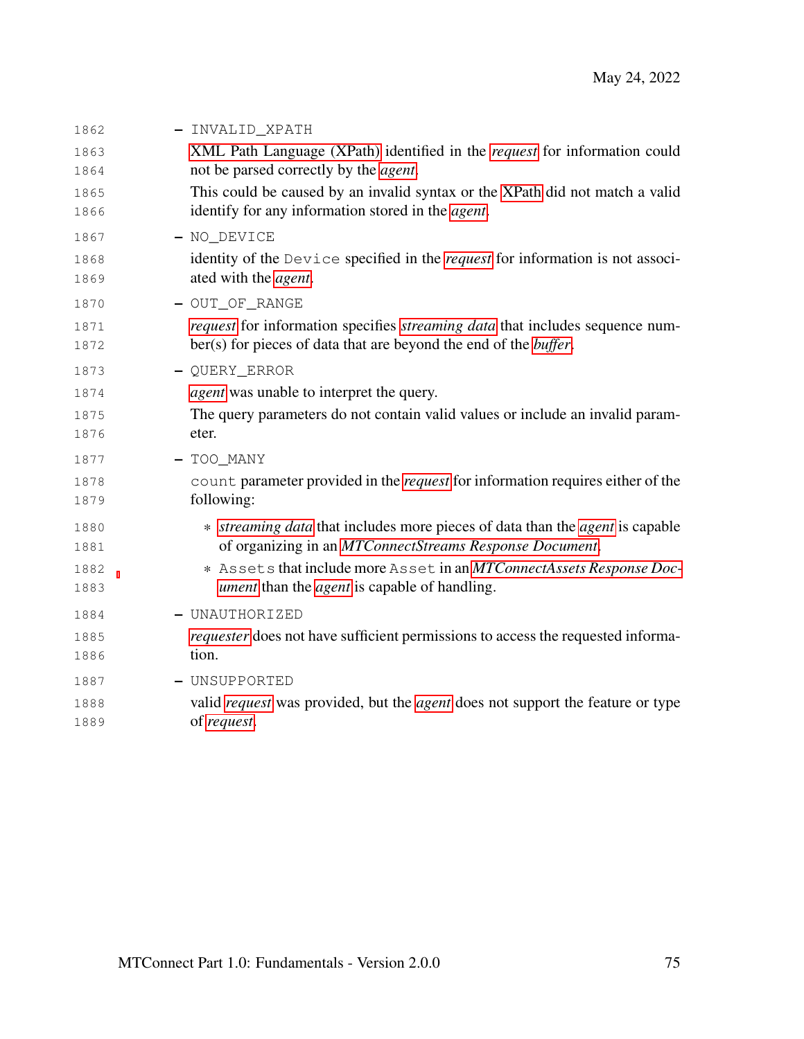- `INVALID_XPATH`

  XML Path Language (XPath) identified in the *request* for information could not be parsed correctly by the *agent*.

  This could be caused by an invalid syntax or the XPath did not match a valid identify for any information stored in the *agent*.

- `NO_DEVICE`

  identity of the `Device` specified in the *request* for information is not associated with the *agent*.

- `OUT_OF_RANGE`

  *request* for information specifies *streaming data* that includes sequence number(s) for pieces of data that are beyond the end of the *buffer*.

- `QUERY_ERROR`

  *agent* was unable to interpret the query.

  The query parameters do not contain valid values or include an invalid parameter.

- `TOO_MANY`

  `count` parameter provided in the *request* for information requires either of the following:

  * *streaming data* that includes more pieces of data than the *agent* is capable of organizing in an *MTConnectStreams Response Document*.
  * `Assets` that include more `Asset` in an *MTConnectAssets Response Document* than the *agent* is capable of handling.

- `UNAUTHORIZED`

  *requester* does not have sufficient permissions to access the requested information.

- `UNSUPPORTED`

  valid *request* was provided, but the *agent* does not support the feature or type of *request*.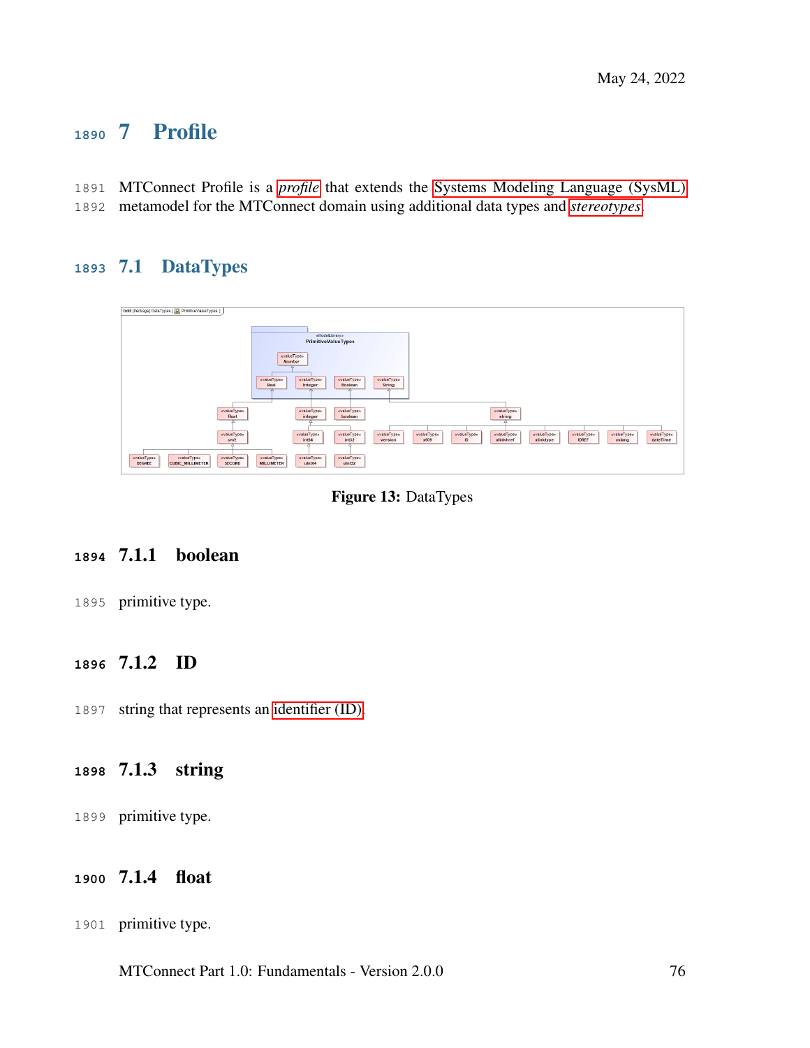# 7 Profile

MTConnect Profile is a *profile* that extends the Systems Modeling Language (SysML) metamodel for the MTConnect domain using additional data types and *stereotypes*.

## 7.1 DataTypes

Figure 13: DataTypes

### 7.1.1 boolean

primitive type.

### 7.1.2 ID

string that represents an identifier (ID).

### 7.1.3 string

primitive type.

### 7.1.4 float

primitive type.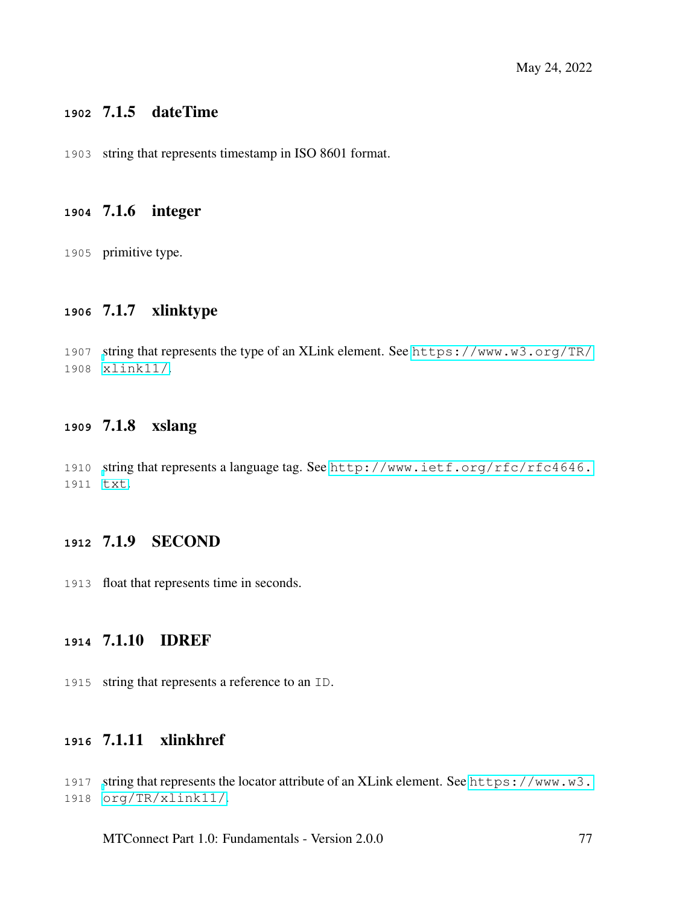### 7.1.5 dateTime

string that represents timestamp in ISO 8601 format.

### 7.1.6 integer

primitive type.

### 7.1.7 xlinktype

string that represents the type of an XLink element. See https://www.w3.org/TR/xlink11/.

### 7.1.8 xslang

string that represents a language tag. See http://www.ietf.org/rfc/rfc4646.txt.

### 7.1.9 SECOND

float that represents time in seconds.

### 7.1.10 IDREF

string that represents a reference to an `ID`.

### 7.1.11 xlinkhref

string that represents the locator attribute of an XLink element. See https://www.w3.org/TR/xlink11/.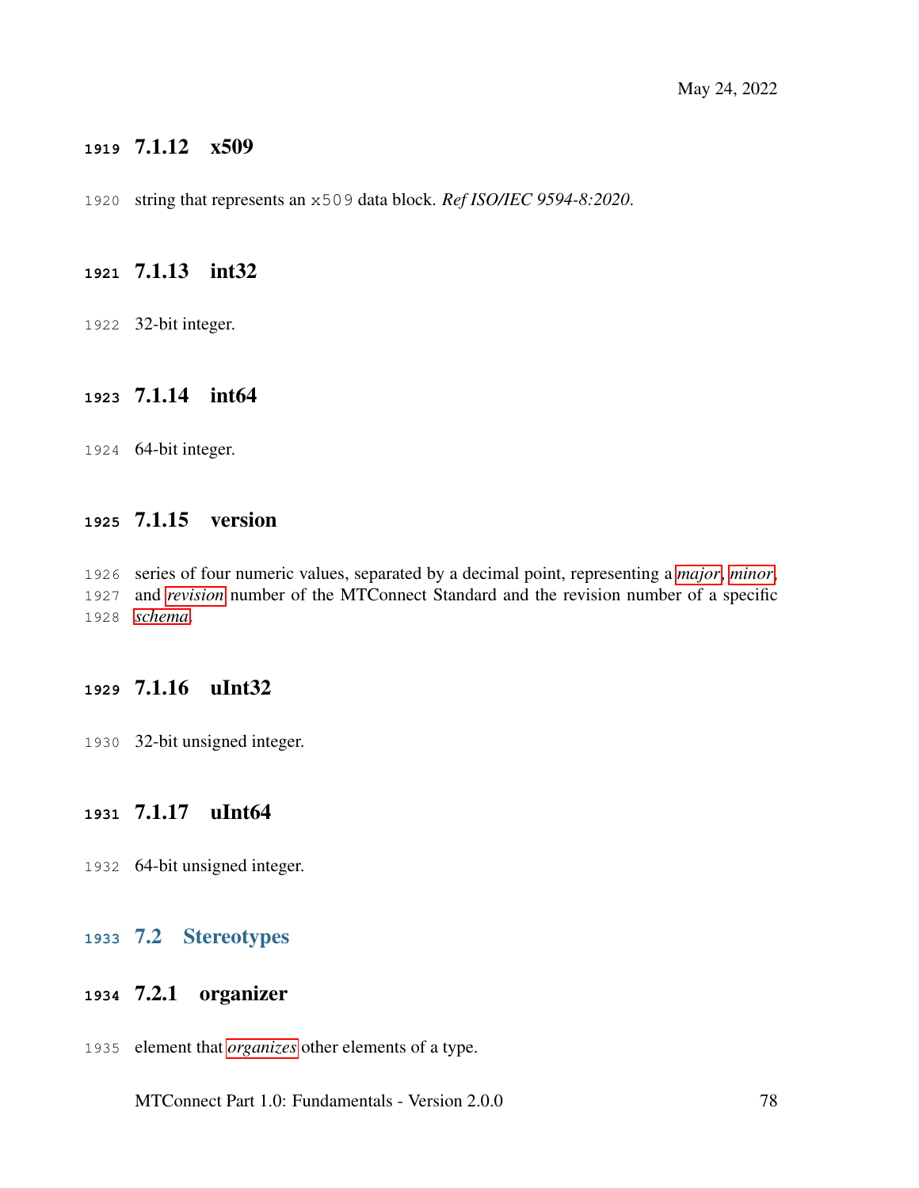#### 7.1.12 x509

string that represents an `x509` data block. *Ref ISO/IEC 9594-8:2020*.

#### 7.1.13 int32

32-bit integer.

#### 7.1.14 int64

64-bit integer.

#### 7.1.15 version

series of four numeric values, separated by a decimal point, representing a *major*, *minor*, and *revision* number of the MTConnect Standard and the revision number of a specific *schema*.

#### 7.1.16 uInt32

32-bit unsigned integer.

#### 7.1.17 uInt64

64-bit unsigned integer.

### 7.2 Stereotypes

#### 7.2.1 organizer

element that *organizes* other elements of a type.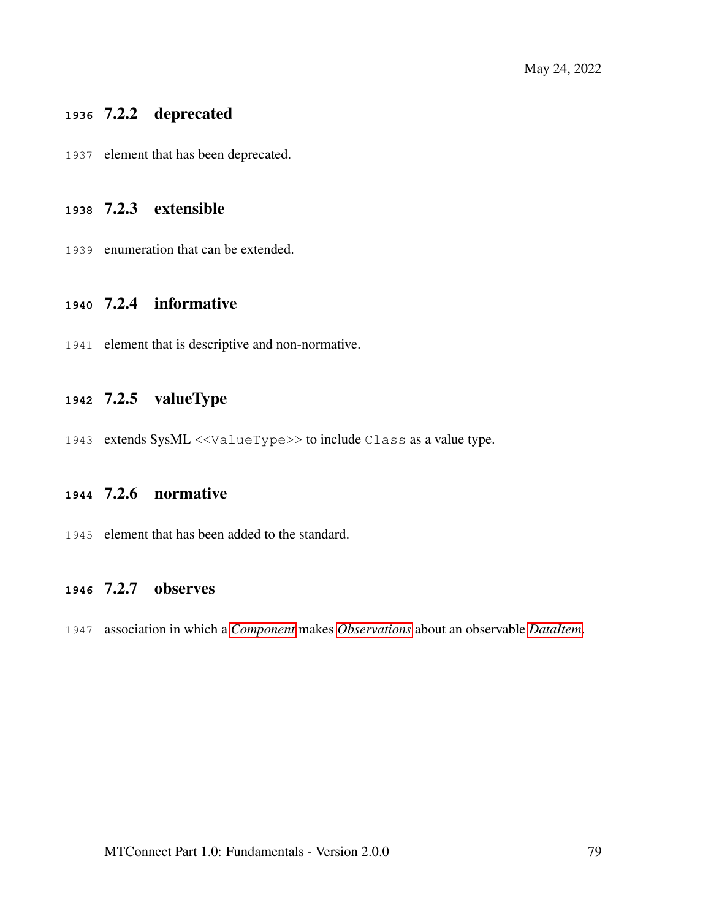### 7.2.2 deprecated

element that has been deprecated.

### 7.2.3 extensible

enumeration that can be extended.

### 7.2.4 informative

element that is descriptive and non-normative.

### 7.2.5 valueType

extends SysML `<<ValueType>>` to include `Class` as a value type.

### 7.2.6 normative

element that has been added to the standard.

### 7.2.7 observes

association in which a *Component* makes *Observations* about an observable *DataItem*.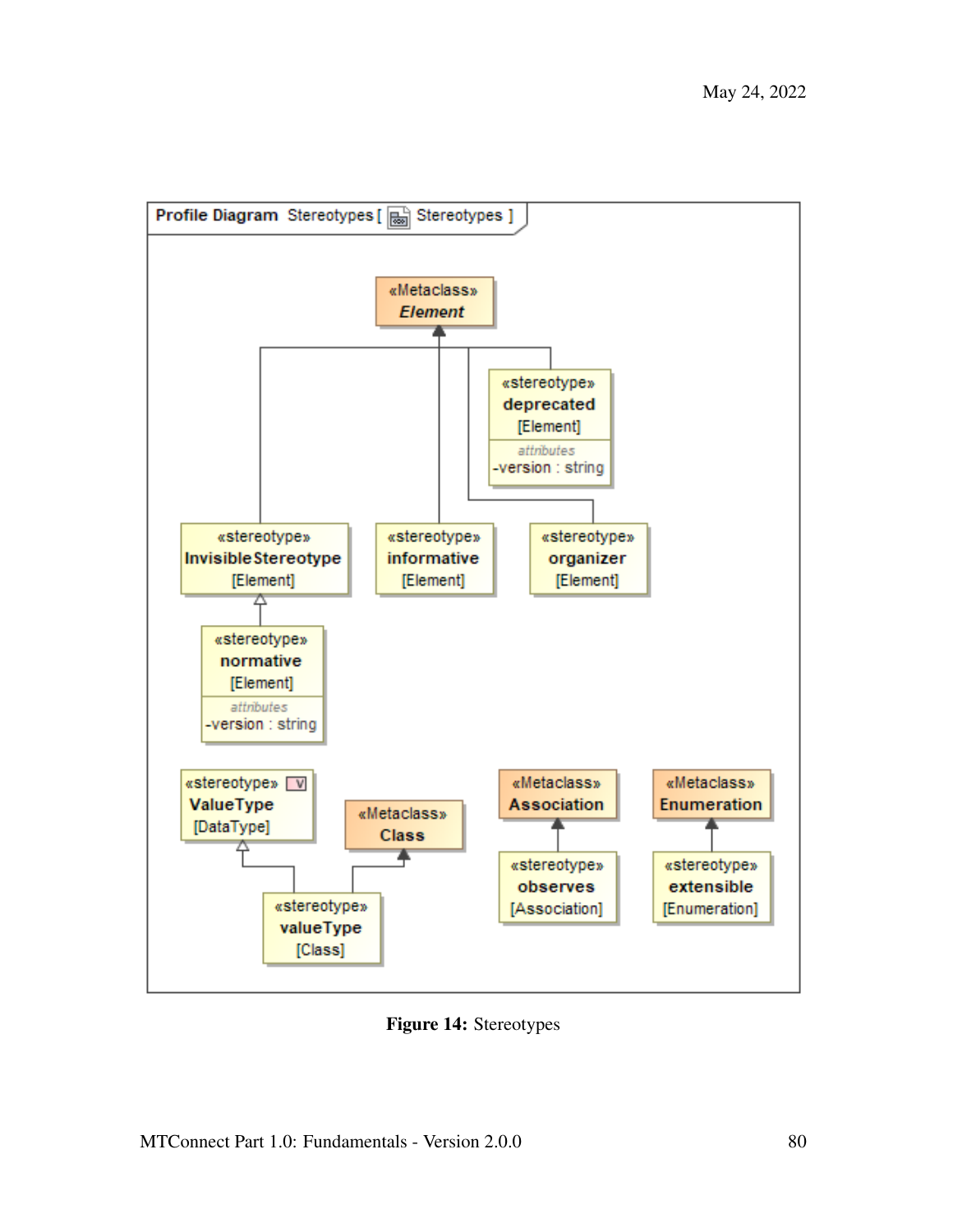Profile Diagram Stereotypes [ Stereotypes ]

«Metaclass» *Element*

«stereotype» **deprecated** [Element]
attributes
-version : string

«stereotype» **InvisibleStereotype** [Element]

«stereotype» **informative** [Element]

«stereotype» **organizer** [Element]

«stereotype» **normative** [Element]
attributes
-version : string

«stereotype» **ValueType** [DataType]

«Metaclass» **Class**

«stereotype» **valueType** [Class]

«Metaclass» **Association**

«stereotype» **observes** [Association]

«Metaclass» **Enumeration**

«stereotype» **extensible** [Enumeration]

**Figure 14:** Stereotypes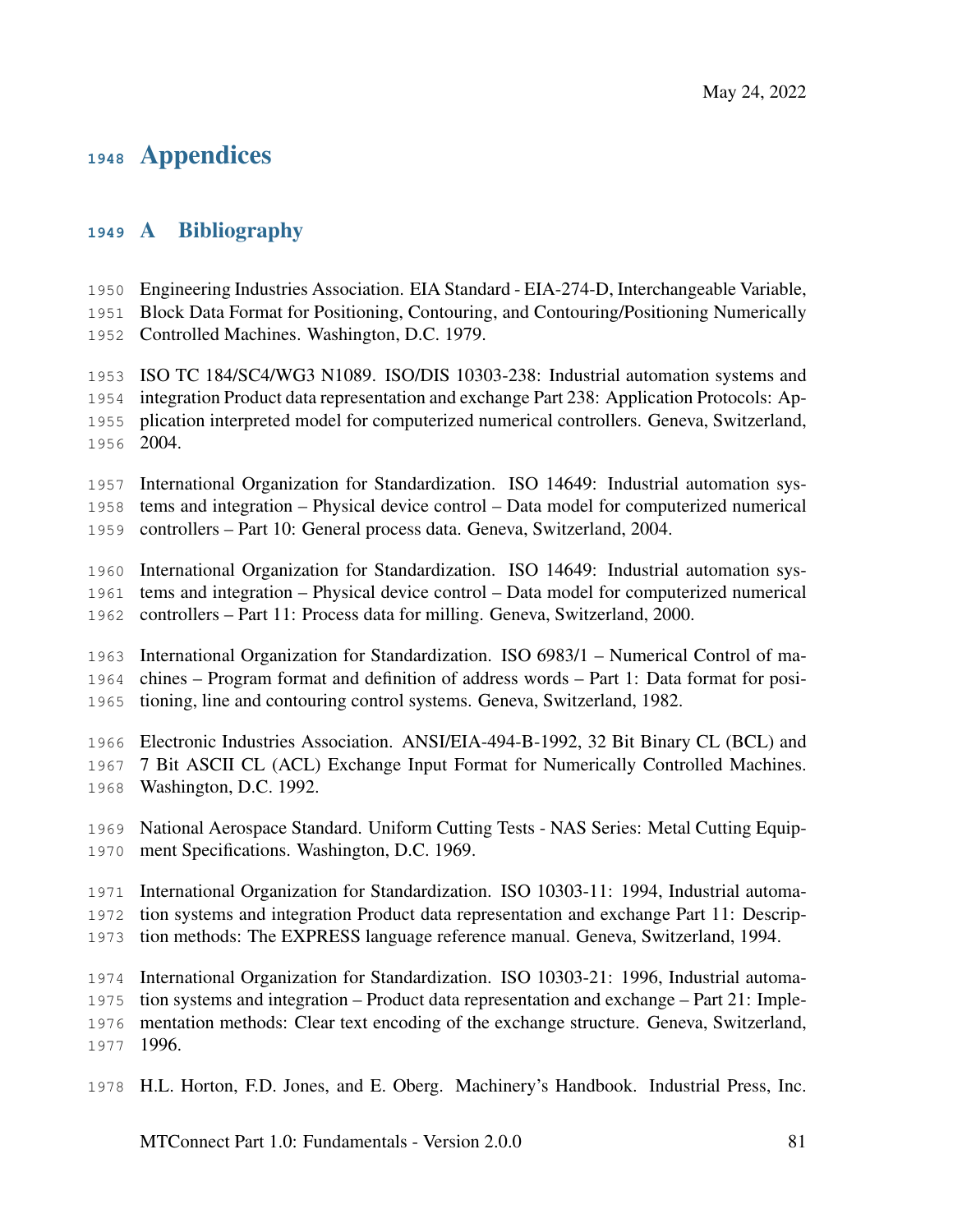# Appendices

## A Bibliography

Engineering Industries Association. EIA Standard - EIA-274-D, Interchangeable Variable, Block Data Format for Positioning, Contouring, and Contouring/Positioning Numerically Controlled Machines. Washington, D.C. 1979.

ISO TC 184/SC4/WG3 N1089. ISO/DIS 10303-238: Industrial automation systems and integration Product data representation and exchange Part 238: Application Protocols: Application interpreted model for computerized numerical controllers. Geneva, Switzerland, 2004.

International Organization for Standardization. ISO 14649: Industrial automation systems and integration – Physical device control – Data model for computerized numerical controllers – Part 10: General process data. Geneva, Switzerland, 2004.

International Organization for Standardization. ISO 14649: Industrial automation systems and integration – Physical device control – Data model for computerized numerical controllers – Part 11: Process data for milling. Geneva, Switzerland, 2000.

International Organization for Standardization. ISO 6983/1 – Numerical Control of machines – Program format and definition of address words – Part 1: Data format for positioning, line and contouring control systems. Geneva, Switzerland, 1982.

Electronic Industries Association. ANSI/EIA-494-B-1992, 32 Bit Binary CL (BCL) and 7 Bit ASCII CL (ACL) Exchange Input Format for Numerically Controlled Machines. Washington, D.C. 1992.

National Aerospace Standard. Uniform Cutting Tests - NAS Series: Metal Cutting Equipment Specifications. Washington, D.C. 1969.

International Organization for Standardization. ISO 10303-11: 1994, Industrial automation systems and integration Product data representation and exchange Part 11: Description methods: The EXPRESS language reference manual. Geneva, Switzerland, 1994.

International Organization for Standardization. ISO 10303-21: 1996, Industrial automation systems and integration – Product data representation and exchange – Part 21: Implementation methods: Clear text encoding of the exchange structure. Geneva, Switzerland, 1996.

H.L. Horton, F.D. Jones, and E. Oberg. Machinery's Handbook. Industrial Press, Inc.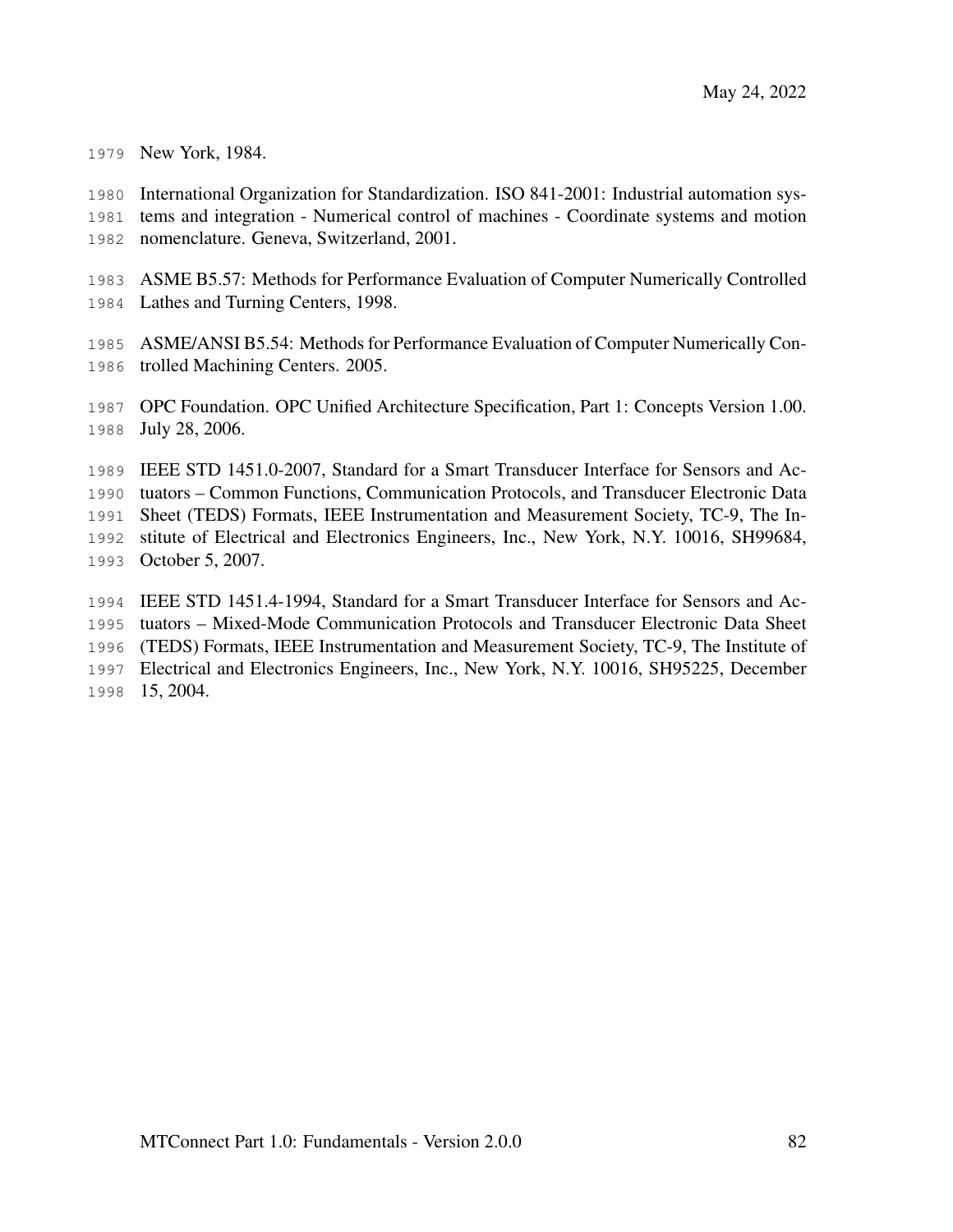New York, 1984.

International Organization for Standardization. ISO 841-2001: Industrial automation systems and integration - Numerical control of machines - Coordinate systems and motion nomenclature. Geneva, Switzerland, 2001.

ASME B5.57: Methods for Performance Evaluation of Computer Numerically Controlled Lathes and Turning Centers, 1998.

ASME/ANSI B5.54: Methods for Performance Evaluation of Computer Numerically Controlled Machining Centers. 2005.

OPC Foundation. OPC Unified Architecture Specification, Part 1: Concepts Version 1.00. July 28, 2006.

IEEE STD 1451.0-2007, Standard for a Smart Transducer Interface for Sensors and Actuators – Common Functions, Communication Protocols, and Transducer Electronic Data Sheet (TEDS) Formats, IEEE Instrumentation and Measurement Society, TC-9, The Institute of Electrical and Electronics Engineers, Inc., New York, N.Y. 10016, SH99684, October 5, 2007.

IEEE STD 1451.4-1994, Standard for a Smart Transducer Interface for Sensors and Actuators – Mixed-Mode Communication Protocols and Transducer Electronic Data Sheet (TEDS) Formats, IEEE Instrumentation and Measurement Society, TC-9, The Institute of Electrical and Electronics Engineers, Inc., New York, N.Y. 10016, SH95225, December 15, 2004.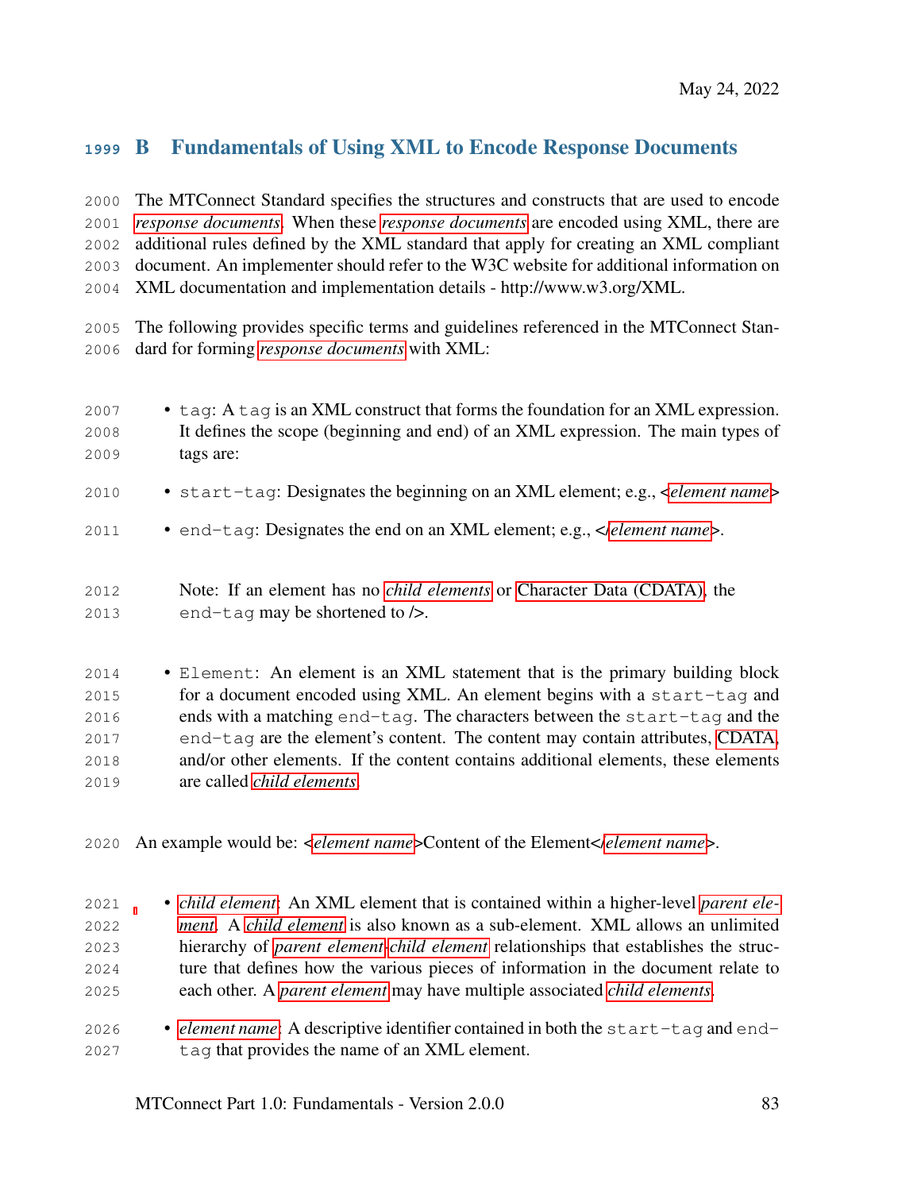# B Fundamentals of Using XML to Encode Response Documents

The MTConnect Standard specifies the structures and constructs that are used to encode *response documents*. When these *response documents* are encoded using XML, there are additional rules defined by the XML standard that apply for creating an XML compliant document. An implementer should refer to the W3C website for additional information on XML documentation and implementation details - http://www.w3.org/XML.

The following provides specific terms and guidelines referenced in the MTConnect Standard for forming *response documents* with XML:

- `tag`: A `tag` is an XML construct that forms the foundation for an XML expression. It defines the scope (beginning and end) of an XML expression. The main types of tags are:
- `start-tag`: Designates the beginning on an XML element; e.g., <*element name*>
- `end-tag`: Designates the end on an XML element; e.g., </*element name*>.

  Note: If an element has no *child elements* or Character Data (CDATA), the `end-tag` may be shortened to />.

- `Element`: An element is an XML statement that is the primary building block for a document encoded using XML. An element begins with a `start-tag` and ends with a matching `end-tag`. The characters between the `start-tag` and the `end-tag` are the element's content. The content may contain attributes, CDATA, and/or other elements. If the content contains additional elements, these elements are called *child elements*.

An example would be: <*element name*>Content of the Element</*element name*>.

- *child element*: An XML element that is contained within a higher-level *parent element*. A *child element* is also known as a sub-element. XML allows an unlimited hierarchy of *parent element*-*child element* relationships that establishes the structure that defines how the various pieces of information in the document relate to each other. A *parent element* may have multiple associated *child elements*.
- *element name*: A descriptive identifier contained in both the `start-tag` and `end-tag` that provides the name of an XML element.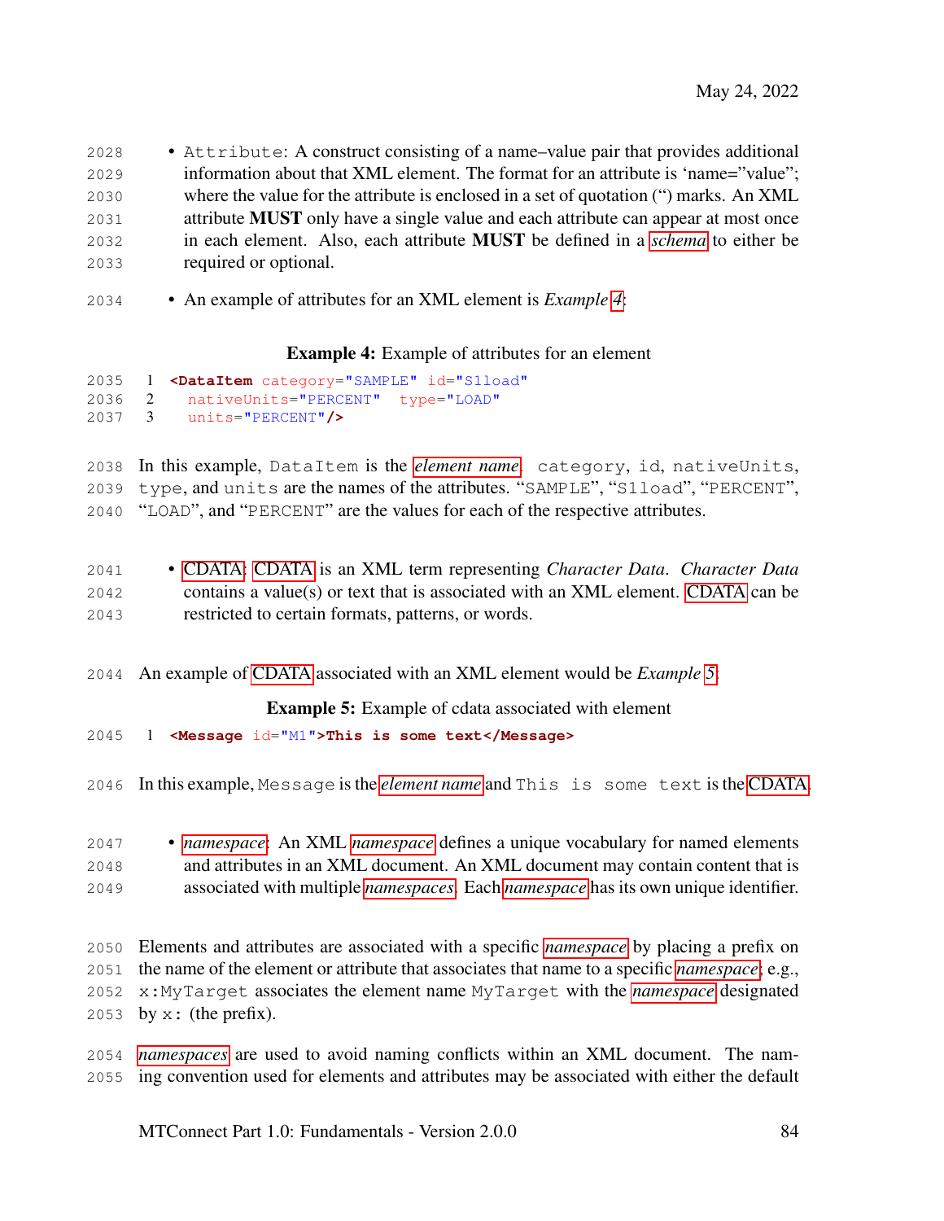- `Attribute`: A construct consisting of a name–value pair that provides additional information about that XML element. The format for an attribute is 'name="value"'; where the value for the attribute is enclosed in a set of quotation (") marks. An XML attribute **MUST** only have a single value and each attribute can appear at most once in each element. Also, each attribute **MUST** be defined in a *schema* to either be required or optional.

- An example of attributes for an XML element is *Example 4*:

**Example 4:** Example of attributes for an element

```
<DataItem category="SAMPLE" id="S1load"
  nativeUnits="PERCENT"  type="LOAD"
  units="PERCENT"/>
```

In this example, `DataItem` is the *element name*. `category`, `id`, `nativeUnits`, `type`, and `units` are the names of the attributes. "`SAMPLE`", "`S1load`", "`PERCENT`", "`LOAD`", and "`PERCENT`" are the values for each of the respective attributes.

- CDATA: CDATA is an XML term representing *Character Data*. *Character Data* contains a value(s) or text that is associated with an XML element. CDATA can be restricted to certain formats, patterns, or words.

An example of CDATA associated with an XML element would be *Example 5*:

**Example 5:** Example of cdata associated with element

```
<Message id="M1">This is some text</Message>
```

In this example, `Message` is the *element name* and `This is some text` is the CDATA.

- *namespace*: An XML *namespace* defines a unique vocabulary for named elements and attributes in an XML document. An XML document may contain content that is associated with multiple *namespaces*. Each *namespace* has its own unique identifier.

Elements and attributes are associated with a specific *namespace* by placing a prefix on the name of the element or attribute that associates that name to a specific *namespace*, e.g., `x:MyTarget` associates the element name `MyTarget` with the *namespace* designated by `x:` (the prefix).

*namespaces* are used to avoid naming conflicts within an XML document. The naming convention used for elements and attributes may be associated with either the default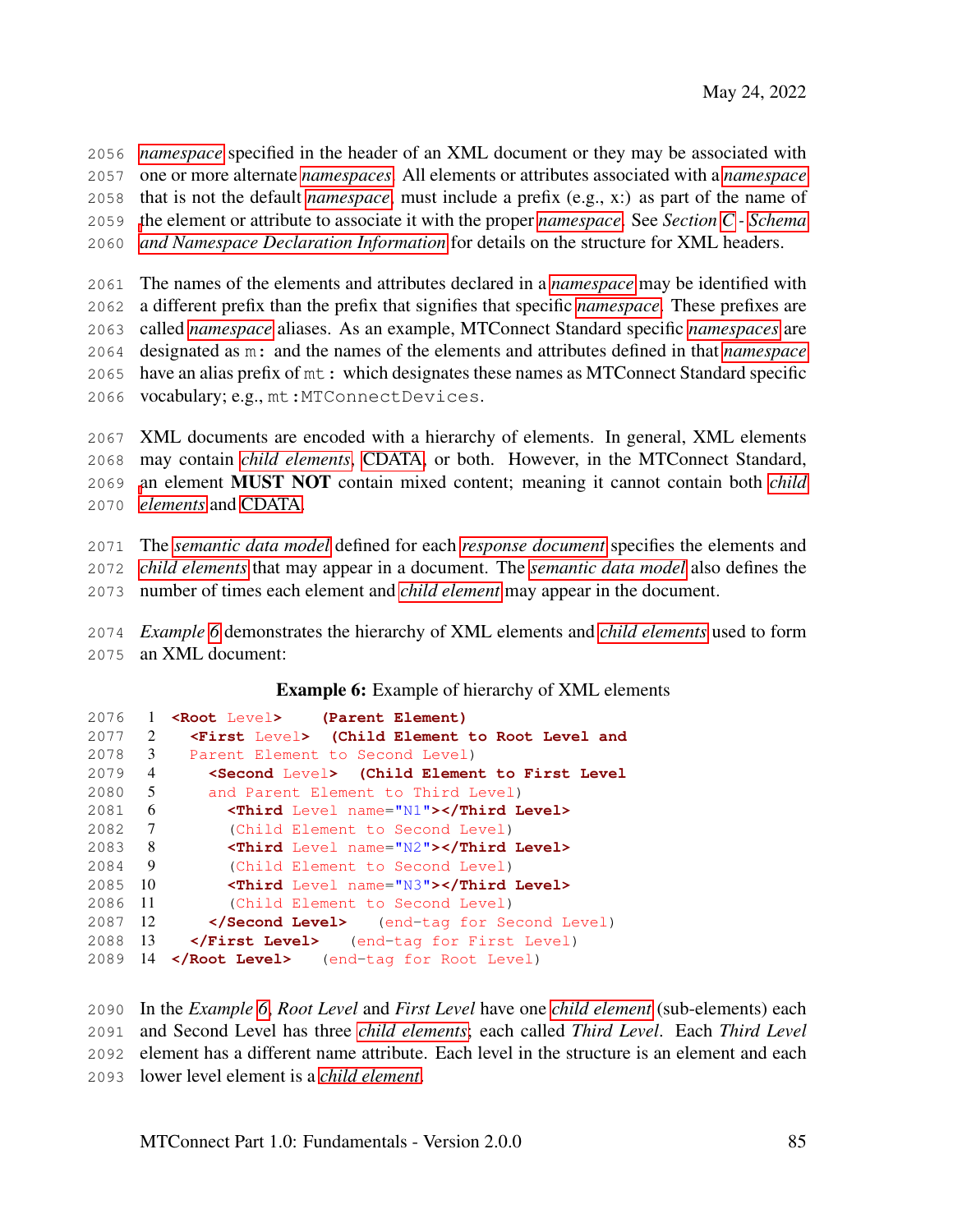*namespace* specified in the header of an XML document or they may be associated with one or more alternate *namespaces*. All elements or attributes associated with a *namespace* that is not the default *namespace*, must include a prefix (e.g., x:) as part of the name of the element or attribute to associate it with the proper *namespace*. See *Section C - Schema and Namespace Declaration Information* for details on the structure for XML headers.

The names of the elements and attributes declared in a *namespace* may be identified with a different prefix than the prefix that signifies that specific *namespace*. These prefixes are called *namespace* aliases. As an example, MTConnect Standard specific *namespaces* are designated as `m:` and the names of the elements and attributes defined in that *namespace* have an alias prefix of `mt:` which designates these names as MTConnect Standard specific vocabulary; e.g., `mt:MTConnectDevices`.

XML documents are encoded with a hierarchy of elements. In general, XML elements may contain *child elements*, CDATA, or both. However, in the MTConnect Standard, an element **MUST NOT** contain mixed content; meaning it cannot contain both *child elements* and CDATA.

The *semantic data model* defined for each *response document* specifies the elements and *child elements* that may appear in a document. The *semantic data model* also defines the number of times each element and *child element* may appear in the document.

*Example 6* demonstrates the hierarchy of XML elements and *child elements* used to form an XML document:

**Example 6:** Example of hierarchy of XML elements

```
<Root Level>    (Parent Element)
  <First Level>  (Child Element to Root Level and
  Parent Element to Second Level)
    <Second Level>  (Child Element to First Level
    and Parent Element to Third Level)
      <Third Level name="N1"></Third Level>
      (Child Element to Second Level)
      <Third Level name="N2"></Third Level>
      (Child Element to Second Level)
      <Third Level name="N3"></Third Level>
      (Child Element to Second Level)
    </Second Level>   (end-tag for Second Level)
  </First Level>   (end-tag for First Level)
</Root Level>   (end-tag for Root Level)
```

In the *Example 6*, *Root Level* and *First Level* have one *child element* (sub-elements) each and Second Level has three *child elements*; each called *Third Level*. Each *Third Level* element has a different name attribute. Each level in the structure is an element and each lower level element is a *child element*.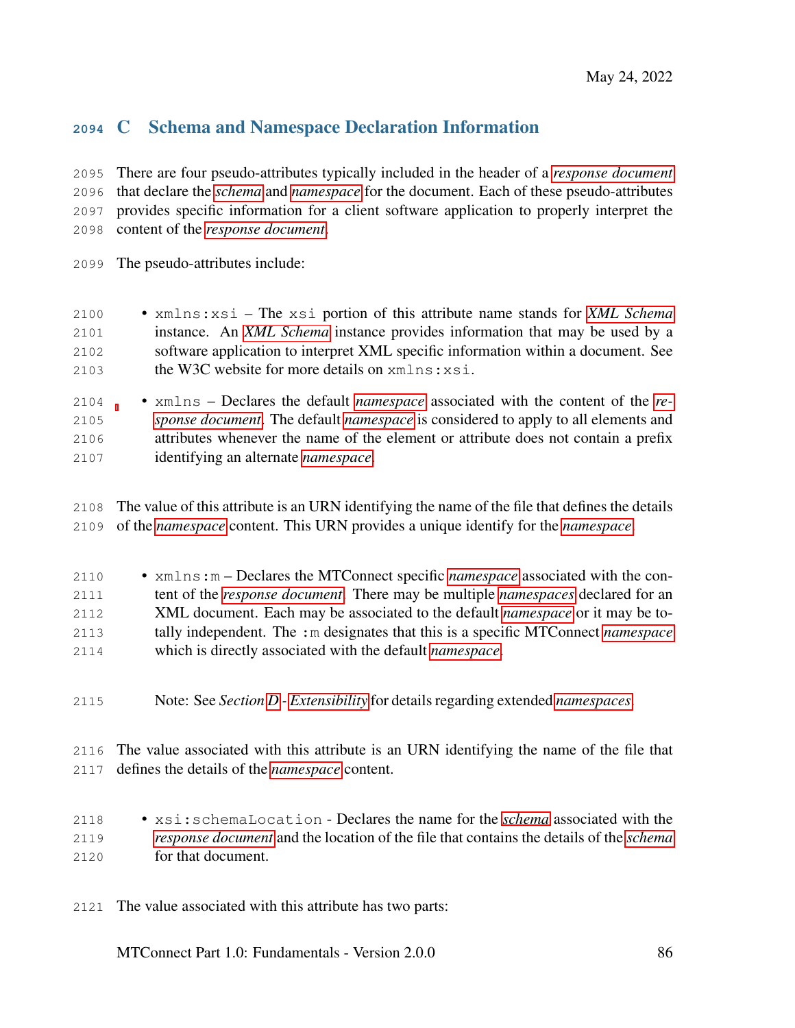# C Schema and Namespace Declaration Information

There are four pseudo-attributes typically included in the header of a *response document* that declare the *schema* and *namespace* for the document. Each of these pseudo-attributes provides specific information for a client software application to properly interpret the content of the *response document*.

The pseudo-attributes include:

- `xmlns:xsi` – The `xsi` portion of this attribute name stands for *XML Schema* instance. An *XML Schema* instance provides information that may be used by a software application to interpret XML specific information within a document. See the W3C website for more details on `xmlns:xsi`.

- `xmlns` – Declares the default *namespace* associated with the content of the *response document*. The default *namespace* is considered to apply to all elements and attributes whenever the name of the element or attribute does not contain a prefix identifying an alternate *namespace*.

The value of this attribute is an URN identifying the name of the file that defines the details of the *namespace* content. This URN provides a unique identify for the *namespace*.

- `xmlns:m` – Declares the MTConnect specific *namespace* associated with the content of the *response document*. There may be multiple *namespaces* declared for an XML document. Each may be associated to the default *namespace* or it may be totally independent. The `:m` designates that this is a specific MTConnect *namespace* which is directly associated with the default *namespace*.

  Note: See *Section* D - *Extensibility* for details regarding extended *namespaces*.

The value associated with this attribute is an URN identifying the name of the file that defines the details of the *namespace* content.

- `xsi:schemaLocation` - Declares the name for the *schema* associated with the *response document* and the location of the file that contains the details of the *schema* for that document.

The value associated with this attribute has two parts: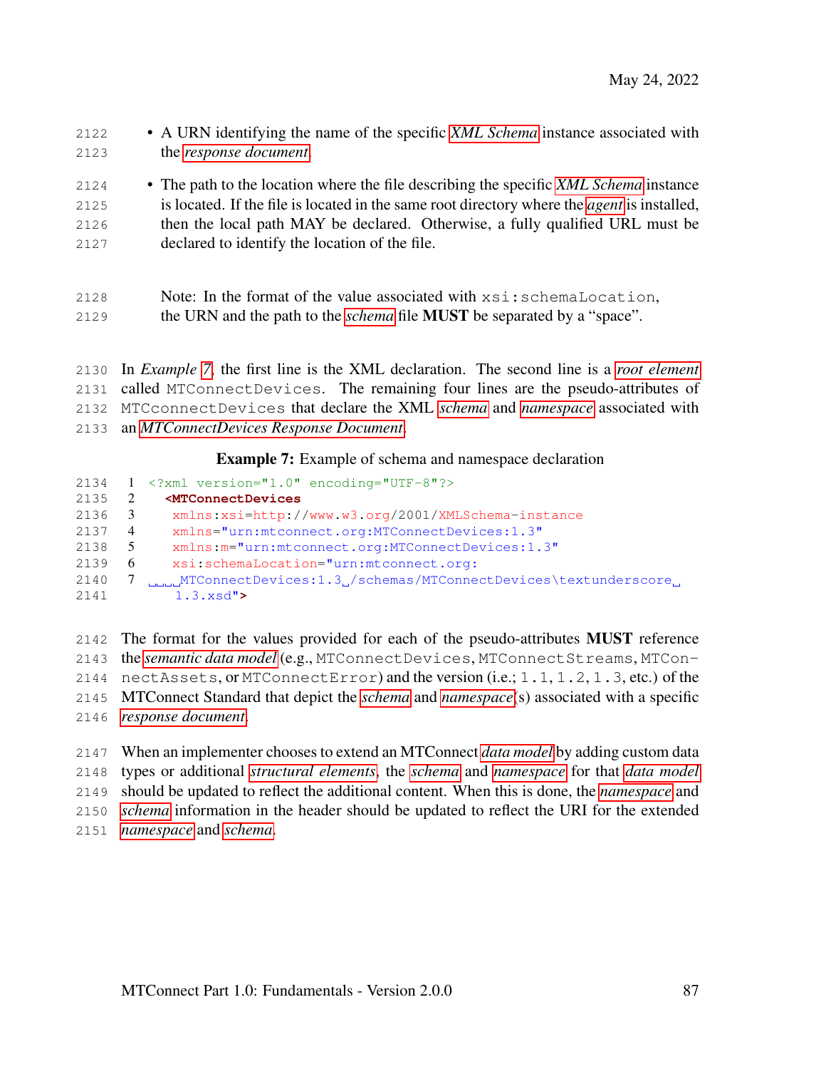- A URN identifying the name of the specific *XML Schema* instance associated with the *response document*.

- The path to the location where the file describing the specific *XML Schema* instance is located. If the file is located in the same root directory where the *agent* is installed, then the local path MAY be declared. Otherwise, a fully qualified URL must be declared to identify the location of the file.

  Note: In the format of the value associated with `xsi:schemaLocation`, the URN and the path to the *schema* file **MUST** be separated by a "space".

In *Example 7*, the first line is the XML declaration. The second line is a *root element* called `MTConnectDevices`. The remaining four lines are the pseudo-attributes of `MTCconnectDevices` that declare the XML *schema* and *namespace* associated with an *MTConnectDevices Response Document*.

**Example 7:** Example of schema and namespace declaration

```
<?xml version="1.0" encoding="UTF-8"?>
 <MTConnectDevices
  xmlns:xsi=http://www.w3.org/2001/XMLSchema-instance
  xmlns="urn:mtconnect.org:MTConnectDevices:1.3"
  xmlns:m="urn:mtconnect.org:MTConnectDevices:1.3"
  xsi:schemaLocation="urn:mtconnect.org:
    MTConnectDevices:1.3 /schemas/MTConnectDevices\textunderscore
    1.3.xsd">
```

The format for the values provided for each of the pseudo-attributes **MUST** reference the *semantic data model* (e.g., `MTConnectDevices`, `MTConnectStreams`, `MTConnectAssets`, or `MTConnectError`) and the version (i.e.; `1.1`, `1.2`, `1.3`, etc.) of the MTConnect Standard that depict the *schema* and *namespace*(s) associated with a specific *response document*.

When an implementer chooses to extend an MTConnect *data model* by adding custom data types or additional *structural elements*, the *schema* and *namespace* for that *data model* should be updated to reflect the additional content. When this is done, the *namespace* and *schema* information in the header should be updated to reflect the URI for the extended *namespace* and *schema*.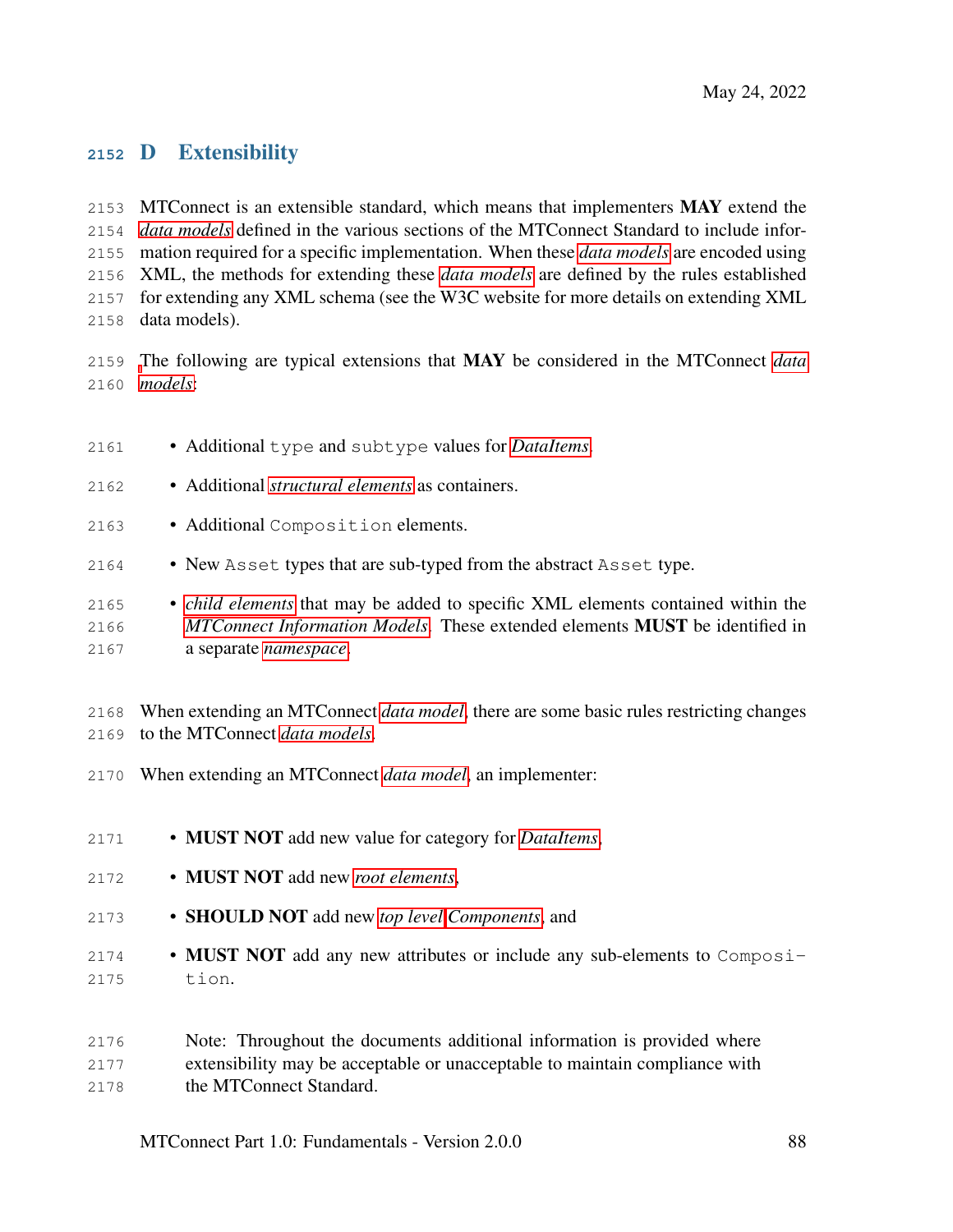# D Extensibility

MTConnect is an extensible standard, which means that implementers **MAY** extend the *data models* defined in the various sections of the MTConnect Standard to include information required for a specific implementation. When these *data models* are encoded using XML, the methods for extending these *data models* are defined by the rules established for extending any XML schema (see the W3C website for more details on extending XML data models).

The following are typical extensions that **MAY** be considered in the MTConnect *data models*:

- Additional `type` and `subtype` values for *DataItems*.
- Additional *structural elements* as containers.
- Additional `Composition` elements.
- New `Asset` types that are sub-typed from the abstract `Asset` type.
- *child elements* that may be added to specific XML elements contained within the *MTConnect Information Models*. These extended elements **MUST** be identified in a separate *namespace*.

When extending an MTConnect *data model*, there are some basic rules restricting changes to the MTConnect *data models*.

When extending an MTConnect *data model*, an implementer:

- **MUST NOT** add new value for category for *DataItems*,
- **MUST NOT** add new *root elements*,
- **SHOULD NOT** add new *top level Components*, and
- **MUST NOT** add any new attributes or include any sub-elements to `Composition`.

Note: Throughout the documents additional information is provided where extensibility may be acceptable or unacceptable to maintain compliance with the MTConnect Standard.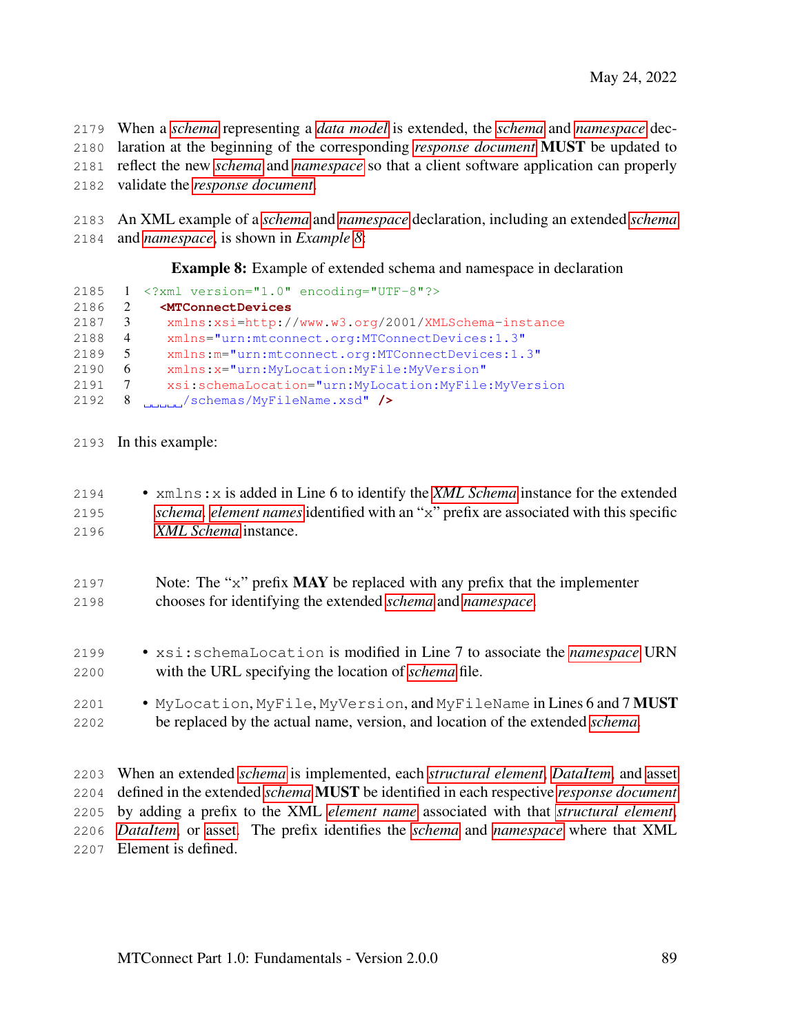When a *schema* representing a *data model* is extended, the *schema* and *namespace* declaration at the beginning of the corresponding *response document* **MUST** be updated to reflect the new *schema* and *namespace* so that a client software application can properly validate the *response document*.

An XML example of a *schema* and *namespace* declaration, including an extended *schema* and *namespace*, is shown in *Example 8*:

**Example 8:** Example of extended schema and namespace in declaration

```
1 <?xml version="1.0" encoding="UTF-8"?>
2   <MTConnectDevices
3    xmlns:xsi=http://www.w3.org/2001/XMLSchema-instance
4    xmlns="urn:mtconnect.org:MTConnectDevices:1.3"
5    xmlns:m="urn:mtconnect.org:MTConnectDevices:1.3"
6    xmlns:x="urn:MyLocation:MyFile:MyVersion"
7    xsi:schemaLocation="urn:MyLocation:MyFile:MyVersion
8         /schemas/MyFileName.xsd" />
```

In this example:

- `xmlns:x` is added in Line 6 to identify the *XML Schema* instance for the extended *schema*. *element names* identified with an "x" prefix are associated with this specific *XML Schema* instance.

  Note: The "x" prefix **MAY** be replaced with any prefix that the implementer chooses for identifying the extended *schema* and *namespace*.

- `xsi:schemaLocation` is modified in Line 7 to associate the *namespace* URN with the URL specifying the location of *schema* file.

- `MyLocation`, `MyFile`, `MyVersion`, and `MyFileName` in Lines 6 and 7 **MUST** be replaced by the actual name, version, and location of the extended *schema*.

When an extended *schema* is implemented, each *structural element*, *DataItem*, and asset defined in the extended *schema* **MUST** be identified in each respective *response document* by adding a prefix to the XML *element name* associated with that *structural element*, *DataItem*, or asset. The prefix identifies the *schema* and *namespace* where that XML Element is defined.